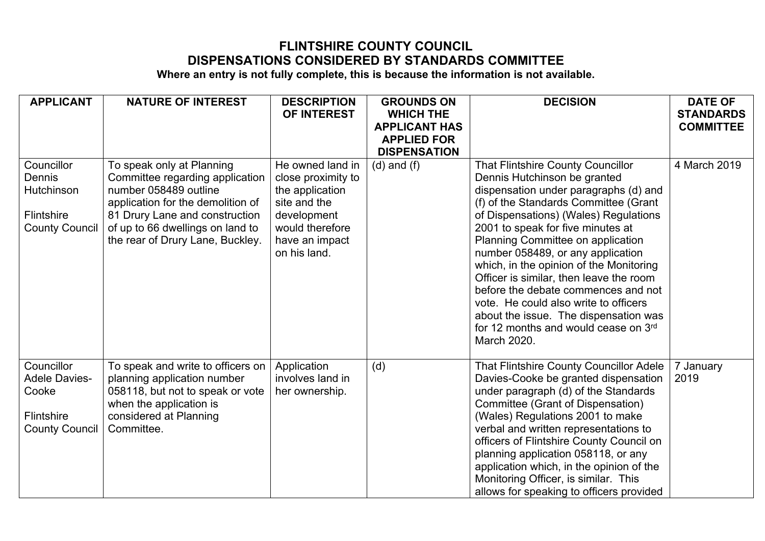# FLINTSHIRE COUNTY COUNCIL
## DISPENSATIONS CONSIDERED BY STANDARDS COMMITTEE

**Where an entry is not fully complete, this is because the information is not available.**

| APPLICANT | NATURE OF INTEREST | DESCRIPTION OF INTEREST | GROUNDS ON WHICH THE APPLICANT HAS APPLIED FOR DISPENSATION | DECISION | DATE OF STANDARDS COMMITTEE |
|---|---|---|---|---|---|
| Councillor Dennis Hutchinson<br><br>Flintshire County Council | To speak only at Planning Committee regarding application number 058489 outline application for the demolition of 81 Drury Lane and construction of up to 66 dwellings on land to the rear of Drury Lane, Buckley. | He owned land in close proximity to the application site and the development would therefore have an impact on his land. | (d) and (f) | That Flintshire County Councillor Dennis Hutchinson be granted dispensation under paragraphs (d) and (f) of the Standards Committee (Grant of Dispensations) (Wales) Regulations 2001 to speak for five minutes at Planning Committee on application number 058489, or any application which, in the opinion of the Monitoring Officer is similar, then leave the room before the debate commences and not vote. He could also write to officers about the issue. The dispensation was for 12 months and would cease on 3rd March 2020. | 4 March 2019 |
| Councillor Adele Davies-Cooke<br><br>Flintshire County Council | To speak and write to officers on planning application number 058118, but not to speak or vote when the application is considered at Planning Committee. | Application involves land in her ownership. | (d) | That Flintshire County Councillor Adele Davies-Cooke be granted dispensation under paragraph (d) of the Standards Committee (Grant of Dispensation) (Wales) Regulations 2001 to make verbal and written representations to officers of Flintshire County Council on planning application 058118, or any application which, in the opinion of the Monitoring Officer, is similar. This allows for speaking to officers provided | 7 January 2019 |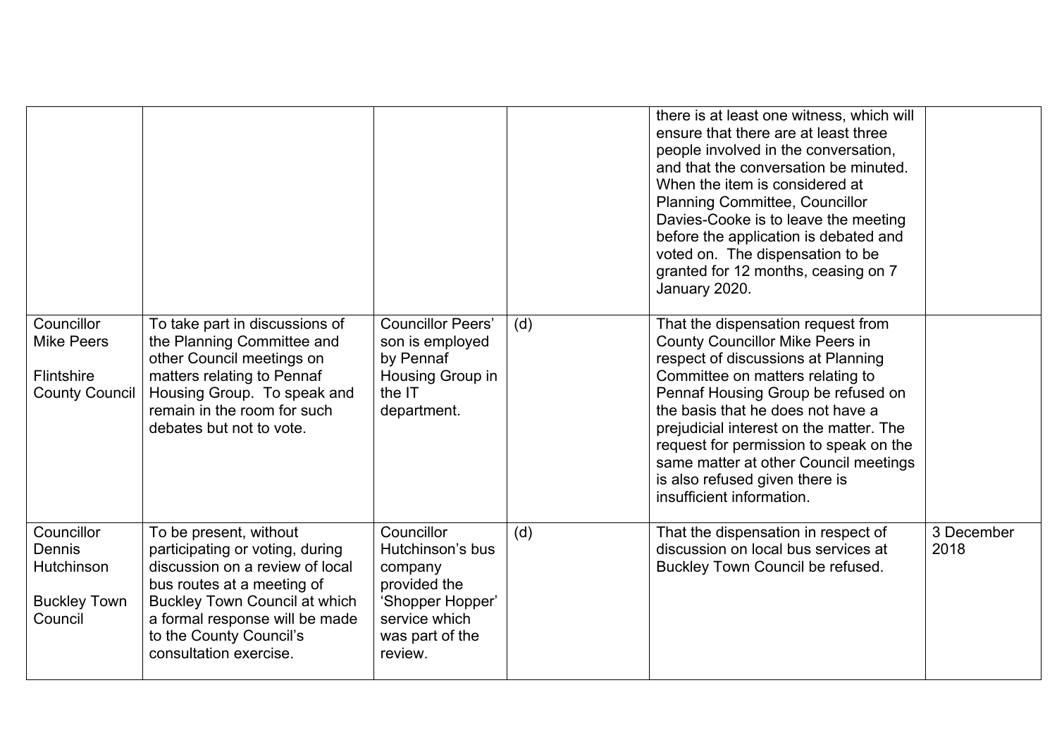| | | | | | |
|---|---|---|---|---|---|
| | | | | there is at least one witness, which will ensure that there are at least three people involved in the conversation, and that the conversation be minuted. When the item is considered at Planning Committee, Councillor Davies-Cooke is to leave the meeting before the application is debated and voted on. The dispensation to be granted for 12 months, ceasing on 7 January 2020. | |
| Councillor Mike Peers<br><br>Flintshire County Council | To take part in discussions of the Planning Committee and other Council meetings on matters relating to Pennaf Housing Group. To speak and remain in the room for such debates but not to vote. | Councillor Peers' son is employed by Pennaf Housing Group in the IT department. | (d) | That the dispensation request from County Councillor Mike Peers in respect of discussions at Planning Committee on matters relating to Pennaf Housing Group be refused on the basis that he does not have a prejudicial interest on the matter. The request for permission to speak on the same matter at other Council meetings is also refused given there is insufficient information. | |
| Councillor Dennis Hutchinson<br><br>Buckley Town Council | To be present, without participating or voting, during discussion on a review of local bus routes at a meeting of Buckley Town Council at which a formal response will be made to the County Council's consultation exercise. | Councillor Hutchinson's bus company provided the 'Shopper Hopper' service which was part of the review. | (d) | That the dispensation in respect of discussion on local bus services at Buckley Town Council be refused. | 3 December 2018 |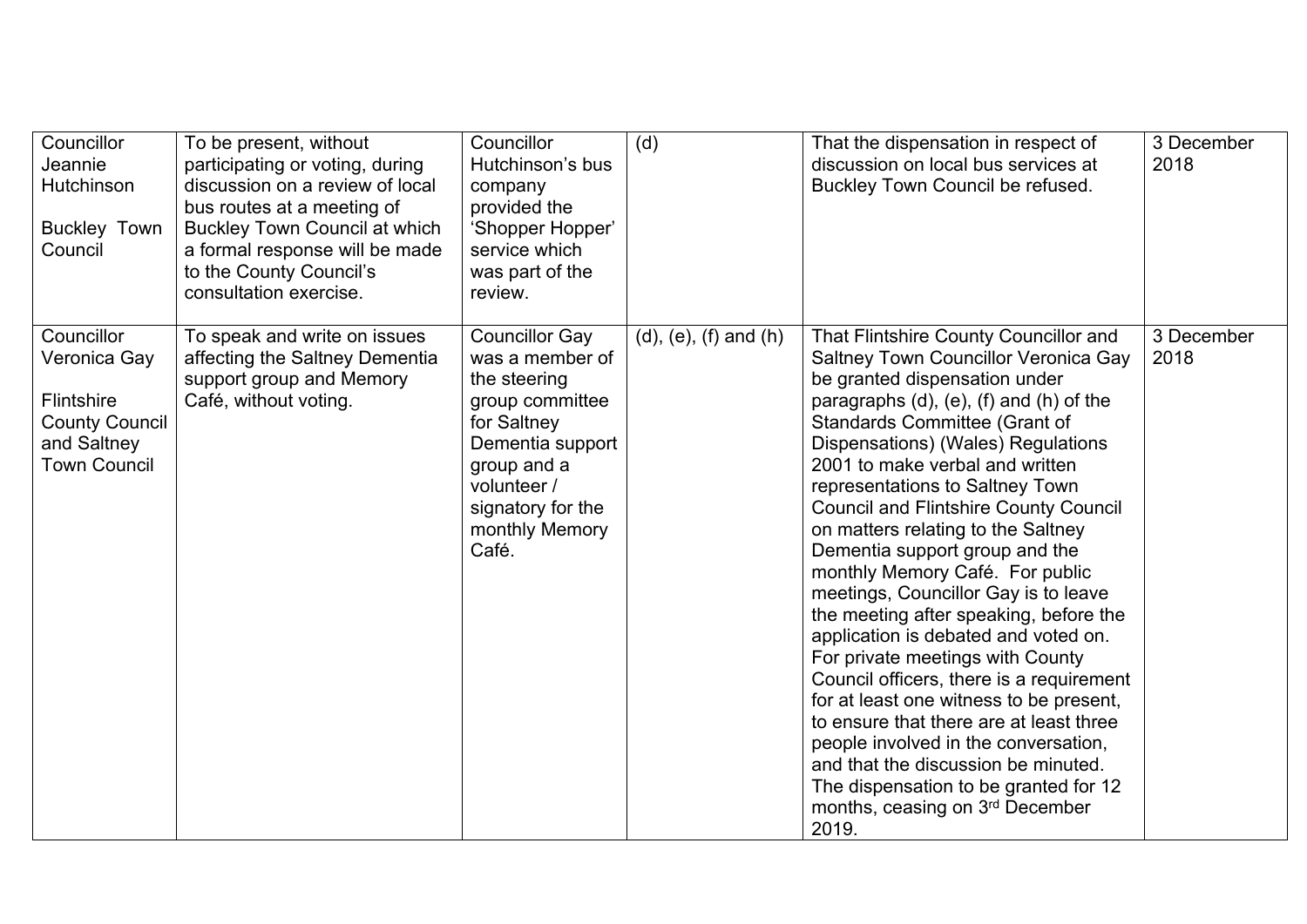| | | | | | |
|---|---|---|---|---|---|
| Councillor Jeannie Hutchinson<br><br>Buckley Town Council | To be present, without participating or voting, during discussion on a review of local bus routes at a meeting of Buckley Town Council at which a formal response will be made to the County Council's consultation exercise. | Councillor Hutchinson's bus company provided the 'Shopper Hopper' service which was part of the review. | (d) | That the dispensation in respect of discussion on local bus services at Buckley Town Council be refused. | 3 December 2018 |
| Councillor Veronica Gay<br><br>Flintshire County Council and Saltney Town Council | To speak and write on issues affecting the Saltney Dementia support group and Memory Café, without voting. | Councillor Gay was a member of the steering group committee for Saltney Dementia support group and a volunteer / signatory for the monthly Memory Café. | (d), (e), (f) and (h) | That Flintshire County Councillor and Saltney Town Councillor Veronica Gay be granted dispensation under paragraphs (d), (e), (f) and (h) of the Standards Committee (Grant of Dispensations) (Wales) Regulations 2001 to make verbal and written representations to Saltney Town Council and Flintshire County Council on matters relating to the Saltney Dementia support group and the monthly Memory Café. For public meetings, Councillor Gay is to leave the meeting after speaking, before the application is debated and voted on. For private meetings with County Council officers, there is a requirement for at least one witness to be present, to ensure that there are at least three people involved in the conversation, and that the discussion be minuted. The dispensation to be granted for 12 months, ceasing on 3rd December 2019. | 3 December 2018 |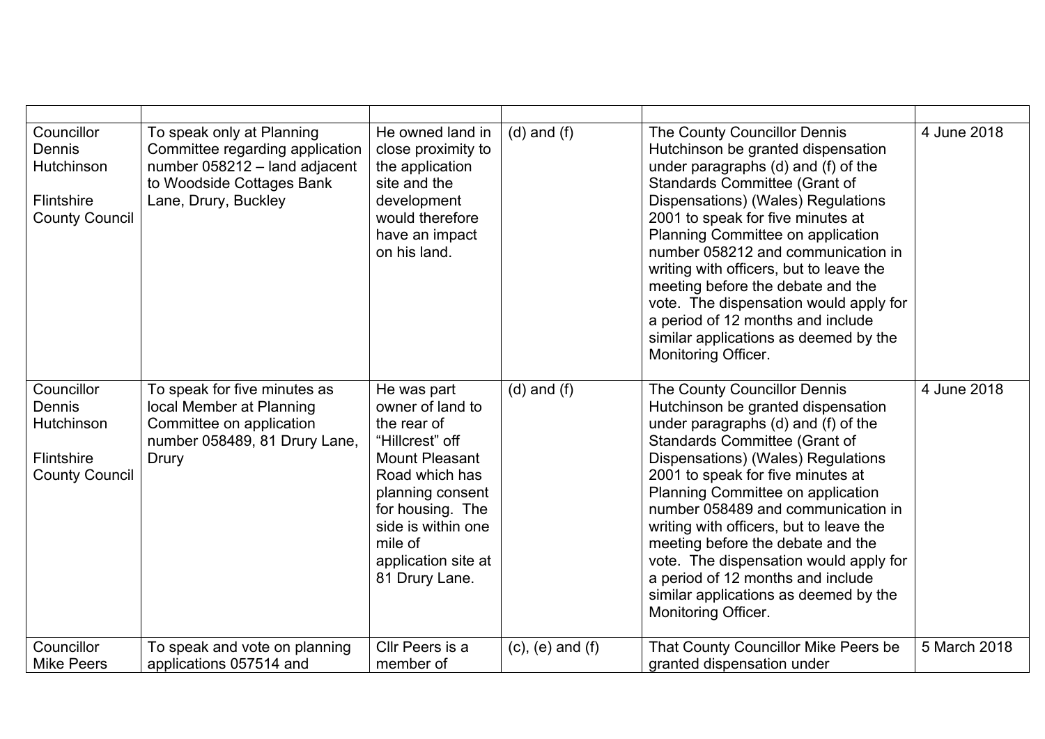| | | | | | |
|---|---|---|---|---|---|
| Councillor Dennis Hutchinson<br><br>Flintshire County Council | To speak only at Planning Committee regarding application number 058212 – land adjacent to Woodside Cottages Bank Lane, Drury, Buckley | He owned land in close proximity to the application site and the development would therefore have an impact on his land. | (d) and (f) | The County Councillor Dennis Hutchinson be granted dispensation under paragraphs (d) and (f) of the Standards Committee (Grant of Dispensations) (Wales) Regulations 2001 to speak for five minutes at Planning Committee on application number 058212 and communication in writing with officers, but to leave the meeting before the debate and the vote. The dispensation would apply for a period of 12 months and include similar applications as deemed by the Monitoring Officer. | 4 June 2018 |
| Councillor Dennis Hutchinson<br><br>Flintshire County Council | To speak for five minutes as local Member at Planning Committee on application number 058489, 81 Drury Lane, Drury | He was part owner of land to the rear of "Hillcrest" off Mount Pleasant Road which has planning consent for housing. The side is within one mile of application site at 81 Drury Lane. | (d) and (f) | The County Councillor Dennis Hutchinson be granted dispensation under paragraphs (d) and (f) of the Standards Committee (Grant of Dispensations) (Wales) Regulations 2001 to speak for five minutes at Planning Committee on application number 058489 and communication in writing with officers, but to leave the meeting before the debate and the vote. The dispensation would apply for a period of 12 months and include similar applications as deemed by the Monitoring Officer. | 4 June 2018 |
| Councillor Mike Peers | To speak and vote on planning applications 057514 and | Cllr Peers is a member of | (c), (e) and (f) | That County Councillor Mike Peers be granted dispensation under | 5 March 2018 |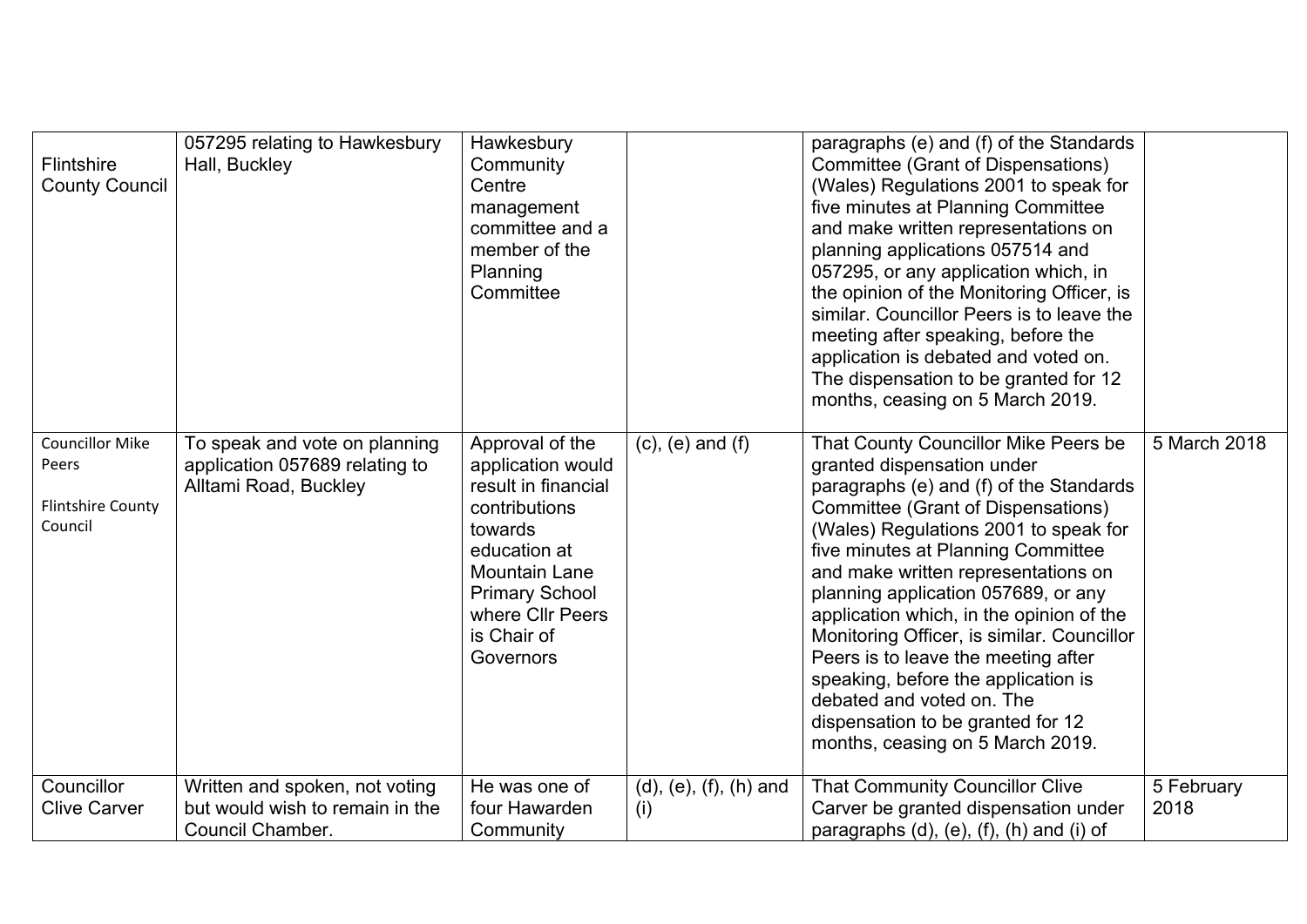| | | | | | |
|---|---|---|---|---|---|
| Flintshire County Council | 057295 relating to Hawkesbury Hall, Buckley | Hawkesbury Community Centre management committee and a member of the Planning Committee | | paragraphs (e) and (f) of the Standards Committee (Grant of Dispensations) (Wales) Regulations 2001 to speak for five minutes at Planning Committee and make written representations on planning applications 057514 and 057295, or any application which, in the opinion of the Monitoring Officer, is similar. Councillor Peers is to leave the meeting after speaking, before the application is debated and voted on. The dispensation to be granted for 12 months, ceasing on 5 March 2019. | |
| Councillor Mike Peers<br><br>Flintshire County Council | To speak and vote on planning application 057689 relating to Alltami Road, Buckley | Approval of the application would result in financial contributions towards education at Mountain Lane Primary School where Cllr Peers is Chair of Governors | (c), (e) and (f) | That County Councillor Mike Peers be granted dispensation under paragraphs (e) and (f) of the Standards Committee (Grant of Dispensations) (Wales) Regulations 2001 to speak for five minutes at Planning Committee and make written representations on planning application 057689, or any application which, in the opinion of the Monitoring Officer, is similar. Councillor Peers is to leave the meeting after speaking, before the application is debated and voted on. The dispensation to be granted for 12 months, ceasing on 5 March 2019. | 5 March 2018 |
| Councillor Clive Carver | Written and spoken, not voting but would wish to remain in the Council Chamber. | He was one of four Hawarden Community | (d), (e), (f), (h) and (i) | That Community Councillor Clive Carver be granted dispensation under paragraphs (d), (e), (f), (h) and (i) of | 5 February 2018 |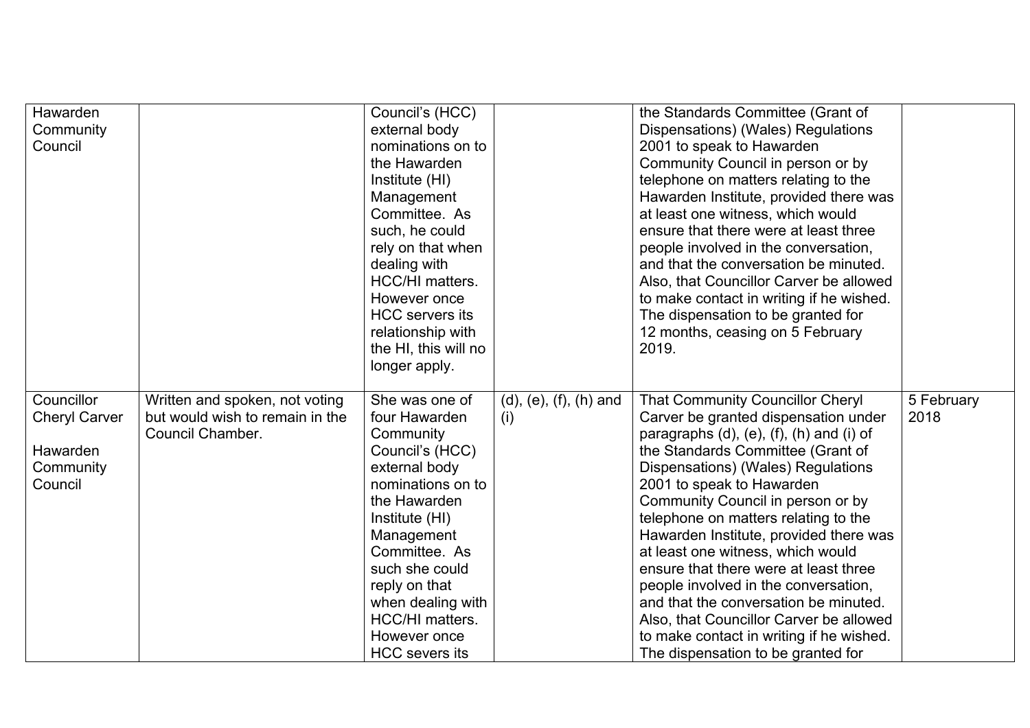| | | | | | |
|---|---|---|---|---|---|
| Hawarden Community Council | | Council's (HCC) external body nominations on to the Hawarden Institute (HI) Management Committee. As such, he could rely on that when dealing with HCC/HI matters. However once HCC servers its relationship with the HI, this will no longer apply. | | the Standards Committee (Grant of Dispensations) (Wales) Regulations 2001 to speak to Hawarden Community Council in person or by telephone on matters relating to the Hawarden Institute, provided there was at least one witness, which would ensure that there were at least three people involved in the conversation, and that the conversation be minuted. Also, that Councillor Carver be allowed to make contact in writing if he wished. The dispensation to be granted for 12 months, ceasing on 5 February 2019. | |
| Councillor Cheryl Carver<br><br>Hawarden Community Council | Written and spoken, not voting but would wish to remain in the Council Chamber. | She was one of four Hawarden Community Council's (HCC) external body nominations on to the Hawarden Institute (HI) Management Committee. As such she could reply on that when dealing with HCC/HI matters. However once HCC severs its | (d), (e), (f), (h) and (i) | That Community Councillor Cheryl Carver be granted dispensation under paragraphs (d), (e), (f), (h) and (i) of the Standards Committee (Grant of Dispensations) (Wales) Regulations 2001 to speak to Hawarden Community Council in person or by telephone on matters relating to the Hawarden Institute, provided there was at least one witness, which would ensure that there were at least three people involved in the conversation, and that the conversation be minuted. Also, that Councillor Carver be allowed to make contact in writing if he wished. The dispensation to be granted for | 5 February 2018 |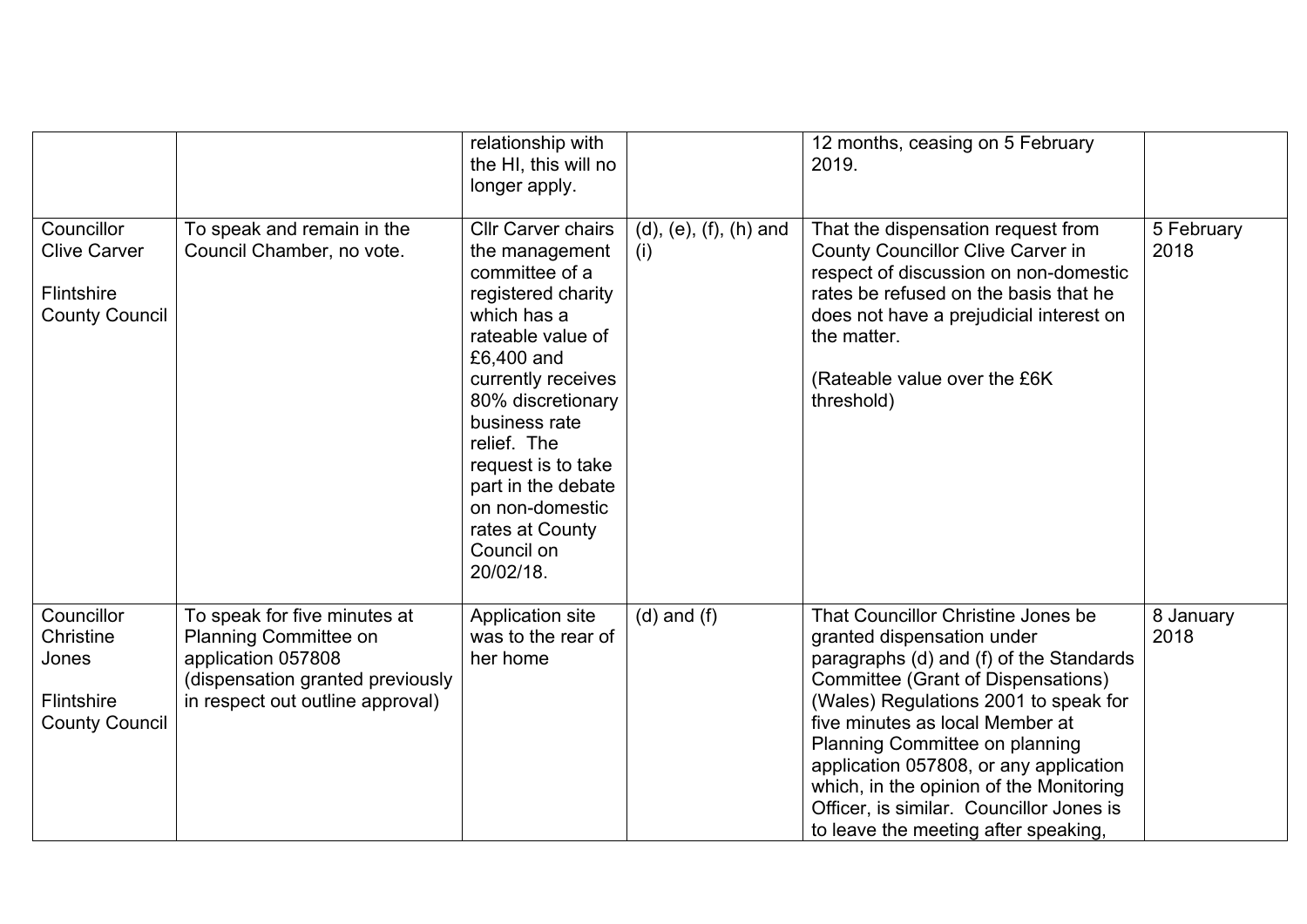| | | relationship with the HI, this will no longer apply. | | 12 months, ceasing on 5 February 2019. | |
|---|---|---|---|---|---|
| Councillor Clive Carver<br><br>Flintshire County Council | To speak and remain in the Council Chamber, no vote. | Cllr Carver chairs the management committee of a registered charity which has a rateable value of £6,400 and currently receives 80% discretionary business rate relief. The request is to take part in the debate on non-domestic rates at County Council on 20/02/18. | (d), (e), (f), (h) and (i) | That the dispensation request from County Councillor Clive Carver in respect of discussion on non-domestic rates be refused on the basis that he does not have a prejudicial interest on the matter.<br><br>(Rateable value over the £6K threshold) | 5 February 2018 |
| Councillor Christine Jones<br><br>Flintshire County Council | To speak for five minutes at Planning Committee on application 057808 (dispensation granted previously in respect out outline approval) | Application site was to the rear of her home | (d) and (f) | That Councillor Christine Jones be granted dispensation under paragraphs (d) and (f) of the Standards Committee (Grant of Dispensations) (Wales) Regulations 2001 to speak for five minutes as local Member at Planning Committee on planning application 057808, or any application which, in the opinion of the Monitoring Officer, is similar. Councillor Jones is to leave the meeting after speaking, | 8 January 2018 |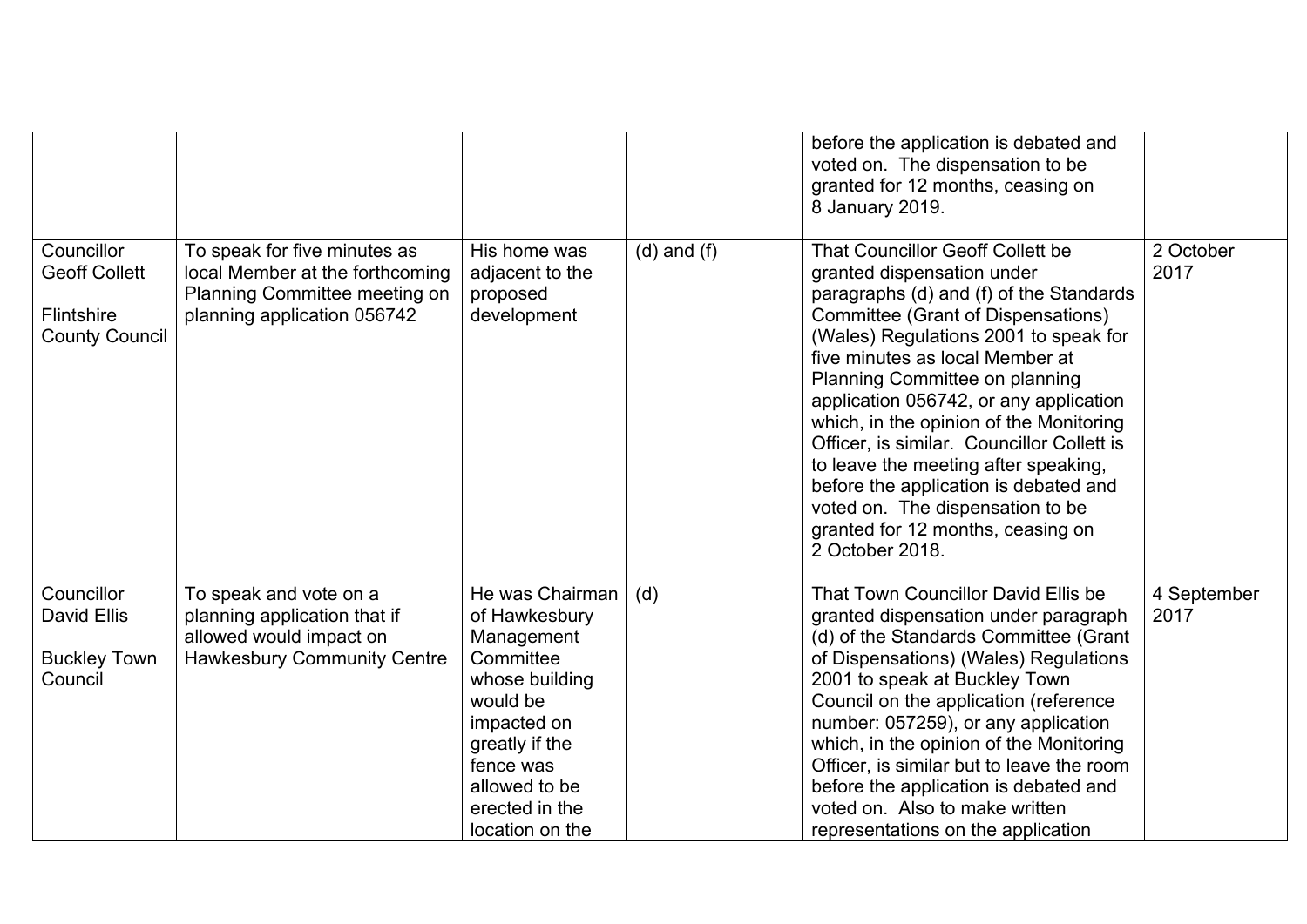| | | | | | |
|---|---|---|---|---|---|
| | | | | before the application is debated and voted on. The dispensation to be granted for 12 months, ceasing on 8 January 2019. | |
| Councillor Geoff Collett<br><br>Flintshire County Council | To speak for five minutes as local Member at the forthcoming Planning Committee meeting on planning application 056742 | His home was adjacent to the proposed development | (d) and (f) | That Councillor Geoff Collett be granted dispensation under paragraphs (d) and (f) of the Standards Committee (Grant of Dispensations) (Wales) Regulations 2001 to speak for five minutes as local Member at Planning Committee on planning application 056742, or any application which, in the opinion of the Monitoring Officer, is similar. Councillor Collett is to leave the meeting after speaking, before the application is debated and voted on. The dispensation to be granted for 12 months, ceasing on 2 October 2018. | 2 October 2017 |
| Councillor David Ellis<br><br>Buckley Town Council | To speak and vote on a planning application that if allowed would impact on Hawkesbury Community Centre | He was Chairman of Hawkesbury Management Committee whose building would be impacted on greatly if the fence was allowed to be erected in the location on the | (d) | That Town Councillor David Ellis be granted dispensation under paragraph (d) of the Standards Committee (Grant of Dispensations) (Wales) Regulations 2001 to speak at Buckley Town Council on the application (reference number: 057259), or any application which, in the opinion of the Monitoring Officer, is similar but to leave the room before the application is debated and voted on. Also to make written representations on the application | 4 September 2017 |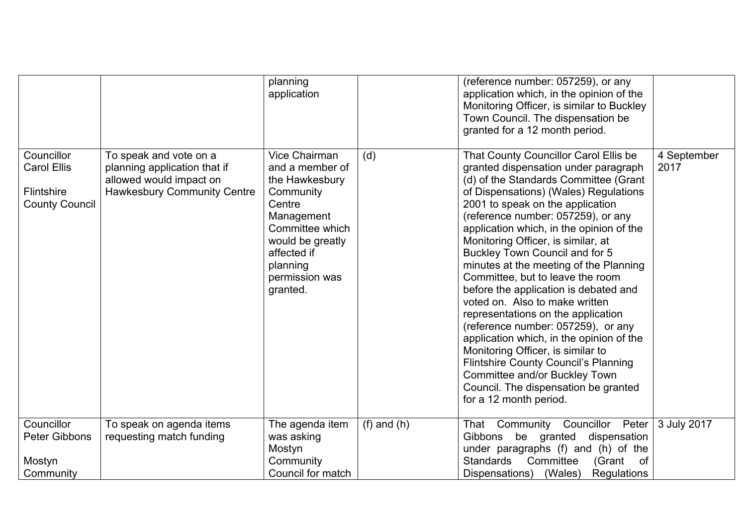| | | | | | |
|---|---|---|---|---|---|
| | | planning application | | (reference number: 057259), or any application which, in the opinion of the Monitoring Officer, is similar to Buckley Town Council. The dispensation be granted for a 12 month period. | |
| Councillor Carol Ellis<br><br>Flintshire County Council | To speak and vote on a planning application that if allowed would impact on Hawkesbury Community Centre | Vice Chairman and a member of the Hawkesbury Community Centre Management Committee which would be greatly affected if planning permission was granted. | (d) | That County Councillor Carol Ellis be granted dispensation under paragraph (d) of the Standards Committee (Grant of Dispensations) (Wales) Regulations 2001 to speak on the application (reference number: 057259), or any application which, in the opinion of the Monitoring Officer, is similar, at Buckley Town Council and for 5 minutes at the meeting of the Planning Committee, but to leave the room before the application is debated and voted on. Also to make written representations on the application (reference number: 057259), or any application which, in the opinion of the Monitoring Officer, is similar to Flintshire County Council's Planning Committee and/or Buckley Town Council. The dispensation be granted for a 12 month period. | 4 September 2017 |
| Councillor Peter Gibbons<br><br>Mostyn Community | To speak on agenda items requesting match funding | The agenda item was asking Mostyn Community Council for match | (f) and (h) | That Community Councillor Peter Gibbons be granted dispensation under paragraphs (f) and (h) of the Standards Committee (Grant of Dispensations) (Wales) Regulations | 3 July 2017 |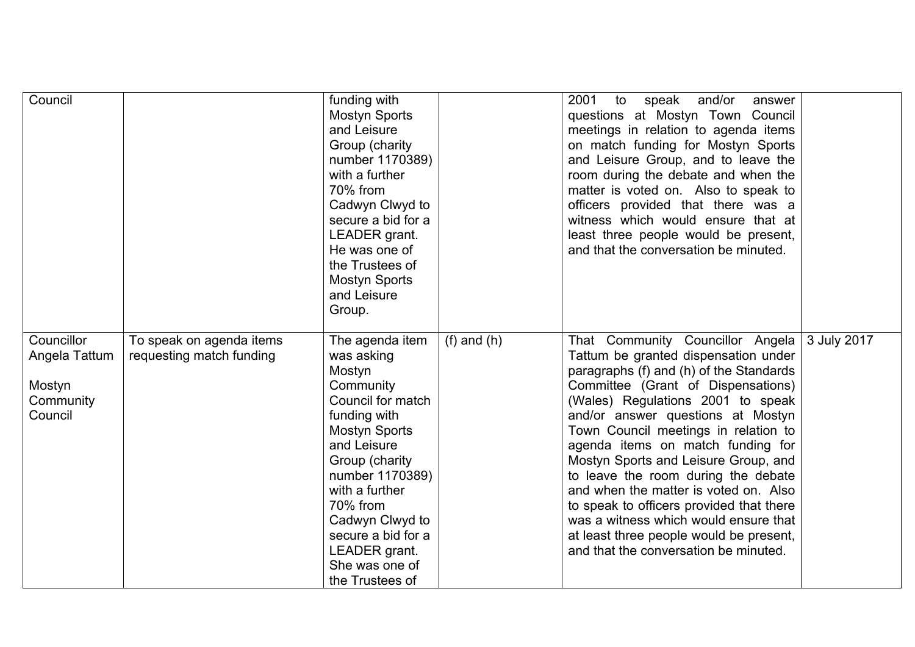| Council | | funding with Mostyn Sports and Leisure Group (charity number 1170389) with a further 70% from Cadwyn Clwyd to secure a bid for a LEADER grant. He was one of the Trustees of Mostyn Sports and Leisure Group. | | 2001 to speak and/or answer questions at Mostyn Town Council meetings in relation to agenda items on match funding for Mostyn Sports and Leisure Group, and to leave the room during the debate and when the matter is voted on. Also to speak to officers provided that there was a witness which would ensure that at least three people would be present, and that the conversation be minuted. | |
|---|---|---|---|---|---|
| Councillor Angela Tattum<br><br>Mostyn Community Council | To speak on agenda items requesting match funding | The agenda item was asking Mostyn Community Council for match funding with Mostyn Sports and Leisure Group (charity number 1170389) with a further 70% from Cadwyn Clwyd to secure a bid for a LEADER grant. She was one of the Trustees of | (f) and (h) | That Community Councillor Angela Tattum be granted dispensation under paragraphs (f) and (h) of the Standards Committee (Grant of Dispensations) (Wales) Regulations 2001 to speak and/or answer questions at Mostyn Town Council meetings in relation to agenda items on match funding for Mostyn Sports and Leisure Group, and to leave the room during the debate and when the matter is voted on. Also to speak to officers provided that there was a witness which would ensure that at least three people would be present, and that the conversation be minuted. | 3 July 2017 |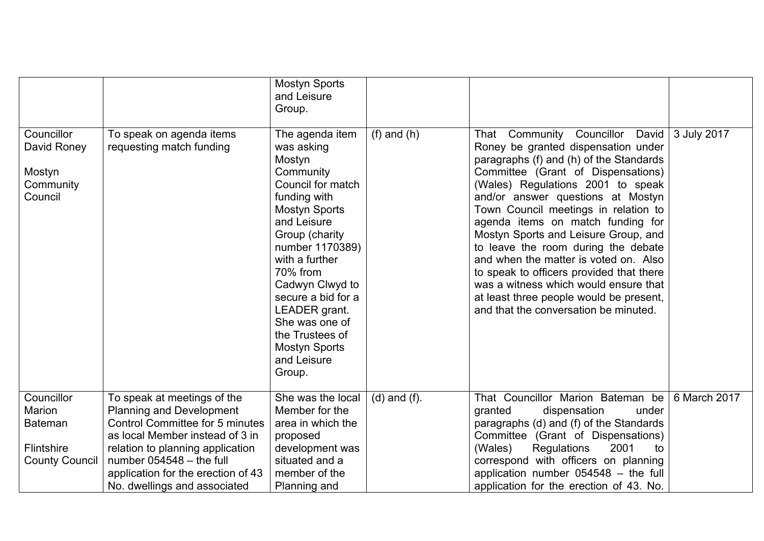| | | | | | |
|---|---|---|---|---|---|
| | | Mostyn Sports and Leisure Group. | | | |
| Councillor David Roney<br><br>Mostyn Community Council | To speak on agenda items requesting match funding | The agenda item was asking Mostyn Community Council for match funding with Mostyn Sports and Leisure Group (charity number 1170389) with a further 70% from Cadwyn Clwyd to secure a bid for a LEADER grant. She was one of the Trustees of Mostyn Sports and Leisure Group. | (f) and (h) | That Community Councillor David Roney be granted dispensation under paragraphs (f) and (h) of the Standards Committee (Grant of Dispensations) (Wales) Regulations 2001 to speak and/or answer questions at Mostyn Town Council meetings in relation to agenda items on match funding for Mostyn Sports and Leisure Group, and to leave the room during the debate and when the matter is voted on. Also to speak to officers provided that there was a witness which would ensure that at least three people would be present, and that the conversation be minuted. | 3 July 2017 |
| Councillor Marion Bateman<br><br>Flintshire County Council | To speak at meetings of the Planning and Development Control Committee for 5 minutes as local Member instead of 3 in relation to planning application number 054548 – the full application for the erection of 43 No. dwellings and associated | She was the local Member for the area in which the proposed development was situated and a member of the Planning and | (d) and (f). | That Councillor Marion Bateman be granted dispensation under paragraphs (d) and (f) of the Standards Committee (Grant of Dispensations) (Wales) Regulations 2001 to correspond with officers on planning application number 054548 – the full application for the erection of 43. No. | 6 March 2017 |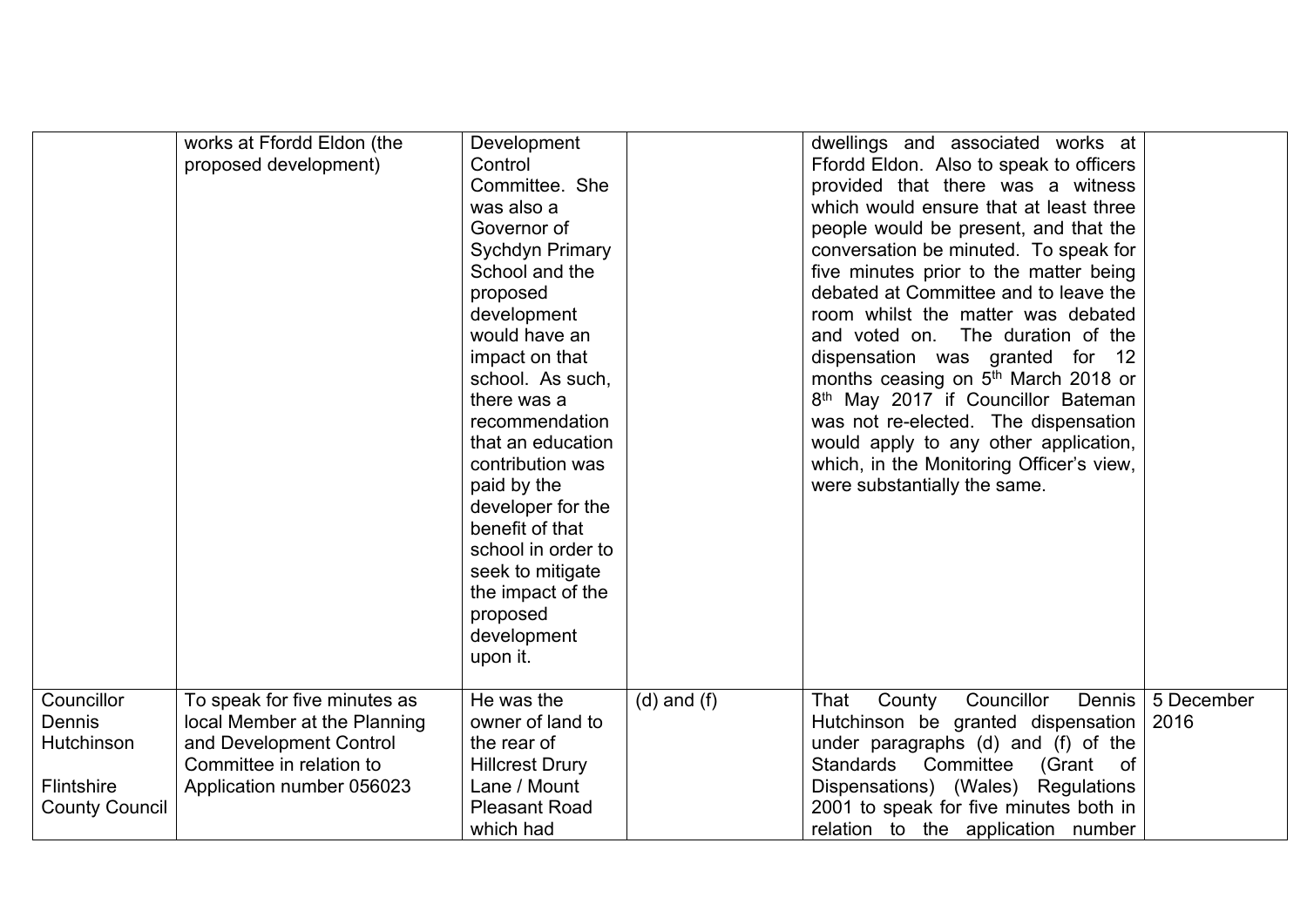| | | | | | |
|---|---|---|---|---|---|
| | works at Ffordd Eldon (the proposed development) | Development Control Committee. She was also a Governor of Sychdyn Primary School and the proposed development would have an impact on that school. As such, there was a recommendation that an education contribution was paid by the developer for the benefit of that school in order to seek to mitigate the impact of the proposed development upon it. | | dwellings and associated works at Ffordd Eldon. Also to speak to officers provided that there was a witness which would ensure that at least three people would be present, and that the conversation be minuted. To speak for five minutes prior to the matter being debated at Committee and to leave the room whilst the matter was debated and voted on. The duration of the dispensation was granted for 12 months ceasing on 5th March 2018 or 8th May 2017 if Councillor Bateman was not re-elected. The dispensation would apply to any other application, which, in the Monitoring Officer's view, were substantially the same. | |
| Councillor Dennis Hutchinson<br><br>Flintshire County Council | To speak for five minutes as local Member at the Planning and Development Control Committee in relation to Application number 056023 | He was the owner of land to the rear of Hillcrest Drury Lane / Mount Pleasant Road which had | (d) and (f) | That County Councillor Dennis Hutchinson be granted dispensation under paragraphs (d) and (f) of the Standards Committee (Grant of Dispensations) (Wales) Regulations 2001 to speak for five minutes both in relation to the application number | 5 December 2016 |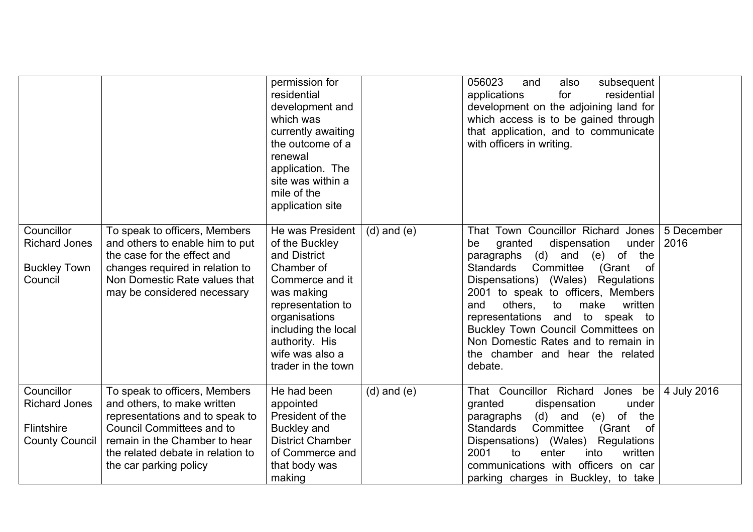|  |  |  |  |  |  |
|---|---|---|---|---|---|
|  |  | permission for residential development and which was currently awaiting the outcome of a renewal application. The site was within a mile of the application site |  | 056023 and also subsequent applications for residential development on the adjoining land for which access is to be gained through that application, and to communicate with officers in writing. |  |
| Councillor Richard Jones<br><br>Buckley Town Council | To speak to officers, Members and others to enable him to put the case for the effect and changes required in relation to Non Domestic Rate values that may be considered necessary | He was President of the Buckley and District Chamber of Commerce and it was making representation to organisations including the local authority. His wife was also a trader in the town | (d) and (e) | That Town Councillor Richard Jones be granted dispensation under paragraphs (d) and (e) of the Standards Committee (Grant of Dispensations) (Wales) Regulations 2001 to speak to officers, Members and others, to make written representations and to speak to Buckley Town Council Committees on Non Domestic Rates and to remain in the chamber and hear the related debate. | 5 December 2016 |
| Councillor Richard Jones<br><br>Flintshire County Council | To speak to officers, Members and others, to make written representations and to speak to Council Committees and to remain in the Chamber to hear the related debate in relation to the car parking policy | He had been appointed President of the Buckley and District Chamber of Commerce and that body was making | (d) and (e) | That Councillor Richard Jones be granted dispensation under paragraphs (d) and (e) of the Standards Committee (Grant of Dispensations) (Wales) Regulations 2001 to enter into written communications with officers on car parking charges in Buckley, to take | 4 July 2016 |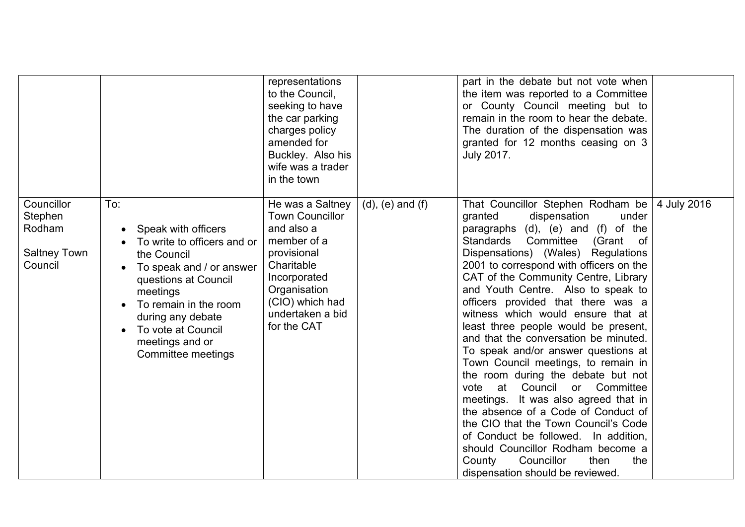| | | | | | |
|---|---|---|---|---|---|
| | | representations to the Council, seeking to have the car parking charges policy amended for Buckley. Also his wife was a trader in the town | | part in the debate but not vote when the item was reported to a Committee or County Council meeting but to remain in the room to hear the debate. The duration of the dispensation was granted for 12 months ceasing on 3 July 2017. | |
| Councillor Stephen Rodham<br><br>Saltney Town Council | To:<br><br>• Speak with officers<br>• To write to officers and or the Council<br>• To speak and / or answer questions at Council meetings<br>• To remain in the room during any debate<br>• To vote at Council meetings and or Committee meetings | He was a Saltney Town Councillor and also a member of a provisional Charitable Incorporated Organisation (CIO) which had undertaken a bid for the CAT | (d), (e) and (f) | That Councillor Stephen Rodham be granted dispensation under paragraphs (d), (e) and (f) of the Standards Committee (Grant of Dispensations) (Wales) Regulations 2001 to correspond with officers on the CAT of the Community Centre, Library and Youth Centre. Also to speak to officers provided that there was a witness which would ensure that at least three people would be present, and that the conversation be minuted. To speak and/or answer questions at Town Council meetings, to remain in the room during the debate but not vote at Council or Committee meetings. It was also agreed that in the absence of a Code of Conduct of the CIO that the Town Council's Code of Conduct be followed. In addition, should Councillor Rodham become a County Councillor then the dispensation should be reviewed. | 4 July 2016 |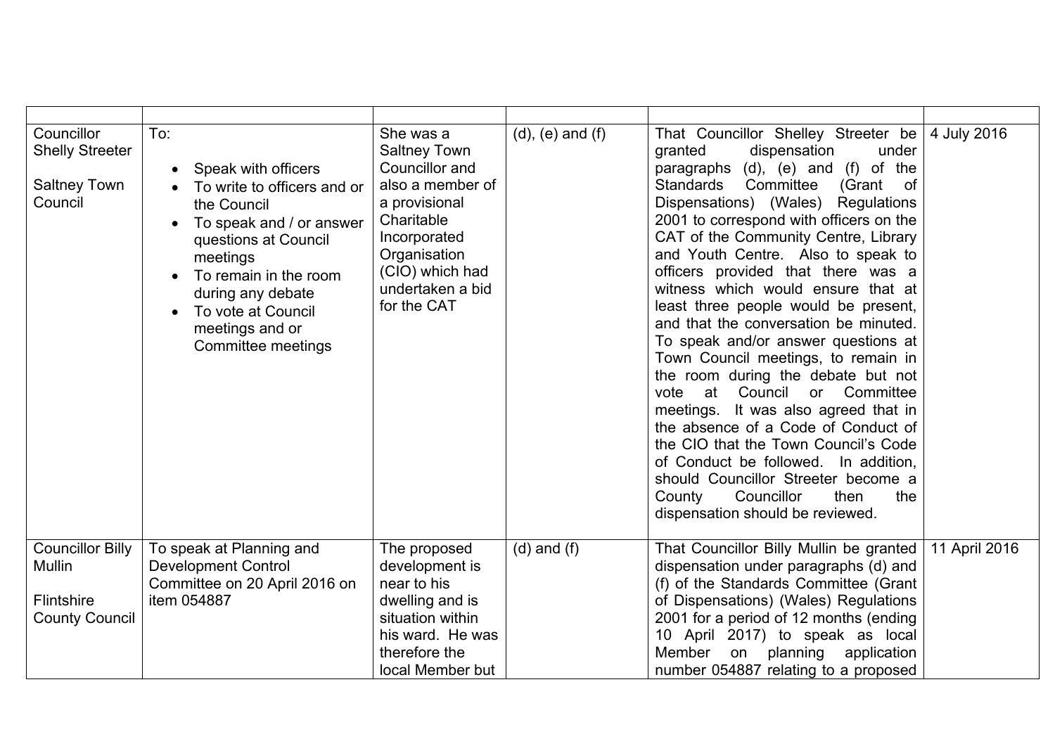| | | | | | |
|---|---|---|---|---|---|
| Councillor Shelly Streeter<br><br>Saltney Town Council | To:<br><br>• Speak with officers<br>• To write to officers and or the Council<br>• To speak and / or answer questions at Council meetings<br>• To remain in the room during any debate<br>• To vote at Council meetings and or Committee meetings | She was a Saltney Town Councillor and also a member of a provisional Charitable Incorporated Organisation (CIO) which had undertaken a bid for the CAT | (d), (e) and (f) | That Councillor Shelley Streeter be granted dispensation under paragraphs (d), (e) and (f) of the Standards Committee (Grant of Dispensations) (Wales) Regulations 2001 to correspond with officers on the CAT of the Community Centre, Library and Youth Centre. Also to speak to officers provided that there was a witness which would ensure that at least three people would be present, and that the conversation be minuted. To speak and/or answer questions at Town Council meetings, to remain in the room during the debate but not vote at Council or Committee meetings. It was also agreed that in the absence of a Code of Conduct of the CIO that the Town Council's Code of Conduct be followed. In addition, should Councillor Streeter become a County Councillor then the dispensation should be reviewed. | 4 July 2016 |
| Councillor Billy Mullin<br><br>Flintshire County Council | To speak at Planning and Development Control Committee on 20 April 2016 on item 054887 | The proposed development is near to his dwelling and is situation within his ward. He was therefore the local Member but | (d) and (f) | That Councillor Billy Mullin be granted dispensation under paragraphs (d) and (f) of the Standards Committee (Grant of Dispensations) (Wales) Regulations 2001 for a period of 12 months (ending 10 April 2017) to speak as local Member on planning application number 054887 relating to a proposed | 11 April 2016 |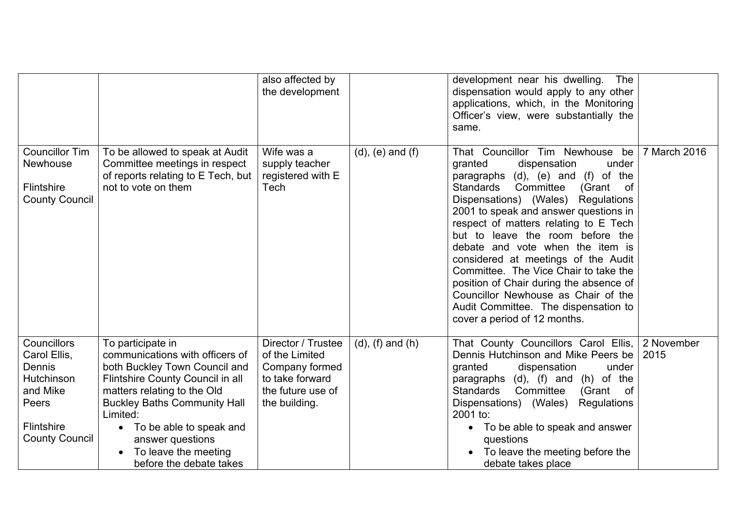| | | also affected by the development | | development near his dwelling. The dispensation would apply to any other applications, which, in the Monitoring Officer's view, were substantially the same. | |
|---|---|---|---|---|---|
| Councillor Tim Newhouse<br><br>Flintshire County Council | To be allowed to speak at Audit Committee meetings in respect of reports relating to E Tech, but not to vote on them | Wife was a supply teacher registered with E Tech | (d), (e) and (f) | That Councillor Tim Newhouse be granted dispensation under paragraphs (d), (e) and (f) of the Standards Committee (Grant of Dispensations) (Wales) Regulations 2001 to speak and answer questions in respect of matters relating to E Tech but to leave the room before the debate and vote when the item is considered at meetings of the Audit Committee. The Vice Chair to take the position of Chair during the absence of Councillor Newhouse as Chair of the Audit Committee. The dispensation to cover a period of 12 months. | 7 March 2016 |
| Councillors Carol Ellis, Dennis Hutchinson and Mike Peers<br><br>Flintshire County Council | To participate in communications with officers of both Buckley Town Council and Flintshire County Council in all matters relating to the Old Buckley Baths Community Hall Limited:<br>• To be able to speak and answer questions<br>• To leave the meeting before the debate takes | Director / Trustee of the Limited Company formed to take forward the future use of the building. | (d), (f) and (h) | That County Councillors Carol Ellis, Dennis Hutchinson and Mike Peers be granted dispensation under paragraphs (d), (f) and (h) of the Standards Committee (Grant of Dispensations) (Wales) Regulations 2001 to:<br>• To be able to speak and answer questions<br>• To leave the meeting before the debate takes place | 2 November 2015 |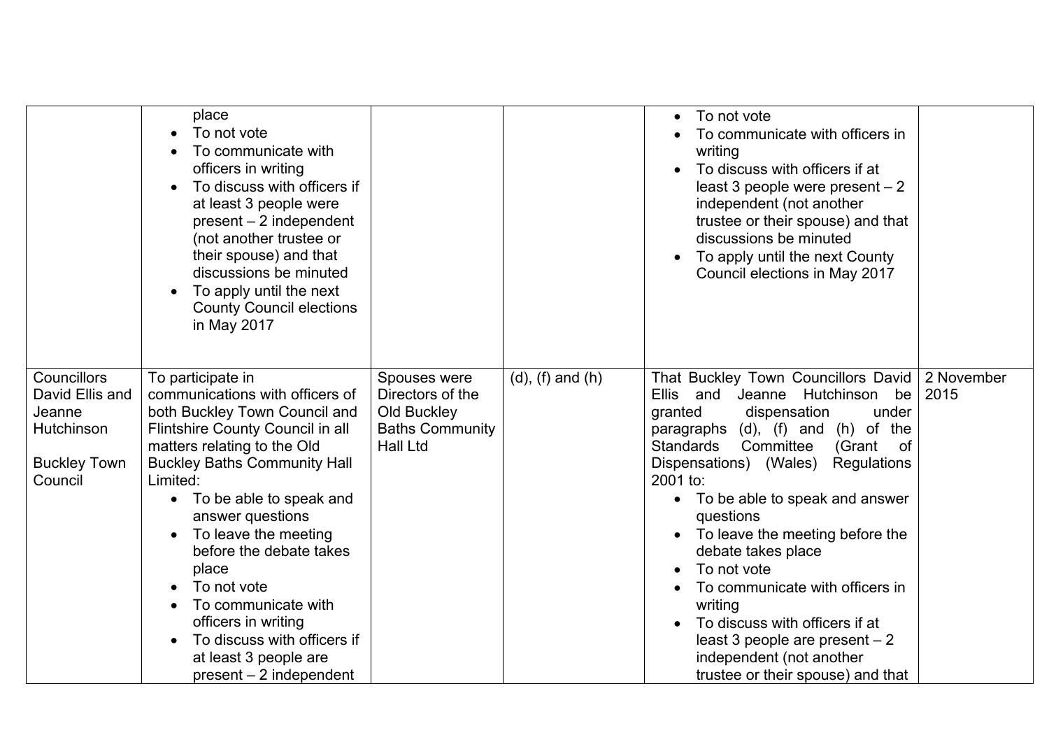| | | | | | |
|---|---|---|---|---|---|
| | place<br>• To not vote<br>• To communicate with officers in writing<br>• To discuss with officers if at least 3 people were present – 2 independent (not another trustee or their spouse) and that discussions be minuted<br>• To apply until the next County Council elections in May 2017 | | | • To not vote<br>• To communicate with officers in writing<br>• To discuss with officers if at least 3 people were present – 2 independent (not another trustee or their spouse) and that discussions be minuted<br>• To apply until the next County Council elections in May 2017 | |
| Councillors David Ellis and Jeanne Hutchinson<br><br>Buckley Town Council | To participate in communications with officers of both Buckley Town Council and Flintshire County Council in all matters relating to the Old Buckley Baths Community Hall Limited:<br>• To be able to speak and answer questions<br>• To leave the meeting before the debate takes place<br>• To not vote<br>• To communicate with officers in writing<br>• To discuss with officers if at least 3 people are present – 2 independent | Spouses were Directors of the Old Buckley Baths Community Hall Ltd | (d), (f) and (h) | That Buckley Town Councillors David Ellis and Jeanne Hutchinson be granted dispensation under paragraphs (d), (f) and (h) of the Standards Committee (Grant of Dispensations) (Wales) Regulations 2001 to:<br>• To be able to speak and answer questions<br>• To leave the meeting before the debate takes place<br>• To not vote<br>• To communicate with officers in writing<br>• To discuss with officers if at least 3 people are present – 2 independent (not another trustee or their spouse) and that | 2 November 2015 |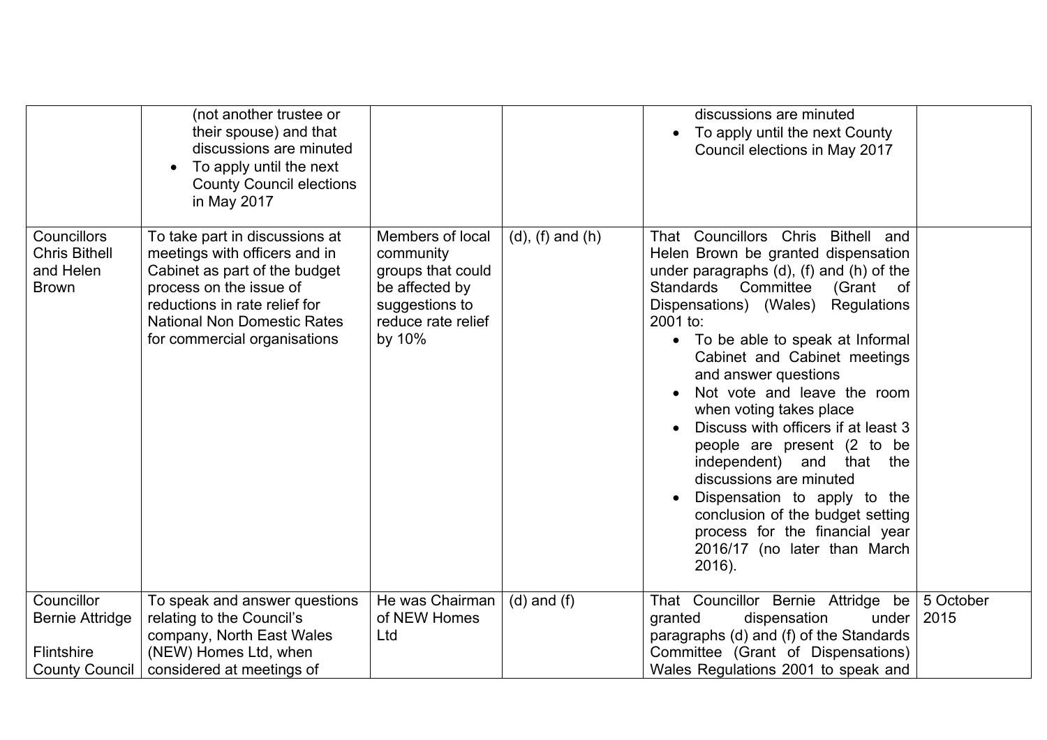| | | | | | |
|---|---|---|---|---|---|
| | (not another trustee or their spouse) and that discussions are minuted<br>• To apply until the next County Council elections in May 2017 | | | discussions are minuted<br>• To apply until the next County Council elections in May 2017 | |
| Councillors Chris Bithell and Helen Brown | To take part in discussions at meetings with officers and in Cabinet as part of the budget process on the issue of reductions in rate relief for National Non Domestic Rates for commercial organisations | Members of local community groups that could be affected by suggestions to reduce rate relief by 10% | (d), (f) and (h) | That Councillors Chris Bithell and Helen Brown be granted dispensation under paragraphs (d), (f) and (h) of the Standards Committee (Grant of Dispensations) (Wales) Regulations 2001 to:<br>• To be able to speak at Informal Cabinet and Cabinet meetings and answer questions<br>• Not vote and leave the room when voting takes place<br>• Discuss with officers if at least 3 people are present (2 to be independent) and that the discussions are minuted<br>• Dispensation to apply to the conclusion of the budget setting process for the financial year 2016/17 (no later than March 2016). | |
| Councillor Bernie Attridge<br><br>Flintshire County Council | To speak and answer questions relating to the Council's company, North East Wales (NEW) Homes Ltd, when considered at meetings of | He was Chairman of NEW Homes Ltd | (d) and (f) | That Councillor Bernie Attridge be granted dispensation under paragraphs (d) and (f) of the Standards Committee (Grant of Dispensations) Wales Regulations 2001 to speak and | 5 October 2015 |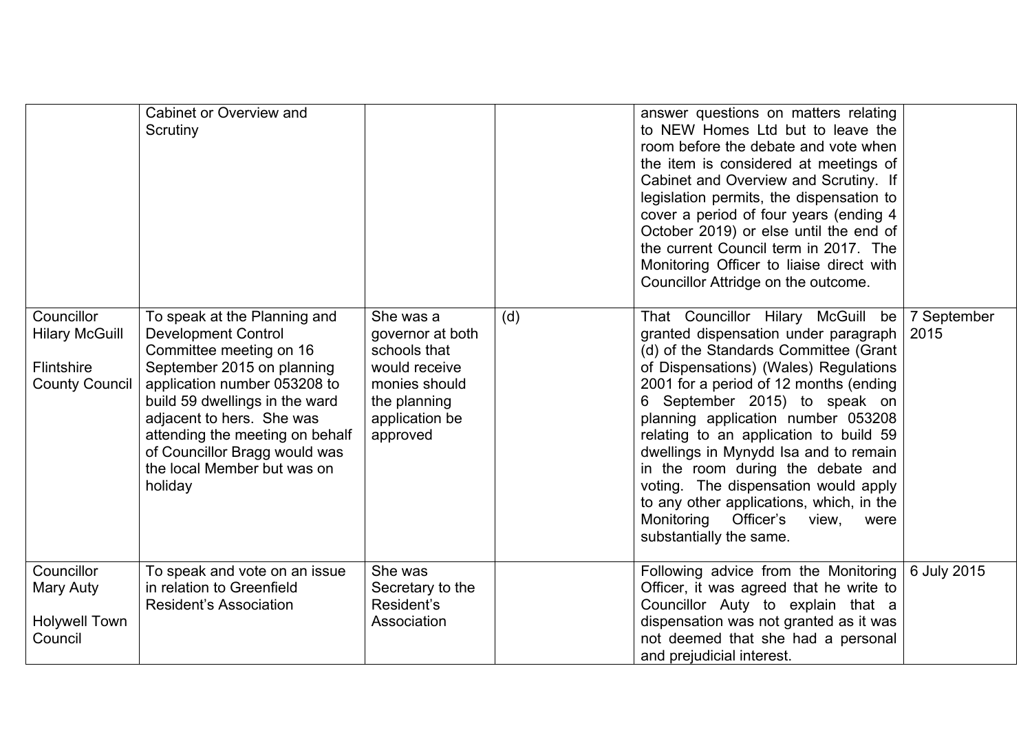| | | | | | |
|---|---|---|---|---|---|
| | Cabinet or Overview and Scrutiny | | | answer questions on matters relating to NEW Homes Ltd but to leave the room before the debate and vote when the item is considered at meetings of Cabinet and Overview and Scrutiny. If legislation permits, the dispensation to cover a period of four years (ending 4 October 2019) or else until the end of the current Council term in 2017. The Monitoring Officer to liaise direct with Councillor Attridge on the outcome. | |
| Councillor Hilary McGuill<br><br>Flintshire County Council | To speak at the Planning and Development Control Committee meeting on 16 September 2015 on planning application number 053208 to build 59 dwellings in the ward adjacent to hers. She was attending the meeting on behalf of Councillor Bragg would was the local Member but was on holiday | She was a governor at both schools that would receive monies should the planning application be approved | (d) | That Councillor Hilary McGuill be granted dispensation under paragraph (d) of the Standards Committee (Grant of Dispensations) (Wales) Regulations 2001 for a period of 12 months (ending 6 September 2015) to speak on planning application number 053208 relating to an application to build 59 dwellings in Mynydd Isa and to remain in the room during the debate and voting. The dispensation would apply to any other applications, which, in the Monitoring Officer's view, were substantially the same. | 7 September 2015 |
| Councillor Mary Auty<br><br>Holywell Town Council | To speak and vote on an issue in relation to Greenfield Resident's Association | She was Secretary to the Resident's Association | | Following advice from the Monitoring Officer, it was agreed that he write to Councillor Auty to explain that a dispensation was not granted as it was not deemed that she had a personal and prejudicial interest. | 6 July 2015 |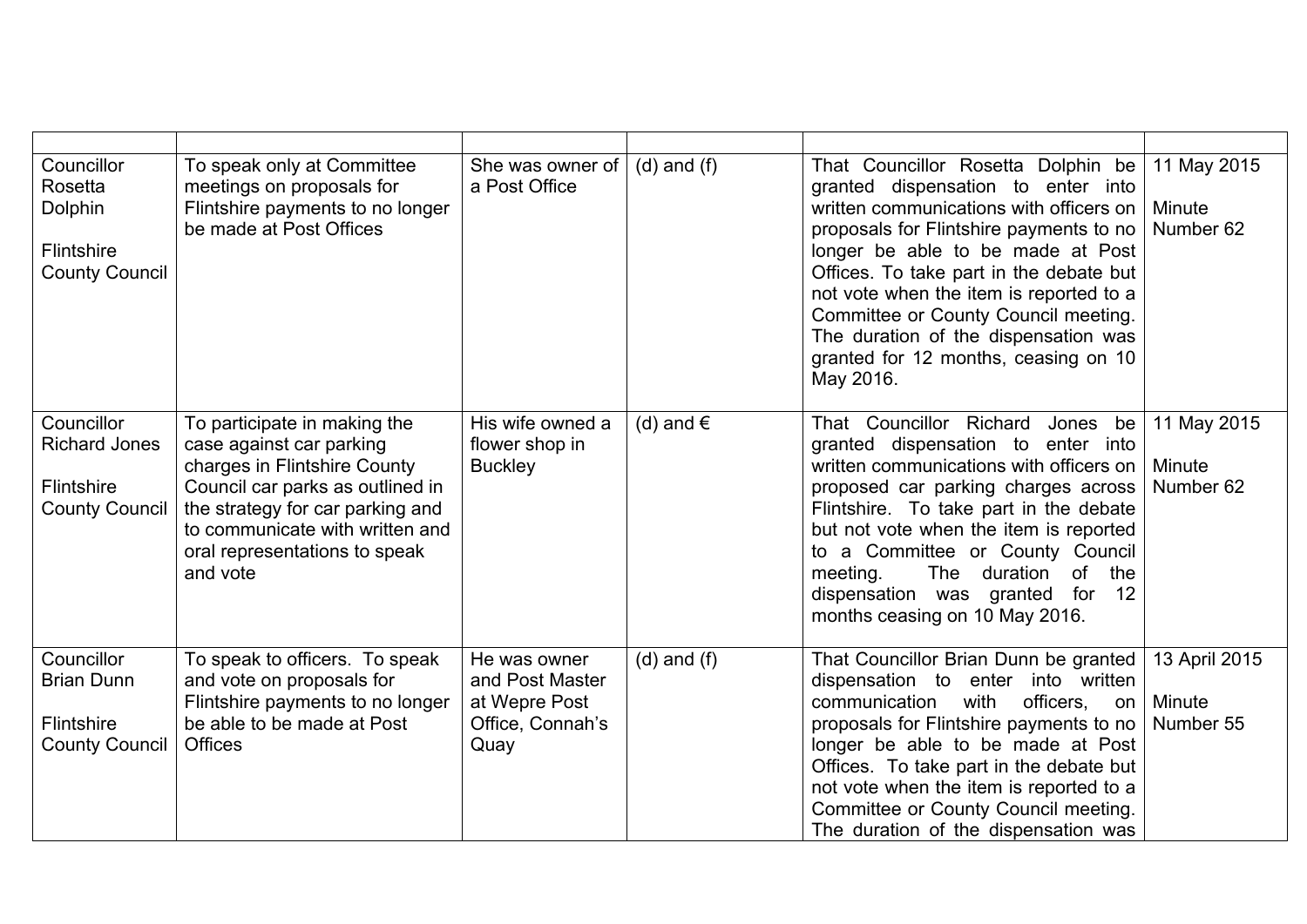| | | | | | |
|---|---|---|---|---|---|
| Councillor Rosetta Dolphin<br><br>Flintshire County Council | To speak only at Committee meetings on proposals for Flintshire payments to no longer be made at Post Offices | She was owner of a Post Office | (d) and (f) | That Councillor Rosetta Dolphin be granted dispensation to enter into written communications with officers on proposals for Flintshire payments to no longer be able to be made at Post Offices. To take part in the debate but not vote when the item is reported to a Committee or County Council meeting. The duration of the dispensation was granted for 12 months, ceasing on 10 May 2016. | 11 May 2015<br><br>Minute Number 62 |
| Councillor Richard Jones<br><br>Flintshire County Council | To participate in making the case against car parking charges in Flintshire County Council car parks as outlined in the strategy for car parking and to communicate with written and oral representations to speak and vote | His wife owned a flower shop in Buckley | (d) and € | That Councillor Richard Jones be granted dispensation to enter into written communications with officers on proposed car parking charges across Flintshire. To take part in the debate but not vote when the item is reported to a Committee or County Council meeting. The duration of the dispensation was granted for 12 months ceasing on 10 May 2016. | 11 May 2015<br><br>Minute Number 62 |
| Councillor Brian Dunn<br><br>Flintshire County Council | To speak to officers. To speak and vote on proposals for Flintshire payments to no longer be able to be made at Post Offices | He was owner and Post Master at Wepre Post Office, Connah's Quay | (d) and (f) | That Councillor Brian Dunn be granted dispensation to enter into written communication with officers, on proposals for Flintshire payments to no longer be able to be made at Post Offices. To take part in the debate but not vote when the item is reported to a Committee or County Council meeting. The duration of the dispensation was | 13 April 2015<br><br>Minute Number 55 |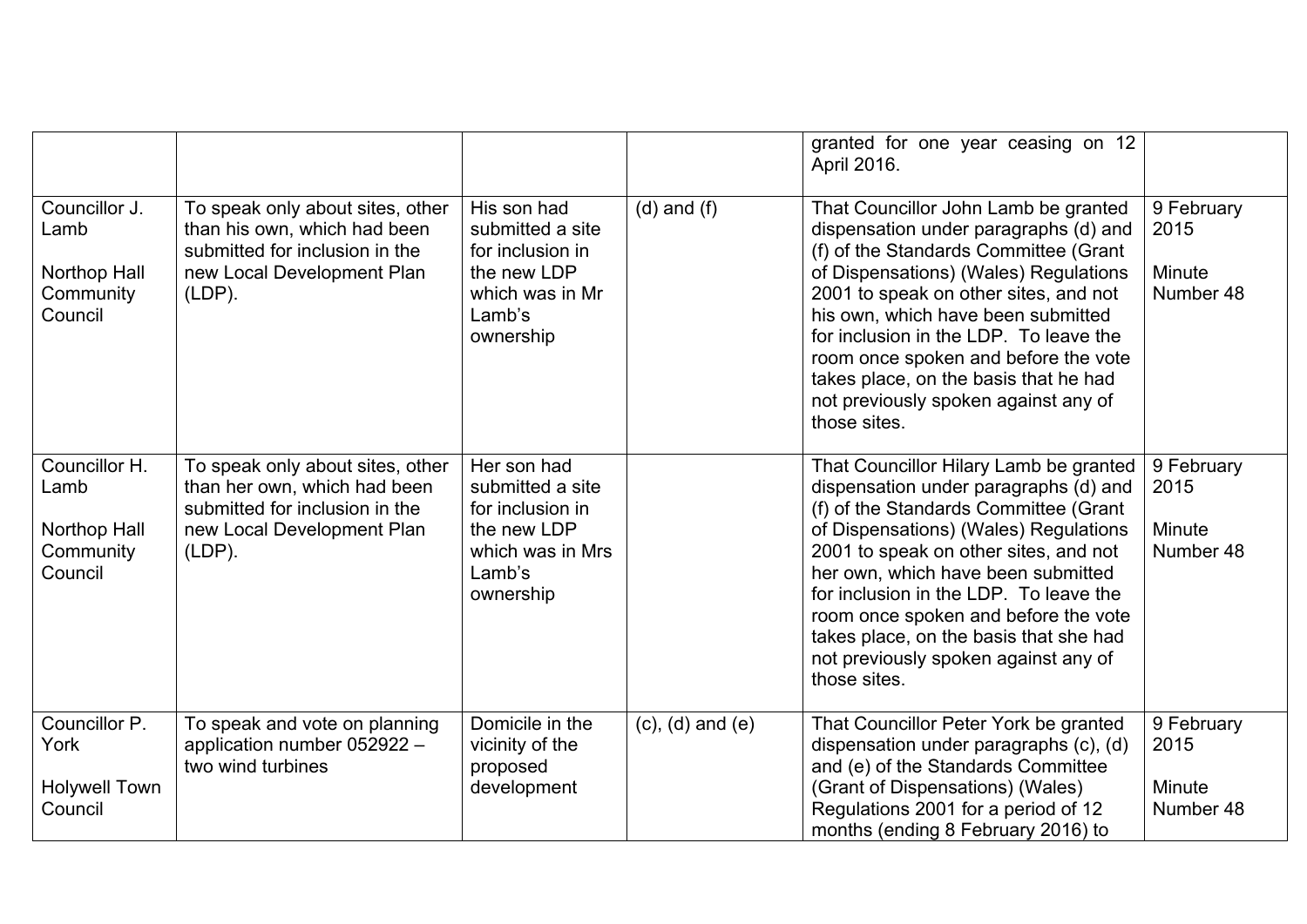| | | | | | |
|---|---|---|---|---|---|
| | | | | granted for one year ceasing on 12 April 2016. | |
| Councillor J. Lamb<br><br>Northop Hall Community Council | To speak only about sites, other than his own, which had been submitted for inclusion in the new Local Development Plan (LDP). | His son had submitted a site for inclusion in the new LDP which was in Mr Lamb's ownership | (d) and (f) | That Councillor John Lamb be granted dispensation under paragraphs (d) and (f) of the Standards Committee (Grant of Dispensations) (Wales) Regulations 2001 to speak on other sites, and not his own, which have been submitted for inclusion in the LDP. To leave the room once spoken and before the vote takes place, on the basis that he had not previously spoken against any of those sites. | 9 February 2015<br><br>Minute Number 48 |
| Councillor H. Lamb<br><br>Northop Hall Community Council | To speak only about sites, other than her own, which had been submitted for inclusion in the new Local Development Plan (LDP). | Her son had submitted a site for inclusion in the new LDP which was in Mrs Lamb's ownership | | That Councillor Hilary Lamb be granted dispensation under paragraphs (d) and (f) of the Standards Committee (Grant of Dispensations) (Wales) Regulations 2001 to speak on other sites, and not her own, which have been submitted for inclusion in the LDP. To leave the room once spoken and before the vote takes place, on the basis that she had not previously spoken against any of those sites. | 9 February 2015<br><br>Minute Number 48 |
| Councillor P. York<br><br>Holywell Town Council | To speak and vote on planning application number 052922 – two wind turbines | Domicile in the vicinity of the proposed development | (c), (d) and (e) | That Councillor Peter York be granted dispensation under paragraphs (c), (d) and (e) of the Standards Committee (Grant of Dispensations) (Wales) Regulations 2001 for a period of 12 months (ending 8 February 2016) to | 9 February 2015<br><br>Minute Number 48 |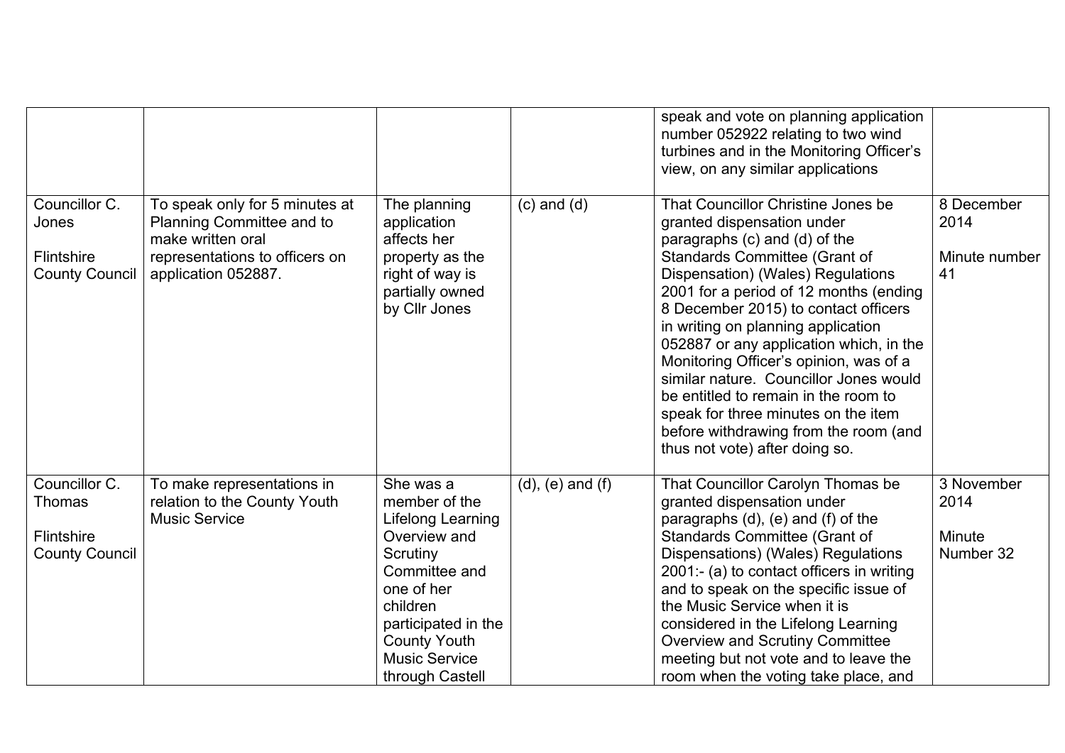|  |  |  |  | speak and vote on planning application number 052922 relating to two wind turbines and in the Monitoring Officer's view, on any similar applications |  |
|---|---|---|---|---|---|
| Councillor C. Jones<br><br>Flintshire County Council | To speak only for 5 minutes at Planning Committee and to make written oral representations to officers on application 052887. | The planning application affects her property as the right of way is partially owned by Cllr Jones | (c) and (d) | That Councillor Christine Jones be granted dispensation under paragraphs (c) and (d) of the Standards Committee (Grant of Dispensation) (Wales) Regulations 2001 for a period of 12 months (ending 8 December 2015) to contact officers in writing on planning application 052887 or any application which, in the Monitoring Officer's opinion, was of a similar nature. Councillor Jones would be entitled to remain in the room to speak for three minutes on the item before withdrawing from the room (and thus not vote) after doing so. | 8 December 2014<br><br>Minute number 41 |
| Councillor C. Thomas<br><br>Flintshire County Council | To make representations in relation to the County Youth Music Service | She was a member of the Lifelong Learning Overview and Scrutiny Committee and one of her children participated in the County Youth Music Service through Castell | (d), (e) and (f) | That Councillor Carolyn Thomas be granted dispensation under paragraphs (d), (e) and (f) of the Standards Committee (Grant of Dispensations) (Wales) Regulations 2001:- (a) to contact officers in writing and to speak on the specific issue of the Music Service when it is considered in the Lifelong Learning Overview and Scrutiny Committee meeting but not vote and to leave the room when the voting take place, and | 3 November 2014<br><br>Minute Number 32 |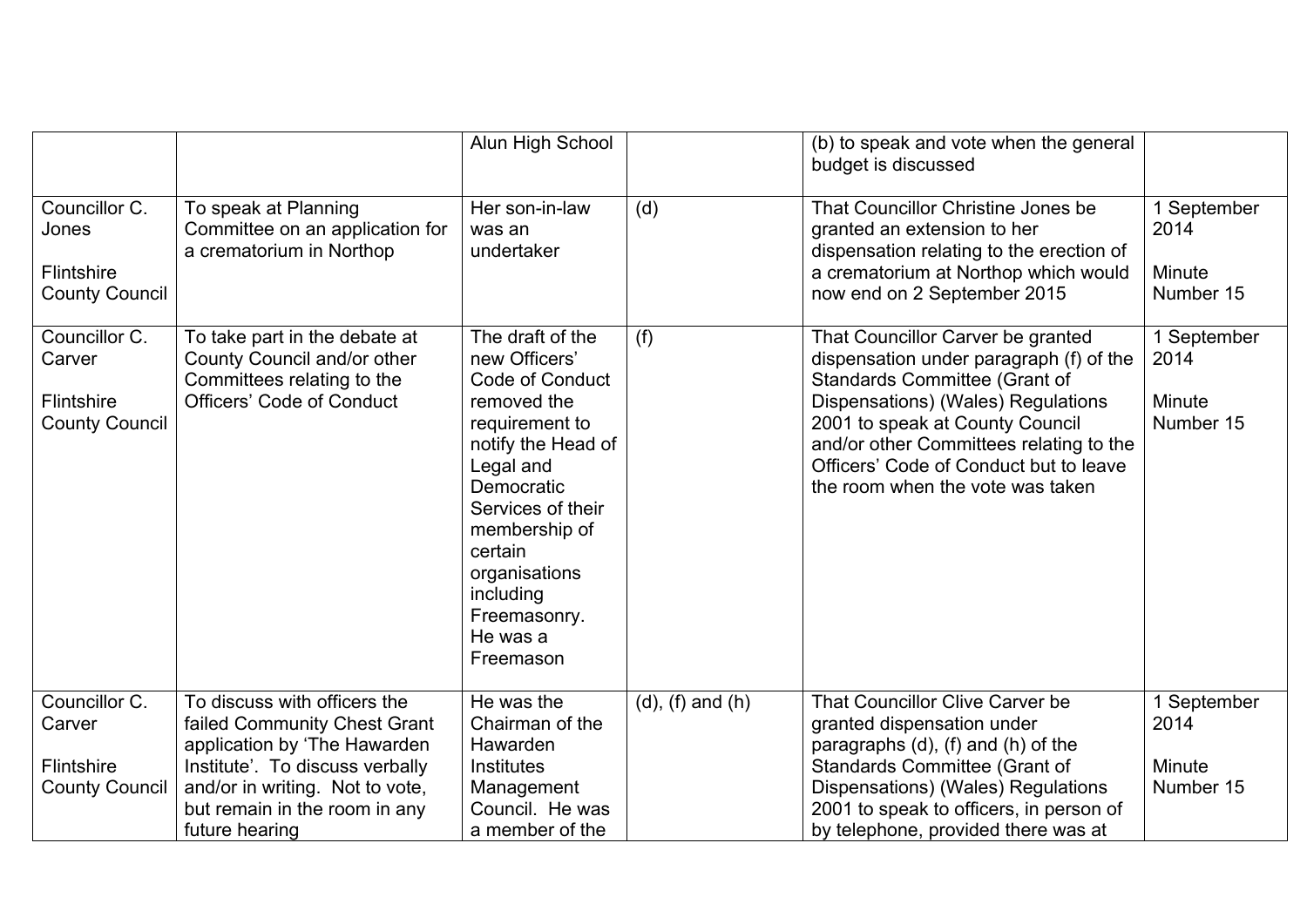| | | | | | |
|---|---|---|---|---|---|
| | | Alun High School | | (b) to speak and vote when the general budget is discussed | |
| Councillor C. Jones<br><br>Flintshire County Council | To speak at Planning Committee on an application for a crematorium in Northop | Her son-in-law was an undertaker | (d) | That Councillor Christine Jones be granted an extension to her dispensation relating to the erection of a crematorium at Northop which would now end on 2 September 2015 | 1 September 2014<br><br>Minute Number 15 |
| Councillor C. Carver<br><br>Flintshire County Council | To take part in the debate at County Council and/or other Committees relating to the Officers' Code of Conduct | The draft of the new Officers' Code of Conduct removed the requirement to notify the Head of Legal and Democratic Services of their membership of certain organisations including Freemasonry. He was a Freemason | (f) | That Councillor Carver be granted dispensation under paragraph (f) of the Standards Committee (Grant of Dispensations) (Wales) Regulations 2001 to speak at County Council and/or other Committees relating to the Officers' Code of Conduct but to leave the room when the vote was taken | 1 September 2014<br><br>Minute Number 15 |
| Councillor C. Carver<br><br>Flintshire County Council | To discuss with officers the failed Community Chest Grant application by 'The Hawarden Institute'. To discuss verbally and/or in writing. Not to vote, but remain in the room in any future hearing | He was the Chairman of the Hawarden Institutes Management Council. He was a member of the | (d), (f) and (h) | That Councillor Clive Carver be granted dispensation under paragraphs (d), (f) and (h) of the Standards Committee (Grant of Dispensations) (Wales) Regulations 2001 to speak to officers, in person of by telephone, provided there was at | 1 September 2014<br><br>Minute Number 15 |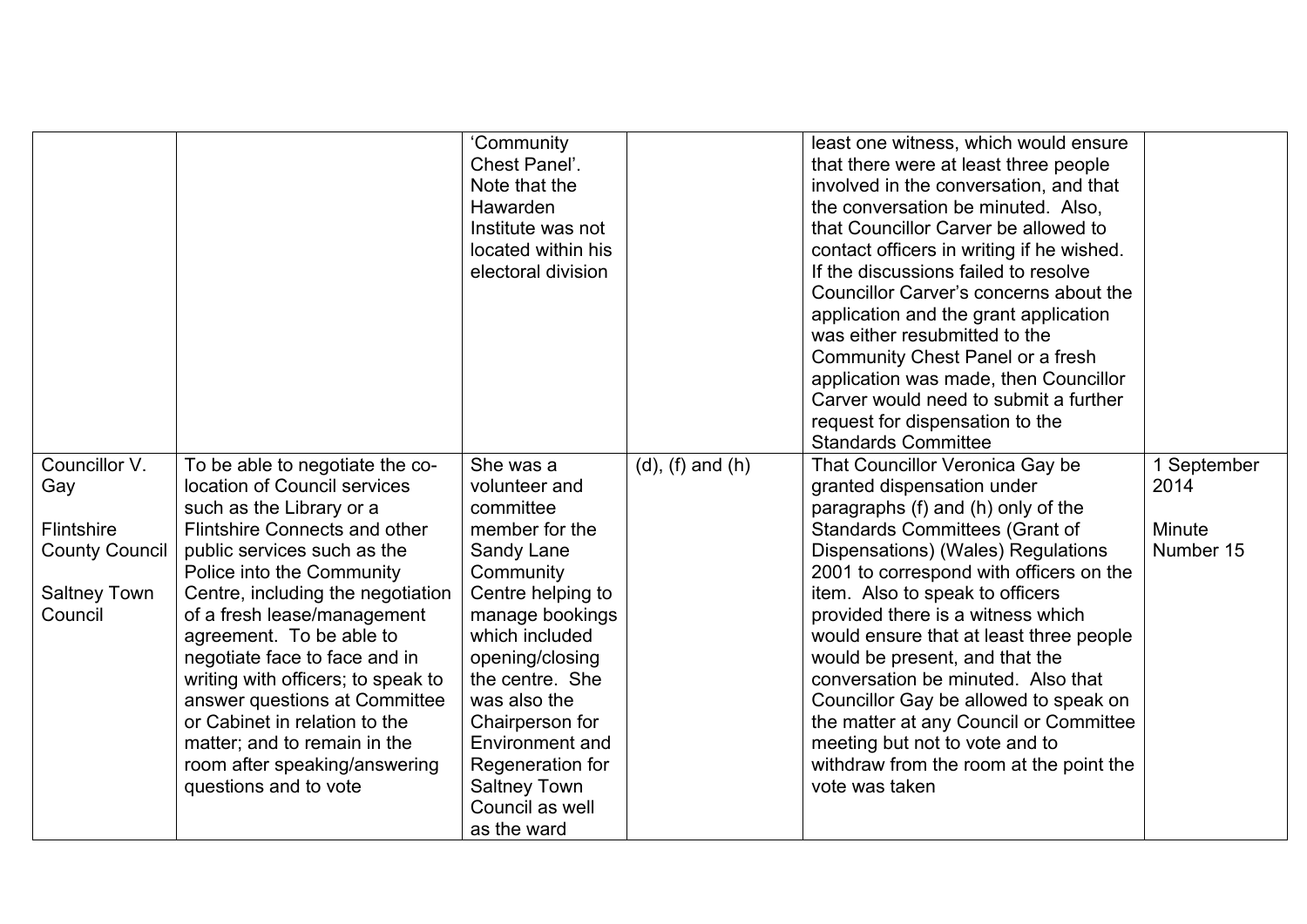| | | 'Community Chest Panel'. Note that the Hawarden Institute was not located within his electoral division | | least one witness, which would ensure that there were at least three people involved in the conversation, and that the conversation be minuted. Also, that Councillor Carver be allowed to contact officers in writing if he wished. If the discussions failed to resolve Councillor Carver's concerns about the application and the grant application was either resubmitted to the Community Chest Panel or a fresh application was made, then Councillor Carver would need to submit a further request for dispensation to the Standards Committee | |
|---|---|---|---|---|---|
| Councillor V. Gay<br><br>Flintshire County Council<br><br>Saltney Town Council | To be able to negotiate the co-location of Council services such as the Library or a Flintshire Connects and other public services such as the Police into the Community Centre, including the negotiation of a fresh lease/management agreement. To be able to negotiate face to face and in writing with officers; to speak to answer questions at Committee or Cabinet in relation to the matter; and to remain in the room after speaking/answering questions and to vote | She was a volunteer and committee member for the Sandy Lane Community Centre helping to manage bookings which included opening/closing the centre. She was also the Chairperson for Environment and Regeneration for Saltney Town Council as well as the ward | (d), (f) and (h) | That Councillor Veronica Gay be granted dispensation under paragraphs (f) and (h) only of the Standards Committees (Grant of Dispensations) (Wales) Regulations 2001 to correspond with officers on the item. Also to speak to officers provided there is a witness which would ensure that at least three people would be present, and that the conversation be minuted. Also that Councillor Gay be allowed to speak on the matter at any Council or Committee meeting but not to vote and to withdraw from the room at the point the vote was taken | 1 September 2014<br><br>Minute Number 15 |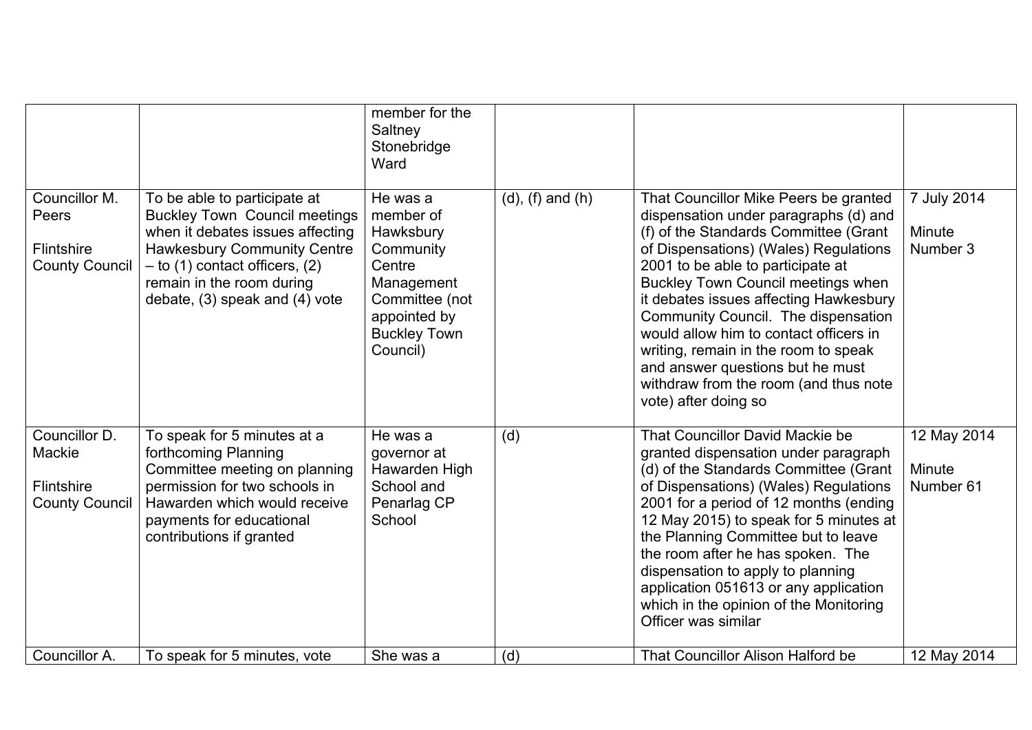| | | | | | |
|---|---|---|---|---|---|
| | | member for the Saltney Stonebridge Ward | | | |
| Councillor M. Peers<br><br>Flintshire County Council | To be able to participate at Buckley Town Council meetings when it debates issues affecting Hawkesbury Community Centre – to (1) contact officers, (2) remain in the room during debate, (3) speak and (4) vote | He was a member of Hawksbury Community Centre Management Committee (not appointed by Buckley Town Council) | (d), (f) and (h) | That Councillor Mike Peers be granted dispensation under paragraphs (d) and (f) of the Standards Committee (Grant of Dispensations) (Wales) Regulations 2001 to be able to participate at Buckley Town Council meetings when it debates issues affecting Hawkesbury Community Council. The dispensation would allow him to contact officers in writing, remain in the room to speak and answer questions but he must withdraw from the room (and thus note vote) after doing so | 7 July 2014<br><br>Minute Number 3 |
| Councillor D. Mackie<br><br>Flintshire County Council | To speak for 5 minutes at a forthcoming Planning Committee meeting on planning permission for two schools in Hawarden which would receive payments for educational contributions if granted | He was a governor at Hawarden High School and Penarlag CP School | (d) | That Councillor David Mackie be granted dispensation under paragraph (d) of the Standards Committee (Grant of Dispensations) (Wales) Regulations 2001 for a period of 12 months (ending 12 May 2015) to speak for 5 minutes at the Planning Committee but to leave the room after he has spoken. The dispensation to apply to planning application 051613 or any application which in the opinion of the Monitoring Officer was similar | 12 May 2014<br><br>Minute Number 61 |
| Councillor A. | To speak for 5 minutes, vote | She was a | (d) | That Councillor Alison Halford be | 12 May 2014 |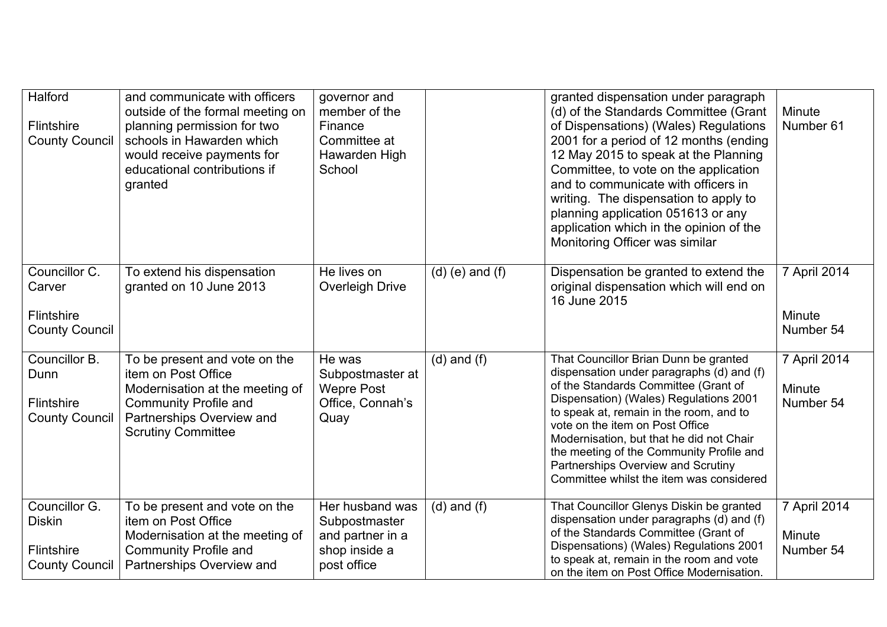| | | | | | |
|---|---|---|---|---|---|
| Halford<br><br>Flintshire County Council | and communicate with officers outside of the formal meeting on planning permission for two schools in Hawarden which would receive payments for educational contributions if granted | governor and member of the Finance Committee at Hawarden High School | | granted dispensation under paragraph (d) of the Standards Committee (Grant of Dispensations) (Wales) Regulations 2001 for a period of 12 months (ending 12 May 2015 to speak at the Planning Committee, to vote on the application and to communicate with officers in writing. The dispensation to apply to planning application 051613 or any application which in the opinion of the Monitoring Officer was similar | Minute Number 61 |
| Councillor C. Carver<br><br>Flintshire County Council | To extend his dispensation granted on 10 June 2013 | He lives on Overleigh Drive | (d) (e) and (f) | Dispensation be granted to extend the original dispensation which will end on 16 June 2015 | 7 April 2014<br><br>Minute Number 54 |
| Councillor B. Dunn<br><br>Flintshire County Council | To be present and vote on the item on Post Office Modernisation at the meeting of Community Profile and Partnerships Overview and Scrutiny Committee | He was Subpostmaster at Wepre Post Office, Connah's Quay | (d) and (f) | That Councillor Brian Dunn be granted dispensation under paragraphs (d) and (f) of the Standards Committee (Grant of Dispensation) (Wales) Regulations 2001 to speak at, remain in the room, and to vote on the item on Post Office Modernisation, but that he did not Chair the meeting of the Community Profile and Partnerships Overview and Scrutiny Committee whilst the item was considered | 7 April 2014<br><br>Minute Number 54 |
| Councillor G. Diskin<br><br>Flintshire County Council | To be present and vote on the item on Post Office Modernisation at the meeting of Community Profile and Partnerships Overview and | Her husband was Subpostmaster and partner in a shop inside a post office | (d) and (f) | That Councillor Glenys Diskin be granted dispensation under paragraphs (d) and (f) of the Standards Committee (Grant of Dispensations) (Wales) Regulations 2001 to speak at, remain in the room and vote on the item on Post Office Modernisation. | 7 April 2014<br><br>Minute Number 54 |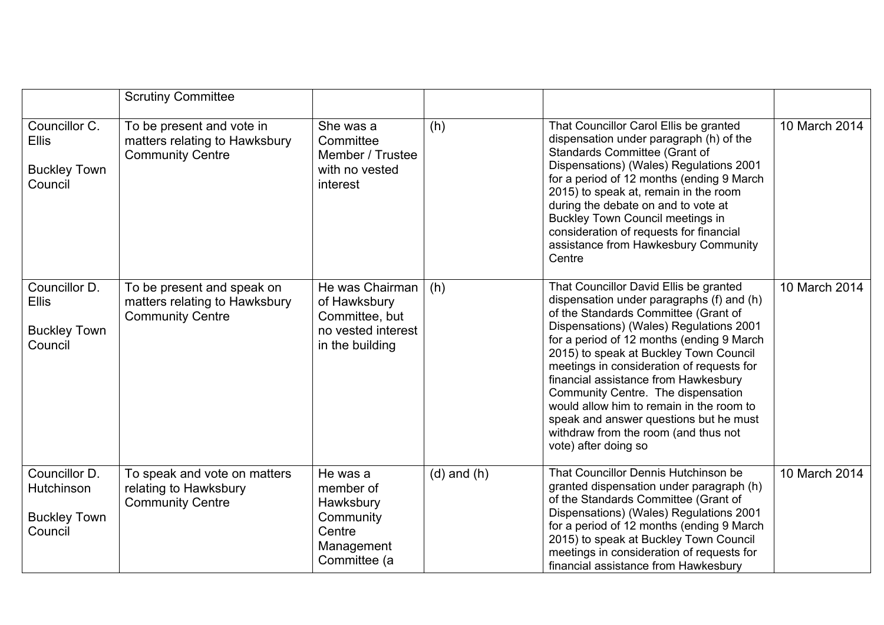|  | Scrutiny Committee |  |  |  |  |
|---|---|---|---|---|---|
| Councillor C. Ellis<br><br>Buckley Town Council | To be present and vote in matters relating to Hawksbury Community Centre | She was a Committee Member / Trustee with no vested interest | (h) | That Councillor Carol Ellis be granted dispensation under paragraph (h) of the Standards Committee (Grant of Dispensations) (Wales) Regulations 2001 for a period of 12 months (ending 9 March 2015) to speak at, remain in the room during the debate on and to vote at Buckley Town Council meetings in consideration of requests for financial assistance from Hawkesbury Community Centre | 10 March 2014 |
| Councillor D. Ellis<br><br>Buckley Town Council | To be present and speak on matters relating to Hawksbury Community Centre | He was Chairman of Hawksbury Committee, but no vested interest in the building | (h) | That Councillor David Ellis be granted dispensation under paragraphs (f) and (h) of the Standards Committee (Grant of Dispensations) (Wales) Regulations 2001 for a period of 12 months (ending 9 March 2015) to speak at Buckley Town Council meetings in consideration of requests for financial assistance from Hawkesbury Community Centre. The dispensation would allow him to remain in the room to speak and answer questions but he must withdraw from the room (and thus not vote) after doing so | 10 March 2014 |
| Councillor D. Hutchinson<br><br>Buckley Town Council | To speak and vote on matters relating to Hawksbury Community Centre | He was a member of Hawksbury Community Centre Management Committee (a | (d) and (h) | That Councillor Dennis Hutchinson be granted dispensation under paragraph (h) of the Standards Committee (Grant of Dispensations) (Wales) Regulations 2001 for a period of 12 months (ending 9 March 2015) to speak at Buckley Town Council meetings in consideration of requests for financial assistance from Hawkesbury | 10 March 2014 |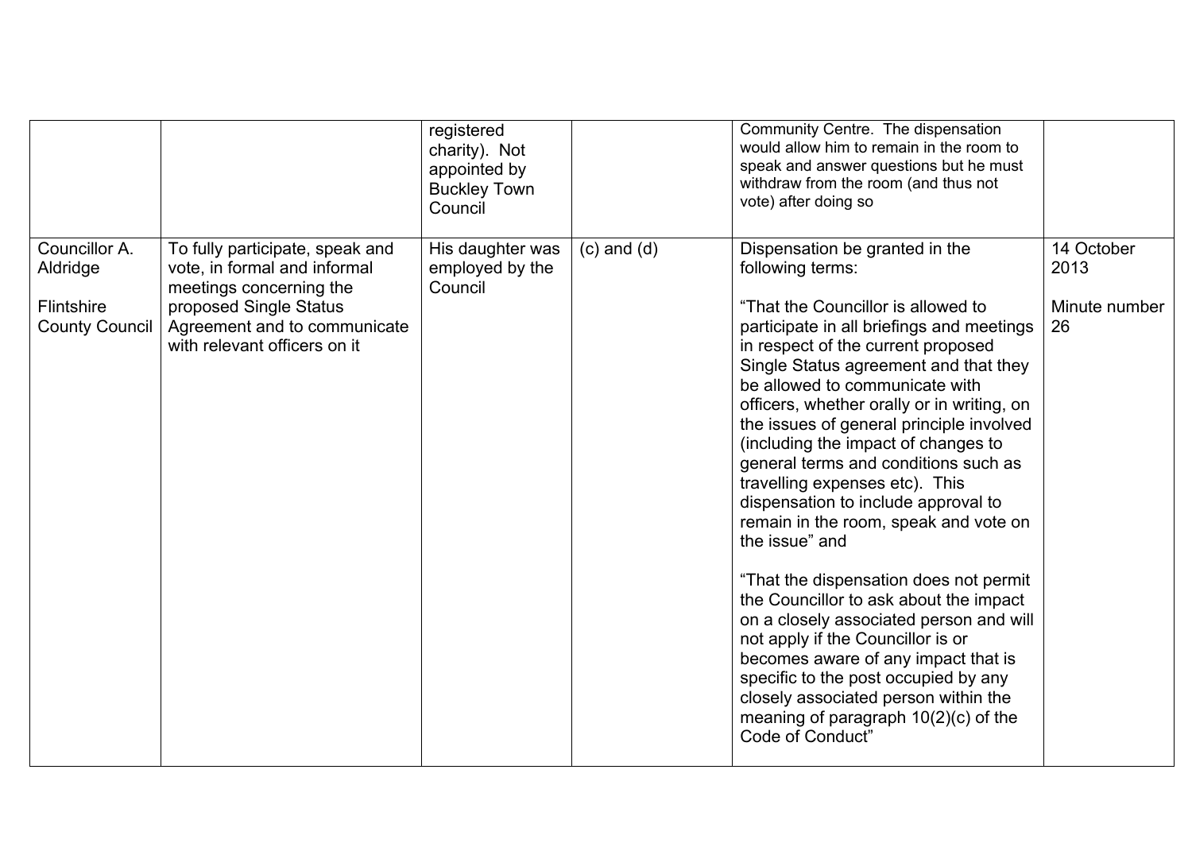|  |  |  |  |  |  |
|---|---|---|---|---|---|
|  |  | registered charity). Not appointed by Buckley Town Council |  | Community Centre. The dispensation would allow him to remain in the room to speak and answer questions but he must withdraw from the room (and thus not vote) after doing so |  |
| Councillor A. Aldridge<br><br>Flintshire County Council | To fully participate, speak and vote, in formal and informal meetings concerning the proposed Single Status Agreement and to communicate with relevant officers on it | His daughter was employed by the Council | (c) and (d) | Dispensation be granted in the following terms:<br><br>"That the Councillor is allowed to participate in all briefings and meetings in respect of the current proposed Single Status agreement and that they be allowed to communicate with officers, whether orally or in writing, on the issues of general principle involved (including the impact of changes to general terms and conditions such as travelling expenses etc). This dispensation to include approval to remain in the room, speak and vote on the issue" and<br><br>"That the dispensation does not permit the Councillor to ask about the impact on a closely associated person and will not apply if the Councillor is or becomes aware of any impact that is specific to the post occupied by any closely associated person within the meaning of paragraph 10(2)(c) of the Code of Conduct" | 14 October 2013<br><br>Minute number 26 |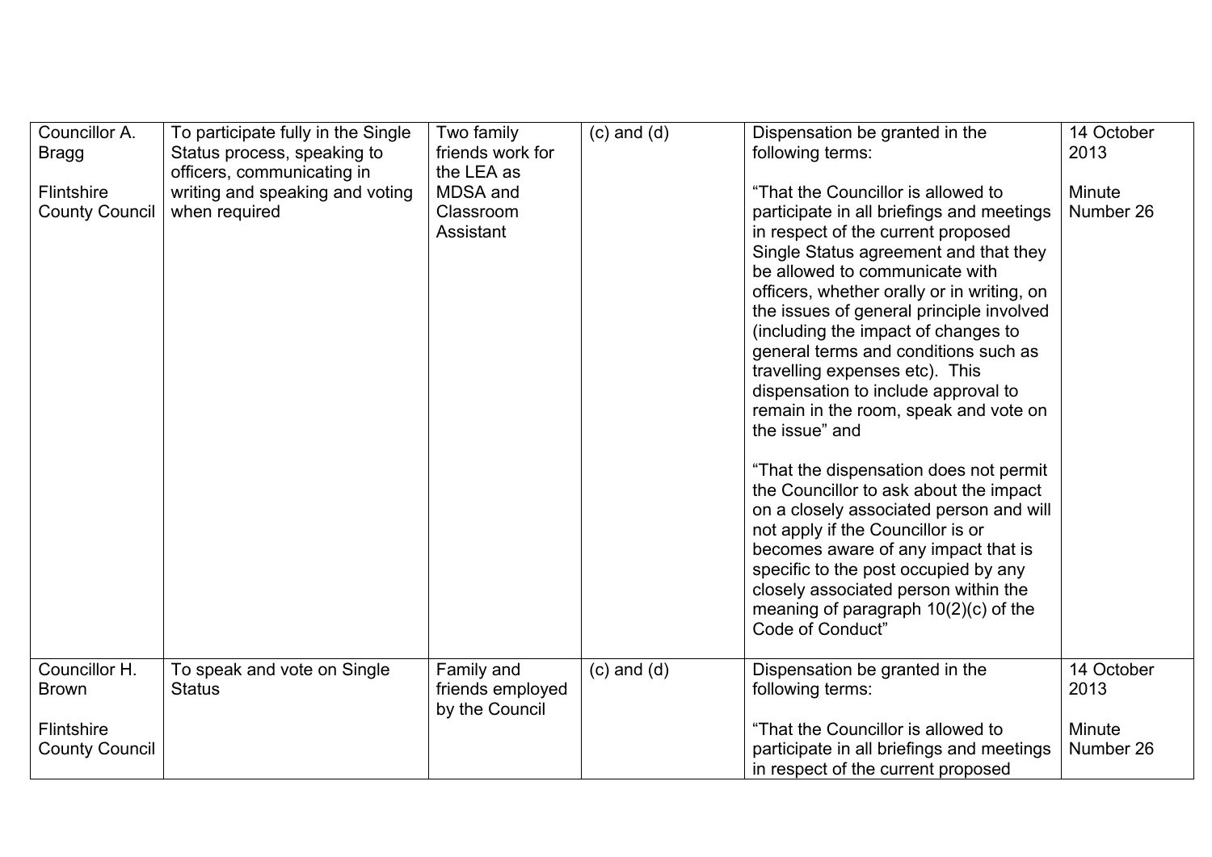| Councillor A. Bragg<br><br>Flintshire County Council | To participate fully in the Single Status process, speaking to officers, communicating in writing and speaking and voting when required | Two family friends work for the LEA as MDSA and Classroom Assistant | (c) and (d) | Dispensation be granted in the following terms:<br><br>“That the Councillor is allowed to participate in all briefings and meetings in respect of the current proposed Single Status agreement and that they be allowed to communicate with officers, whether orally or in writing, on the issues of general principle involved (including the impact of changes to general terms and conditions such as travelling expenses etc). This dispensation to include approval to remain in the room, speak and vote on the issue” and<br><br>“That the dispensation does not permit the Councillor to ask about the impact on a closely associated person and will not apply if the Councillor is or becomes aware of any impact that is specific to the post occupied by any closely associated person within the meaning of paragraph 10(2)(c) of the Code of Conduct” | 14 October 2013<br><br>Minute Number 26 |
|---|---|---|---|---|---|
| Councillor H. Brown<br><br>Flintshire County Council | To speak and vote on Single Status | Family and friends employed by the Council | (c) and (d) | Dispensation be granted in the following terms:<br><br>“That the Councillor is allowed to participate in all briefings and meetings in respect of the current proposed | 14 October 2013<br><br>Minute Number 26 |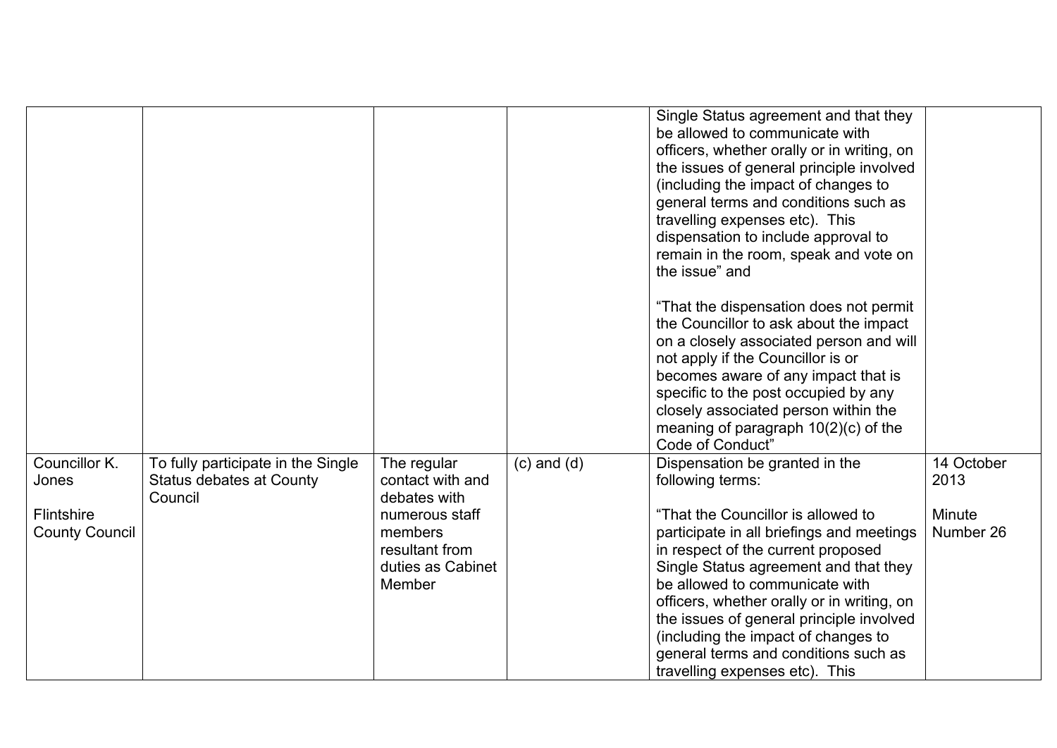| | | | | | |
|---|---|---|---|---|---|
| | | | | Single Status agreement and that they be allowed to communicate with officers, whether orally or in writing, on the issues of general principle involved (including the impact of changes to general terms and conditions such as travelling expenses etc). This dispensation to include approval to remain in the room, speak and vote on the issue" and<br><br>"That the dispensation does not permit the Councillor to ask about the impact on a closely associated person and will not apply if the Councillor is or becomes aware of any impact that is specific to the post occupied by any closely associated person within the meaning of paragraph 10(2)(c) of the Code of Conduct" | |
| Councillor K. Jones<br><br>Flintshire County Council | To fully participate in the Single Status debates at County Council | The regular contact with and debates with numerous staff members resultant from duties as Cabinet Member | (c) and (d) | Dispensation be granted in the following terms:<br><br>"That the Councillor is allowed to participate in all briefings and meetings in respect of the current proposed Single Status agreement and that they be allowed to communicate with officers, whether orally or in writing, on the issues of general principle involved (including the impact of changes to general terms and conditions such as travelling expenses etc). This | 14 October 2013<br><br>Minute Number 26 |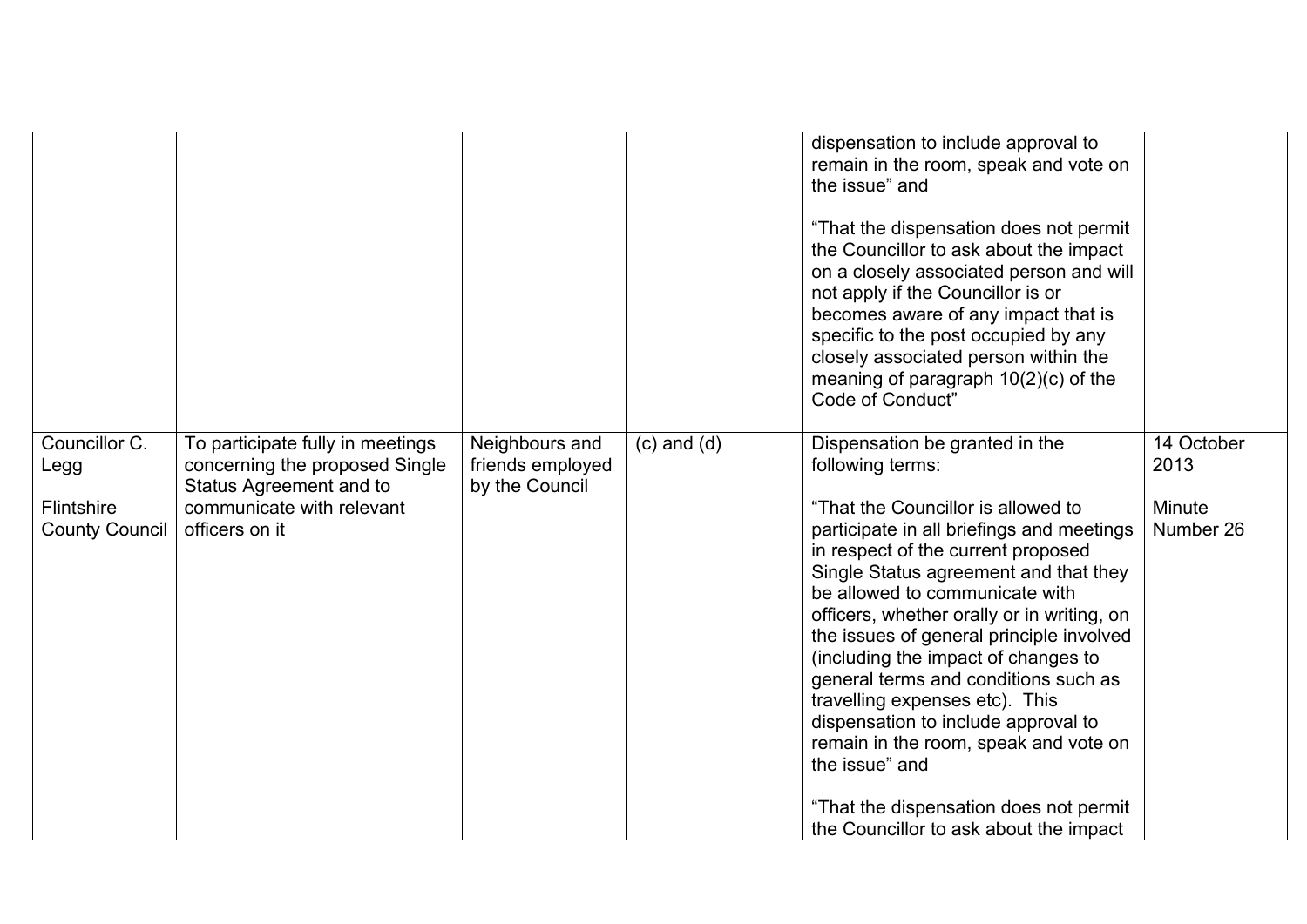| | | | | | |
|---|---|---|---|---|---|
| | | | | dispensation to include approval to remain in the room, speak and vote on the issue" and<br><br>"That the dispensation does not permit the Councillor to ask about the impact on a closely associated person and will not apply if the Councillor is or becomes aware of any impact that is specific to the post occupied by any closely associated person within the meaning of paragraph 10(2)(c) of the Code of Conduct" | |
| Councillor C. Legg<br><br>Flintshire County Council | To participate fully in meetings concerning the proposed Single Status Agreement and to communicate with relevant officers on it | Neighbours and friends employed by the Council | (c) and (d) | Dispensation be granted in the following terms:<br><br>"That the Councillor is allowed to participate in all briefings and meetings in respect of the current proposed Single Status agreement and that they be allowed to communicate with officers, whether orally or in writing, on the issues of general principle involved (including the impact of changes to general terms and conditions such as travelling expenses etc). This dispensation to include approval to remain in the room, speak and vote on the issue" and<br><br>"That the dispensation does not permit the Councillor to ask about the impact | 14 October 2013<br><br>Minute Number 26 |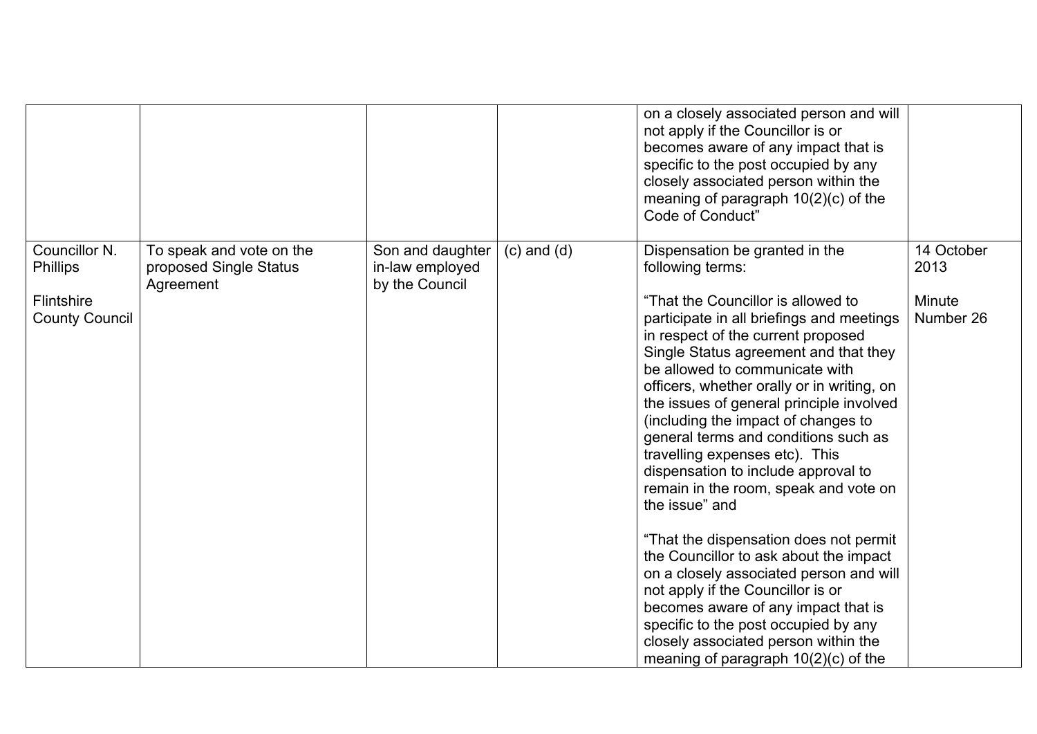| | | | | | |
|---|---|---|---|---|---|
| | | | | on a closely associated person and will not apply if the Councillor is or becomes aware of any impact that is specific to the post occupied by any closely associated person within the meaning of paragraph 10(2)(c) of the Code of Conduct” | |
| Councillor N. Phillips<br><br>Flintshire County Council | To speak and vote on the proposed Single Status Agreement | Son and daughter in-law employed by the Council | (c) and (d) | Dispensation be granted in the following terms:<br><br>“That the Councillor is allowed to participate in all briefings and meetings in respect of the current proposed Single Status agreement and that they be allowed to communicate with officers, whether orally or in writing, on the issues of general principle involved (including the impact of changes to general terms and conditions such as travelling expenses etc). This dispensation to include approval to remain in the room, speak and vote on the issue” and<br><br>“That the dispensation does not permit the Councillor to ask about the impact on a closely associated person and will not apply if the Councillor is or becomes aware of any impact that is specific to the post occupied by any closely associated person within the meaning of paragraph 10(2)(c) of the | 14 October 2013<br><br>Minute Number 26 |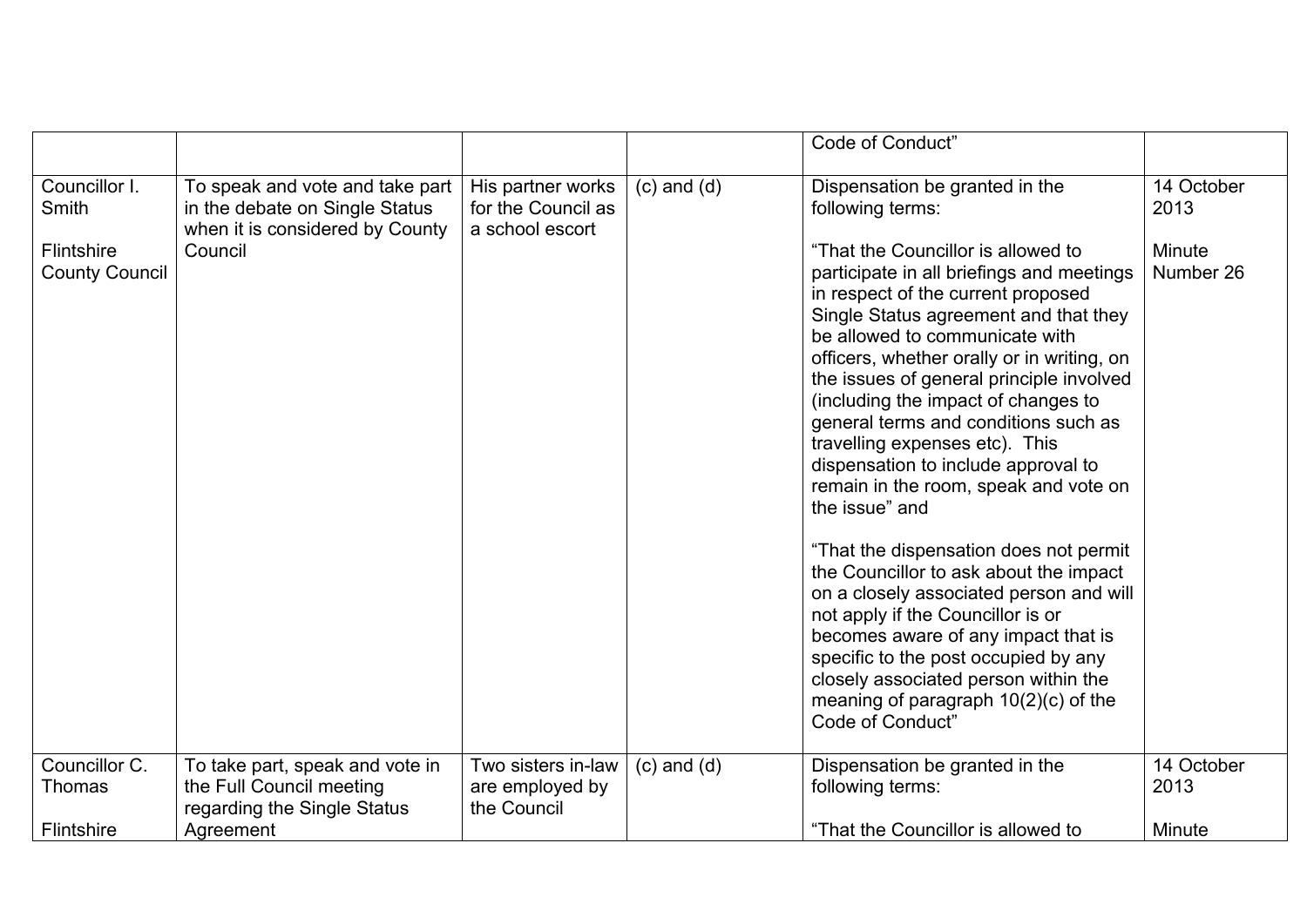| | | | | | |
|---|---|---|---|---|---|
| | | | | Code of Conduct” | |
| Councillor I. Smith<br><br>Flintshire County Council | To speak and vote and take part in the debate on Single Status when it is considered by County Council | His partner works for the Council as a school escort | (c) and (d) | Dispensation be granted in the following terms:<br><br>“That the Councillor is allowed to participate in all briefings and meetings in respect of the current proposed Single Status agreement and that they be allowed to communicate with officers, whether orally or in writing, on the issues of general principle involved (including the impact of changes to general terms and conditions such as travelling expenses etc). This dispensation to include approval to remain in the room, speak and vote on the issue” and<br><br>“That the dispensation does not permit the Councillor to ask about the impact on a closely associated person and will not apply if the Councillor is or becomes aware of any impact that is specific to the post occupied by any closely associated person within the meaning of paragraph 10(2)(c) of the Code of Conduct” | 14 October 2013<br><br>Minute Number 26 |
| Councillor C. Thomas<br><br>Flintshire | To take part, speak and vote in the Full Council meeting regarding the Single Status Agreement | Two sisters in-law are employed by the Council | (c) and (d) | Dispensation be granted in the following terms:<br><br>“That the Councillor is allowed to | 14 October 2013<br><br>Minute |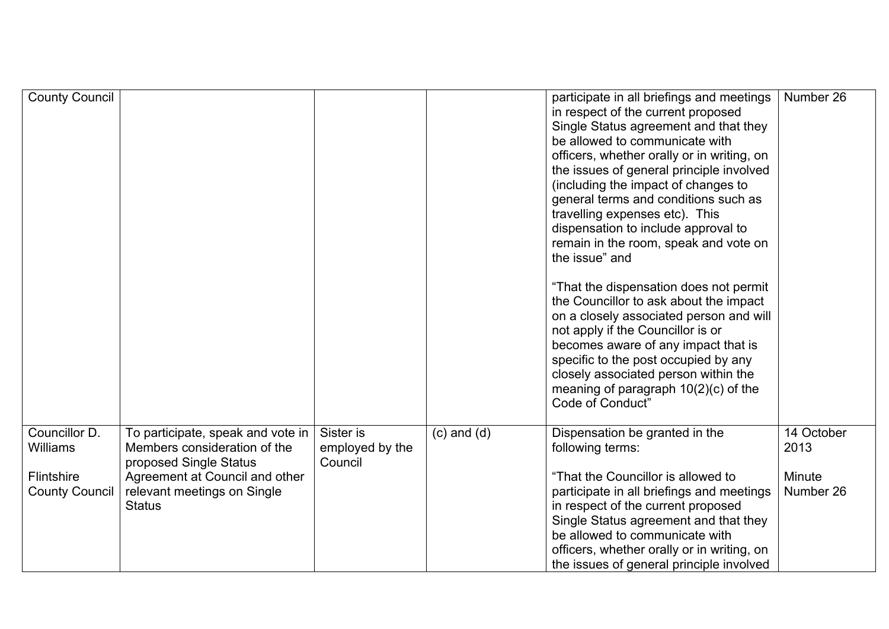| County Council | | | | participate in all briefings and meetings in respect of the current proposed Single Status agreement and that they be allowed to communicate with officers, whether orally or in writing, on the issues of general principle involved (including the impact of changes to general terms and conditions such as travelling expenses etc). This dispensation to include approval to remain in the room, speak and vote on the issue" and<br><br>"That the dispensation does not permit the Councillor to ask about the impact on a closely associated person and will not apply if the Councillor is or becomes aware of any impact that is specific to the post occupied by any closely associated person within the meaning of paragraph 10(2)(c) of the Code of Conduct" | Number 26 |
|---|---|---|---|---|---|
| Councillor D. Williams<br><br>Flintshire County Council | To participate, speak and vote in Members consideration of the proposed Single Status Agreement at Council and other relevant meetings on Single Status | Sister is employed by the Council | (c) and (d) | Dispensation be granted in the following terms:<br><br>"That the Councillor is allowed to participate in all briefings and meetings in respect of the current proposed Single Status agreement and that they be allowed to communicate with officers, whether orally or in writing, on the issues of general principle involved | 14 October 2013<br><br>Minute Number 26 |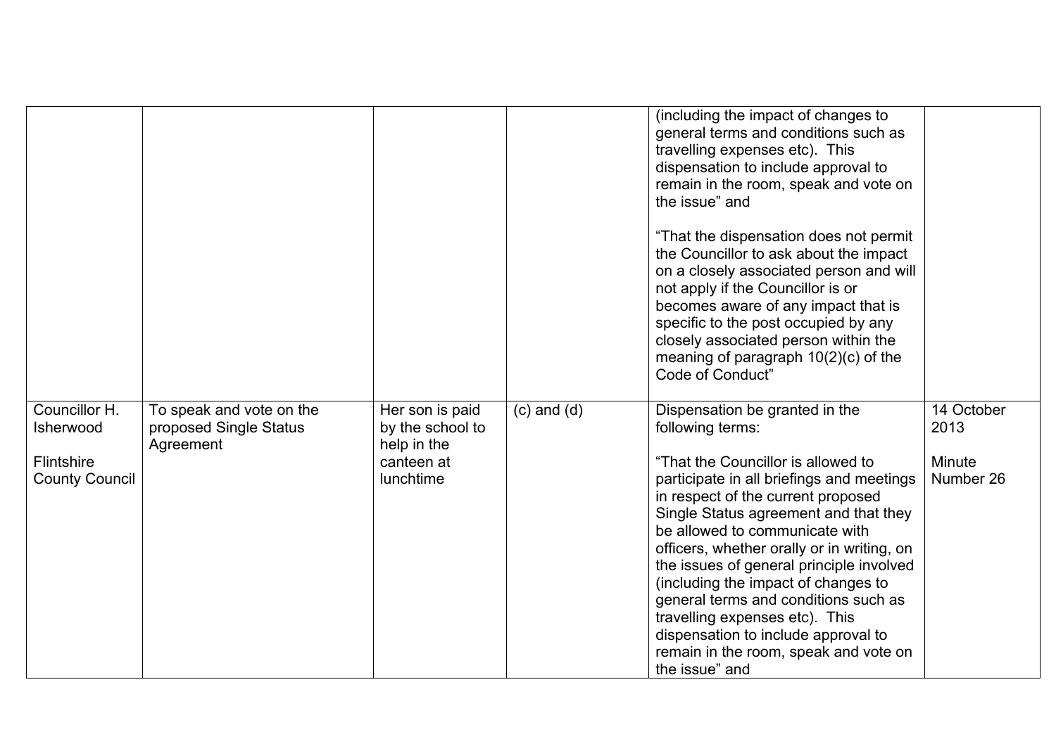| | | | | | |
|---|---|---|---|---|---|
| | | | | (including the impact of changes to general terms and conditions such as travelling expenses etc). This dispensation to include approval to remain in the room, speak and vote on the issue" and<br><br>"That the dispensation does not permit the Councillor to ask about the impact on a closely associated person and will not apply if the Councillor is or becomes aware of any impact that is specific to the post occupied by any closely associated person within the meaning of paragraph 10(2)(c) of the Code of Conduct" | |
| Councillor H. Isherwood<br><br>Flintshire County Council | To speak and vote on the proposed Single Status Agreement | Her son is paid by the school to help in the canteen at lunchtime | (c) and (d) | Dispensation be granted in the following terms:<br><br>"That the Councillor is allowed to participate in all briefings and meetings in respect of the current proposed Single Status agreement and that they be allowed to communicate with officers, whether orally or in writing, on the issues of general principle involved (including the impact of changes to general terms and conditions such as travelling expenses etc). This dispensation to include approval to remain in the room, speak and vote on the issue" and | 14 October 2013<br><br>Minute Number 26 |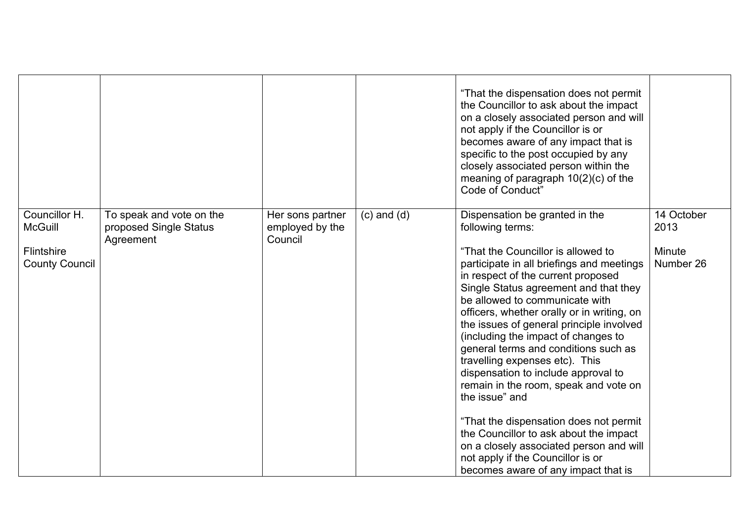| | | | | | |
|---|---|---|---|---|---|
| | | | | "That the dispensation does not permit the Councillor to ask about the impact on a closely associated person and will not apply if the Councillor is or becomes aware of any impact that is specific to the post occupied by any closely associated person within the meaning of paragraph 10(2)(c) of the Code of Conduct" | |
| Councillor H. McGuill<br><br>Flintshire County Council | To speak and vote on the proposed Single Status Agreement | Her sons partner employed by the Council | (c) and (d) | Dispensation be granted in the following terms:<br><br>"That the Councillor is allowed to participate in all briefings and meetings in respect of the current proposed Single Status agreement and that they be allowed to communicate with officers, whether orally or in writing, on the issues of general principle involved (including the impact of changes to general terms and conditions such as travelling expenses etc). This dispensation to include approval to remain in the room, speak and vote on the issue" and<br><br>"That the dispensation does not permit the Councillor to ask about the impact on a closely associated person and will not apply if the Councillor is or becomes aware of any impact that is | 14 October 2013<br><br>Minute Number 26 |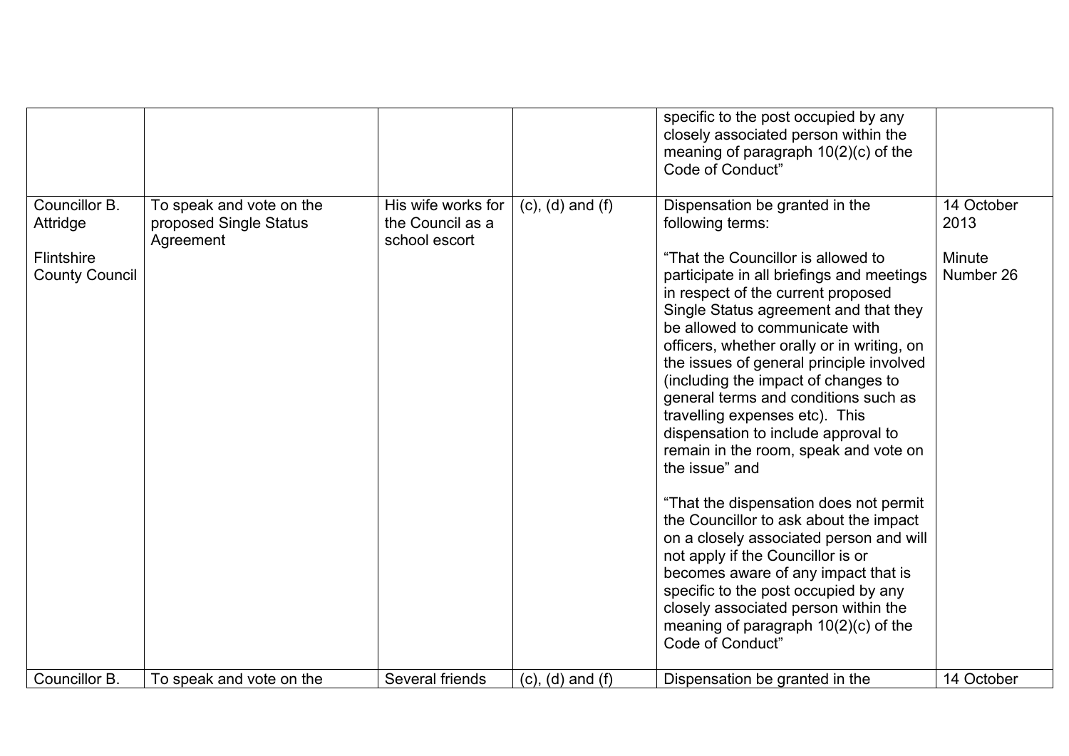| | | | | | |
|---|---|---|---|---|---|
| | | | | specific to the post occupied by any closely associated person within the meaning of paragraph 10(2)(c) of the Code of Conduct” | |
| Councillor B. Attridge<br><br>Flintshire County Council | To speak and vote on the proposed Single Status Agreement | His wife works for the Council as a school escort | (c), (d) and (f) | Dispensation be granted in the following terms:<br><br>“That the Councillor is allowed to participate in all briefings and meetings in respect of the current proposed Single Status agreement and that they be allowed to communicate with officers, whether orally or in writing, on the issues of general principle involved (including the impact of changes to general terms and conditions such as travelling expenses etc). This dispensation to include approval to remain in the room, speak and vote on the issue” and<br><br>“That the dispensation does not permit the Councillor to ask about the impact on a closely associated person and will not apply if the Councillor is or becomes aware of any impact that is specific to the post occupied by any closely associated person within the meaning of paragraph 10(2)(c) of the Code of Conduct” | 14 October 2013<br><br>Minute Number 26 |
| Councillor B. | To speak and vote on the | Several friends | (c), (d) and (f) | Dispensation be granted in the | 14 October |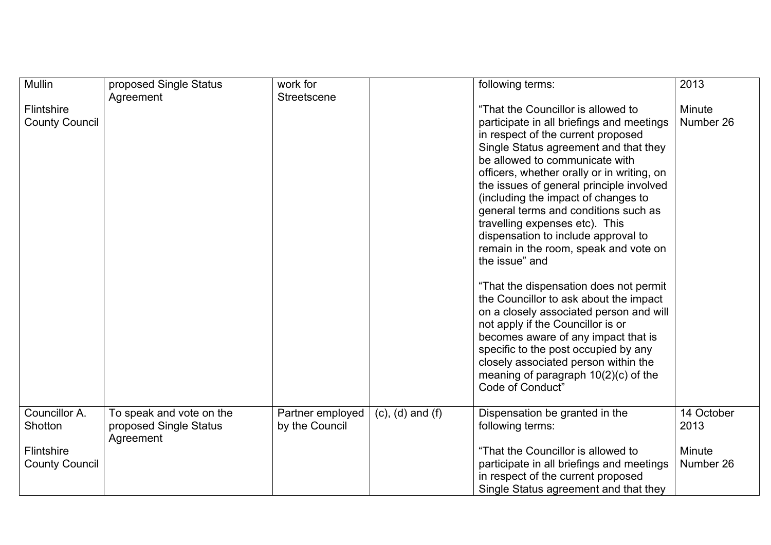| | | | | | |
|---|---|---|---|---|---|
| Mullin<br><br>Flintshire County Council | proposed Single Status Agreement | work for Streetscene | | following terms:<br><br>"That the Councillor is allowed to participate in all briefings and meetings in respect of the current proposed Single Status agreement and that they be allowed to communicate with officers, whether orally or in writing, on the issues of general principle involved (including the impact of changes to general terms and conditions such as travelling expenses etc). This dispensation to include approval to remain in the room, speak and vote on the issue" and<br><br>"That the dispensation does not permit the Councillor to ask about the impact on a closely associated person and will not apply if the Councillor is or becomes aware of any impact that is specific to the post occupied by any closely associated person within the meaning of paragraph 10(2)(c) of the Code of Conduct" | 2013<br><br>Minute Number 26 |
| Councillor A. Shotton<br><br>Flintshire County Council | To speak and vote on the proposed Single Status Agreement | Partner employed by the Council | (c), (d) and (f) | Dispensation be granted in the following terms:<br><br>"That the Councillor is allowed to participate in all briefings and meetings in respect of the current proposed Single Status agreement and that they | 14 October 2013<br><br>Minute Number 26 |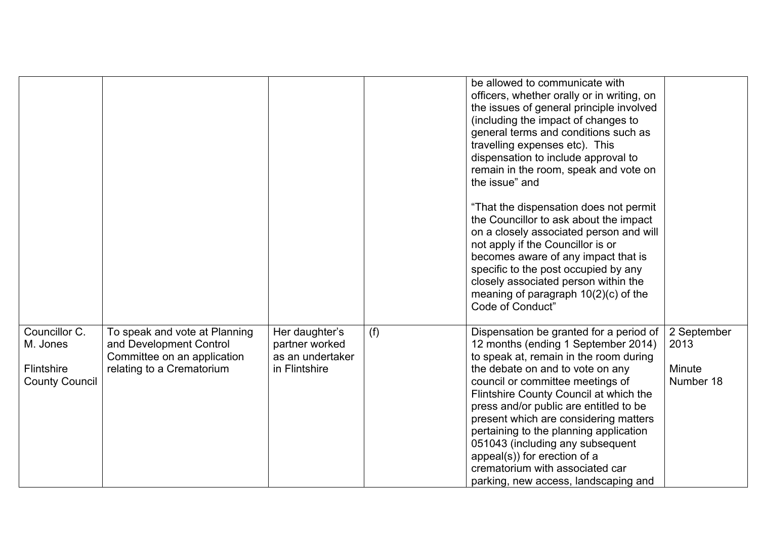|  |  |  |  |  |  |
| --- | --- | --- | --- | --- | --- |
|  |  |  |  | be allowed to communicate with officers, whether orally or in writing, on the issues of general principle involved (including the impact of changes to general terms and conditions such as travelling expenses etc). This dispensation to include approval to remain in the room, speak and vote on the issue" and<br><br>"That the dispensation does not permit the Councillor to ask about the impact on a closely associated person and will not apply if the Councillor is or becomes aware of any impact that is specific to the post occupied by any closely associated person within the meaning of paragraph 10(2)(c) of the Code of Conduct" |  |
| Councillor C. M. Jones<br><br>Flintshire County Council | To speak and vote at Planning and Development Control Committee on an application relating to a Crematorium | Her daughter's partner worked as an undertaker in Flintshire | (f) | Dispensation be granted for a period of 12 months (ending 1 September 2014) to speak at, remain in the room during the debate on and to vote on any council or committee meetings of Flintshire County Council at which the press and/or public are entitled to be present which are considering matters pertaining to the planning application 051043 (including any subsequent appeal(s)) for erection of a crematorium with associated car parking, new access, landscaping and | 2 September 2013<br><br>Minute Number 18 |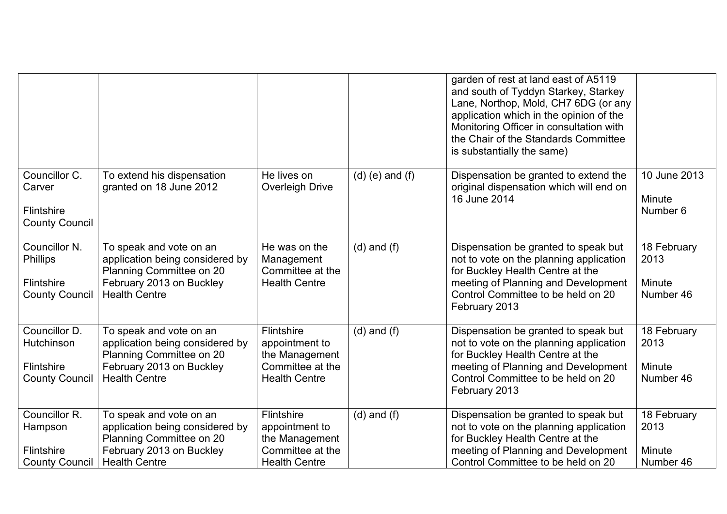| | | | | garden of rest at land east of A5119 and south of Tyddyn Starkey, Starkey Lane, Northop, Mold, CH7 6DG (or any application which in the opinion of the Monitoring Officer in consultation with the Chair of the Standards Committee is substantially the same) | |
|---|---|---|---|---|---|
| Councillor C. Carver<br><br>Flintshire County Council | To extend his dispensation granted on 18 June 2012 | He lives on Overleigh Drive | (d) (e) and (f) | Dispensation be granted to extend the original dispensation which will end on 16 June 2014 | 10 June 2013<br><br>Minute Number 6 |
| Councillor N. Phillips<br><br>Flintshire County Council | To speak and vote on an application being considered by Planning Committee on 20 February 2013 on Buckley Health Centre | He was on the Management Committee at the Health Centre | (d) and (f) | Dispensation be granted to speak but not to vote on the planning application for Buckley Health Centre at the meeting of Planning and Development Control Committee to be held on 20 February 2013 | 18 February 2013<br><br>Minute Number 46 |
| Councillor D. Hutchinson<br><br>Flintshire County Council | To speak and vote on an application being considered by Planning Committee on 20 February 2013 on Buckley Health Centre | Flintshire appointment to the Management Committee at the Health Centre | (d) and (f) | Dispensation be granted to speak but not to vote on the planning application for Buckley Health Centre at the meeting of Planning and Development Control Committee to be held on 20 February 2013 | 18 February 2013<br><br>Minute Number 46 |
| Councillor R. Hampson<br><br>Flintshire County Council | To speak and vote on an application being considered by Planning Committee on 20 February 2013 on Buckley Health Centre | Flintshire appointment to the Management Committee at the Health Centre | (d) and (f) | Dispensation be granted to speak but not to vote on the planning application for Buckley Health Centre at the meeting of Planning and Development Control Committee to be held on 20 | 18 February 2013<br><br>Minute Number 46 |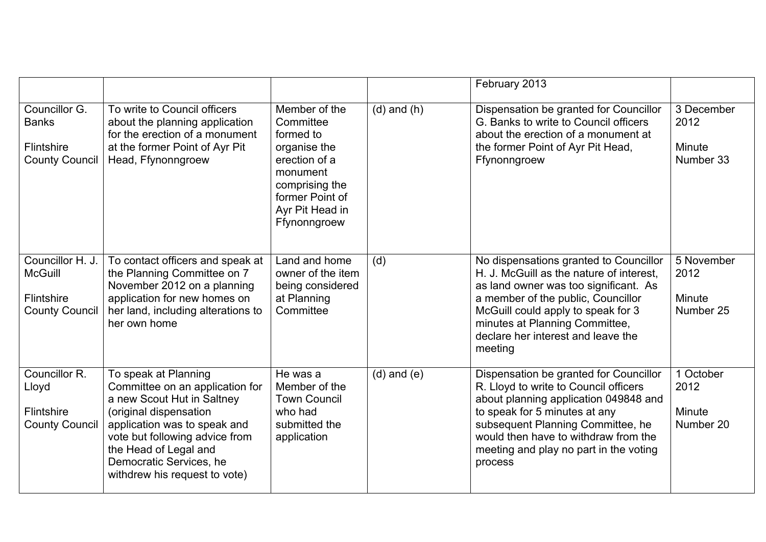| | | | | February 2013 | |
|---|---|---|---|---|---|
| Councillor G. Banks<br><br>Flintshire County Council | To write to Council officers about the planning application for the erection of a monument at the former Point of Ayr Pit Head, Ffynonngroew | Member of the Committee formed to organise the erection of a monument comprising the former Point of Ayr Pit Head in Ffynonngroew | (d) and (h) | Dispensation be granted for Councillor G. Banks to write to Council officers about the erection of a monument at the former Point of Ayr Pit Head, Ffynonngroew | 3 December 2012<br><br>Minute Number 33 |
| Councillor H. J. McGuill<br><br>Flintshire County Council | To contact officers and speak at the Planning Committee on 7 November 2012 on a planning application for new homes on her land, including alterations to her own home | Land and home owner of the item being considered at Planning Committee | (d) | No dispensations granted to Councillor H. J. McGuill as the nature of interest, as land owner was too significant. As a member of the public, Councillor McGuill could apply to speak for 3 minutes at Planning Committee, declare her interest and leave the meeting | 5 November 2012<br><br>Minute Number 25 |
| Councillor R. Lloyd<br><br>Flintshire County Council | To speak at Planning Committee on an application for a new Scout Hut in Saltney (original dispensation application was to speak and vote but following advice from the Head of Legal and Democratic Services, he withdrew his request to vote) | He was a Member of the Town Council who had submitted the application | (d) and (e) | Dispensation be granted for Councillor R. Lloyd to write to Council officers about planning application 049848 and to speak for 5 minutes at any subsequent Planning Committee, he would then have to withdraw from the meeting and play no part in the voting process | 1 October 2012<br><br>Minute Number 20 |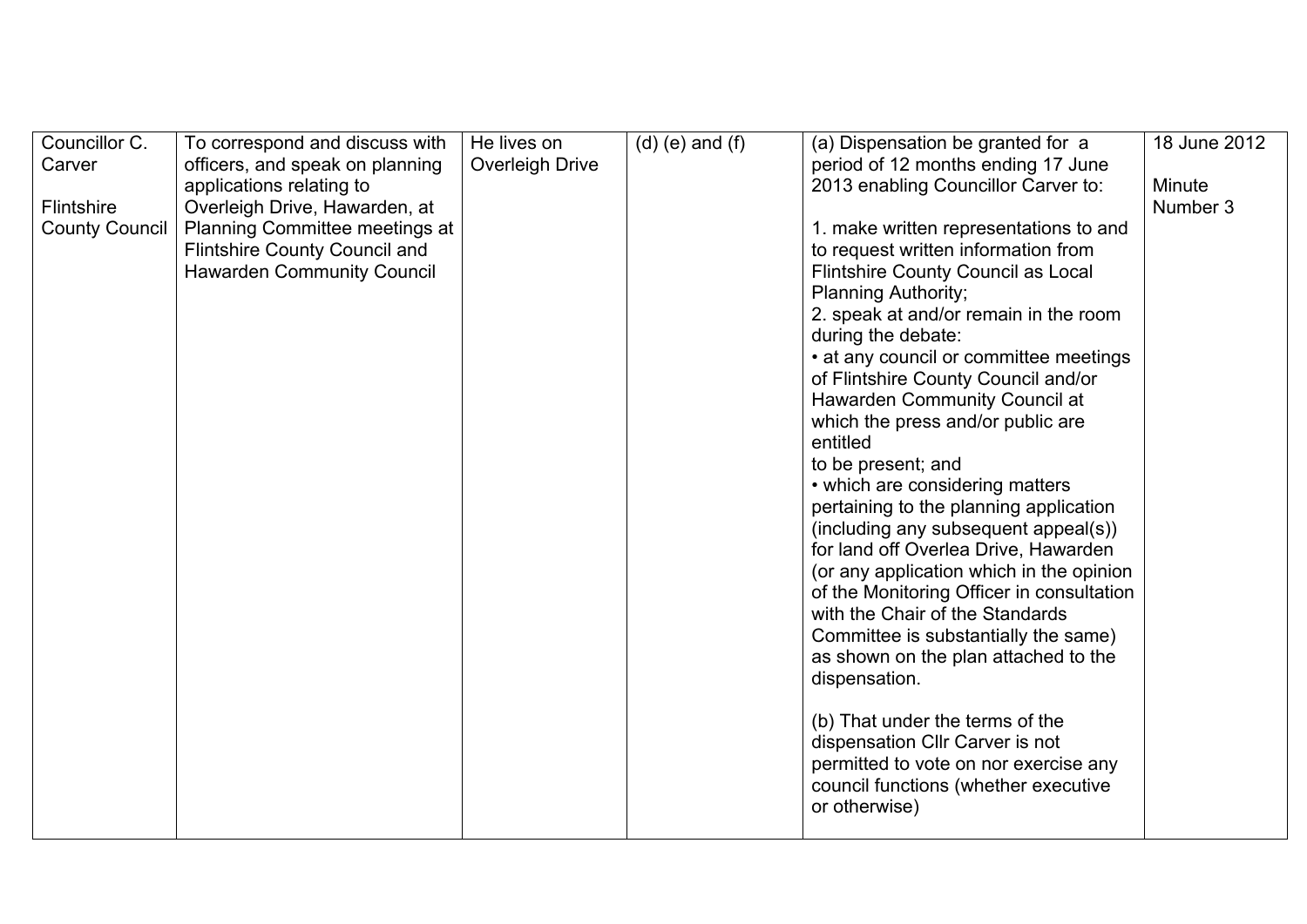| Councillor C. Carver<br><br>Flintshire County Council | To correspond and discuss with officers, and speak on planning applications relating to Overleigh Drive, Hawarden, at Planning Committee meetings at Flintshire County Council and Hawarden Community Council | He lives on Overleigh Drive | (d) (e) and (f) | (a) Dispensation be granted for a period of 12 months ending 17 June 2013 enabling Councillor Carver to:<br><br>1. make written representations to and to request written information from Flintshire County Council as Local Planning Authority;<br>2. speak at and/or remain in the room during the debate:<br>• at any council or committee meetings of Flintshire County Council and/or Hawarden Community Council at which the press and/or public are entitled<br>to be present; and<br>• which are considering matters pertaining to the planning application (including any subsequent appeal(s)) for land off Overlea Drive, Hawarden (or any application which in the opinion of the Monitoring Officer in consultation with the Chair of the Standards Committee is substantially the same) as shown on the plan attached to the dispensation.<br><br>(b) That under the terms of the dispensation Cllr Carver is not permitted to vote on nor exercise any council functions (whether executive or otherwise) | 18 June 2012<br><br>Minute Number 3 |
|---|---|---|---|---|---|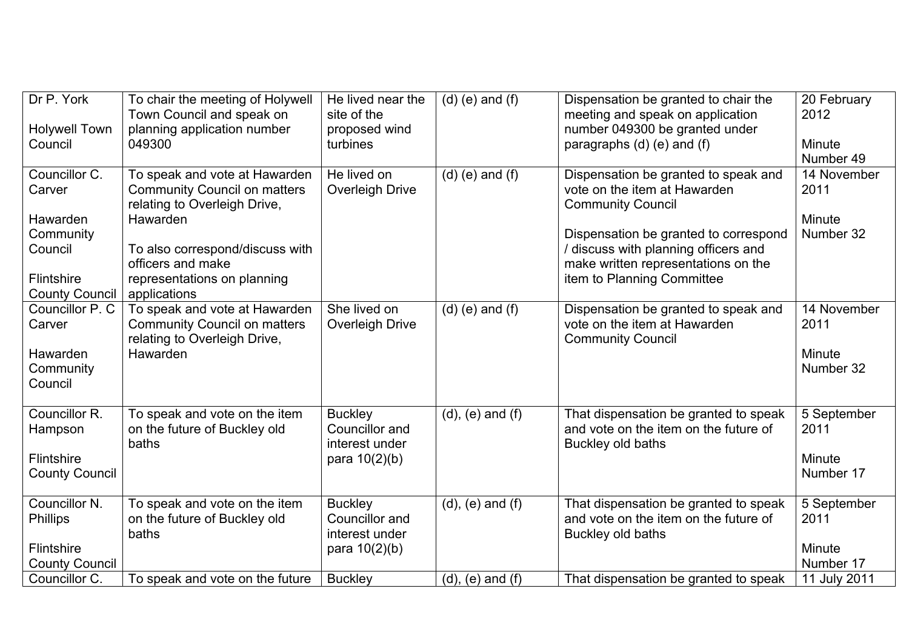| Dr P. York<br><br>Holywell Town Council | To chair the meeting of Holywell Town Council and speak on planning application number 049300 | He lived near the site of the proposed wind turbines | (d) (e) and (f) | Dispensation be granted to chair the meeting and speak on application number 049300 be granted under paragraphs (d) (e) and (f) | 20 February 2012<br><br>Minute Number 49 |
|---|---|---|---|---|---|
| Councillor C. Carver<br><br>Hawarden Community Council<br><br>Flintshire County Council | To speak and vote at Hawarden Community Council on matters relating to Overleigh Drive, Hawarden<br><br>To also correspond/discuss with officers and make representations on planning applications | He lived on Overleigh Drive | (d) (e) and (f) | Dispensation be granted to speak and vote on the item at Hawarden Community Council<br><br>Dispensation be granted to correspond / discuss with planning officers and make written representations on the item to Planning Committee | 14 November 2011<br><br>Minute Number 32 |
| Councillor P. C Carver<br><br>Hawarden Community Council | To speak and vote at Hawarden Community Council on matters relating to Overleigh Drive, Hawarden | She lived on Overleigh Drive | (d) (e) and (f) | Dispensation be granted to speak and vote on the item at Hawarden Community Council | 14 November 2011<br><br>Minute Number 32 |
| Councillor R. Hampson<br><br>Flintshire County Council | To speak and vote on the item on the future of Buckley old baths | Buckley Councillor and interest under para 10(2)(b) | (d), (e) and (f) | That dispensation be granted to speak and vote on the item on the future of Buckley old baths | 5 September 2011<br><br>Minute Number 17 |
| Councillor N. Phillips<br><br>Flintshire County Council | To speak and vote on the item on the future of Buckley old baths | Buckley Councillor and interest under para 10(2)(b) | (d), (e) and (f) | That dispensation be granted to speak and vote on the item on the future of Buckley old baths | 5 September 2011<br><br>Minute Number 17 |
| Councillor C. | To speak and vote on the future | Buckley | (d), (e) and (f) | That dispensation be granted to speak | 11 July 2011 |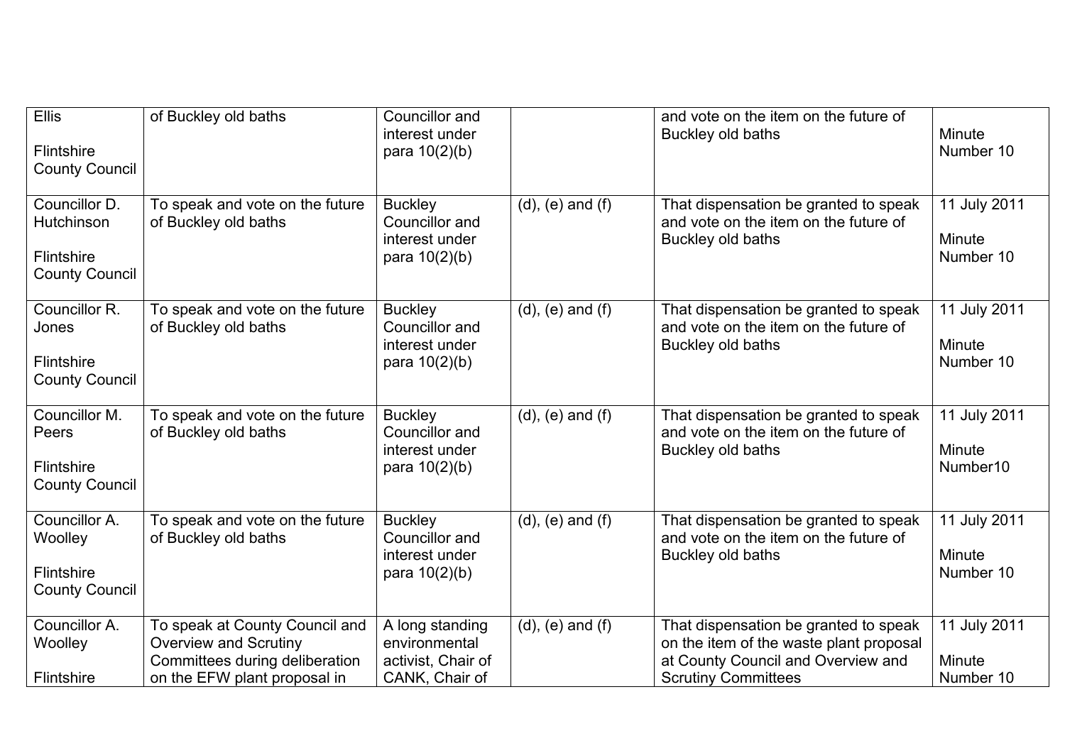| Ellis<br><br>Flintshire County Council | of Buckley old baths | Councillor and interest under para 10(2)(b) | | and vote on the item on the future of Buckley old baths | Minute Number 10 |
|---|---|---|---|---|---|
| Councillor D. Hutchinson<br><br>Flintshire County Council | To speak and vote on the future of Buckley old baths | Buckley Councillor and interest under para 10(2)(b) | (d), (e) and (f) | That dispensation be granted to speak and vote on the item on the future of Buckley old baths | 11 July 2011<br><br>Minute Number 10 |
| Councillor R. Jones<br><br>Flintshire County Council | To speak and vote on the future of Buckley old baths | Buckley Councillor and interest under para 10(2)(b) | (d), (e) and (f) | That dispensation be granted to speak and vote on the item on the future of Buckley old baths | 11 July 2011<br><br>Minute Number 10 |
| Councillor M. Peers<br><br>Flintshire County Council | To speak and vote on the future of Buckley old baths | Buckley Councillor and interest under para 10(2)(b) | (d), (e) and (f) | That dispensation be granted to speak and vote on the item on the future of Buckley old baths | 11 July 2011<br><br>Minute Number10 |
| Councillor A. Woolley<br><br>Flintshire County Council | To speak and vote on the future of Buckley old baths | Buckley Councillor and interest under para 10(2)(b) | (d), (e) and (f) | That dispensation be granted to speak and vote on the item on the future of Buckley old baths | 11 July 2011<br><br>Minute Number 10 |
| Councillor A. Woolley<br><br>Flintshire | To speak at County Council and Overview and Scrutiny Committees during deliberation on the EFW plant proposal in | A long standing environmental activist, Chair of CANK, Chair of | (d), (e) and (f) | That dispensation be granted to speak on the item of the waste plant proposal at County Council and Overview and Scrutiny Committees | 11 July 2011<br><br>Minute Number 10 |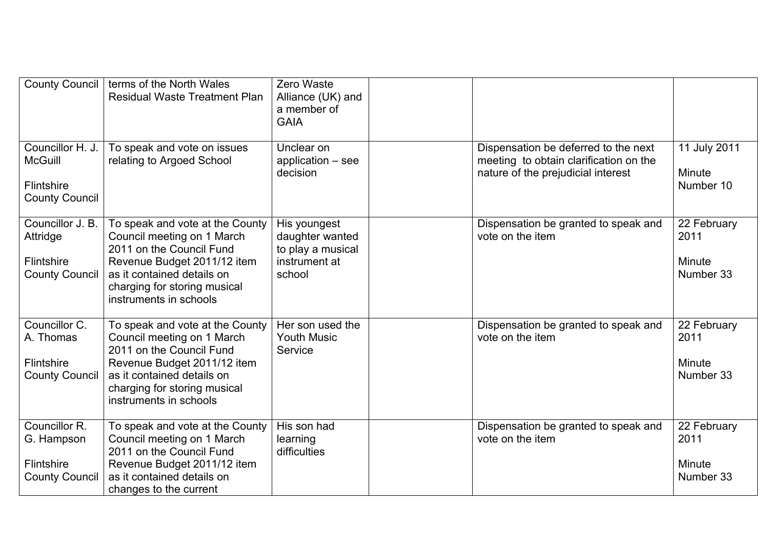| | | | | | |
|---|---|---|---|---|---|
| County Council | terms of the North Wales Residual Waste Treatment Plan | Zero Waste Alliance (UK) and a member of GAIA | | | |
| Councillor H. J. McGuill<br><br>Flintshire County Council | To speak and vote on issues relating to Argoed School | Unclear on application – see decision | | Dispensation be deferred to the next meeting to obtain clarification on the nature of the prejudicial interest | 11 July 2011<br><br>Minute Number 10 |
| Councillor J. B. Attridge<br><br>Flintshire County Council | To speak and vote at the County Council meeting on 1 March 2011 on the Council Fund Revenue Budget 2011/12 item as it contained details on charging for storing musical instruments in schools | His youngest daughter wanted to play a musical instrument at school | | Dispensation be granted to speak and vote on the item | 22 February 2011<br><br>Minute Number 33 |
| Councillor C. A. Thomas<br><br>Flintshire County Council | To speak and vote at the County Council meeting on 1 March 2011 on the Council Fund Revenue Budget 2011/12 item as it contained details on charging for storing musical instruments in schools | Her son used the Youth Music Service | | Dispensation be granted to speak and vote on the item | 22 February 2011<br><br>Minute Number 33 |
| Councillor R. G. Hampson<br><br>Flintshire County Council | To speak and vote at the County Council meeting on 1 March 2011 on the Council Fund Revenue Budget 2011/12 item as it contained details on changes to the current | His son had learning difficulties | | Dispensation be granted to speak and vote on the item | 22 February 2011<br><br>Minute Number 33 |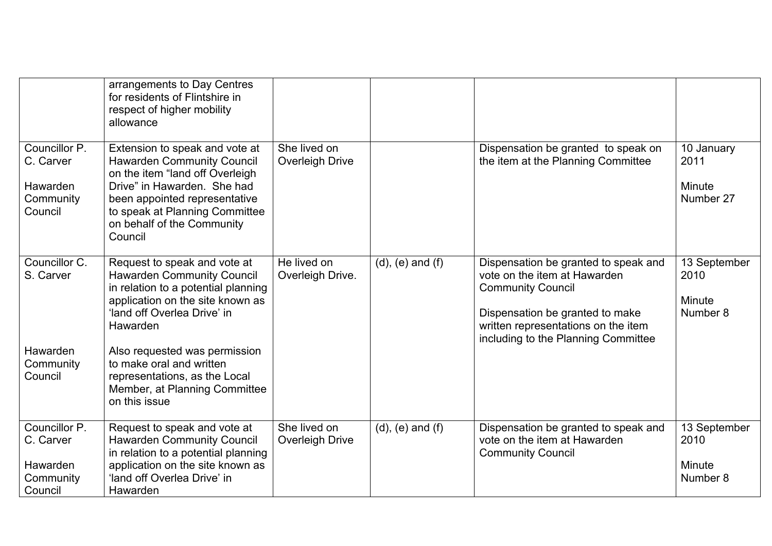|  |  |  |  |  |  |
|---|---|---|---|---|---|
|  | arrangements to Day Centres for residents of Flintshire in respect of higher mobility allowance |  |  |  |  |
| Councillor P. C. Carver<br><br>Hawarden Community Council | Extension to speak and vote at Hawarden Community Council on the item "land off Overleigh Drive" in Hawarden. She had been appointed representative to speak at Planning Committee on behalf of the Community Council | She lived on Overleigh Drive |  | Dispensation be granted to speak on the item at the Planning Committee | 10 January 2011<br><br>Minute Number 27 |
| Councillor C. S. Carver<br><br>Hawarden Community Council | Request to speak and vote at Hawarden Community Council in relation to a potential planning application on the site known as 'land off Overlea Drive' in Hawarden<br><br>Also requested was permission to make oral and written representations, as the Local Member, at Planning Committee on this issue | He lived on Overleigh Drive. | (d), (e) and (f) | Dispensation be granted to speak and vote on the item at Hawarden Community Council<br><br>Dispensation be granted to make written representations on the item including to the Planning Committee | 13 September 2010<br><br>Minute Number 8 |
| Councillor P. C. Carver<br><br>Hawarden Community Council | Request to speak and vote at Hawarden Community Council in relation to a potential planning application on the site known as 'land off Overlea Drive' in Hawarden | She lived on Overleigh Drive | (d), (e) and (f) | Dispensation be granted to speak and vote on the item at Hawarden Community Council | 13 September 2010<br><br>Minute Number 8 |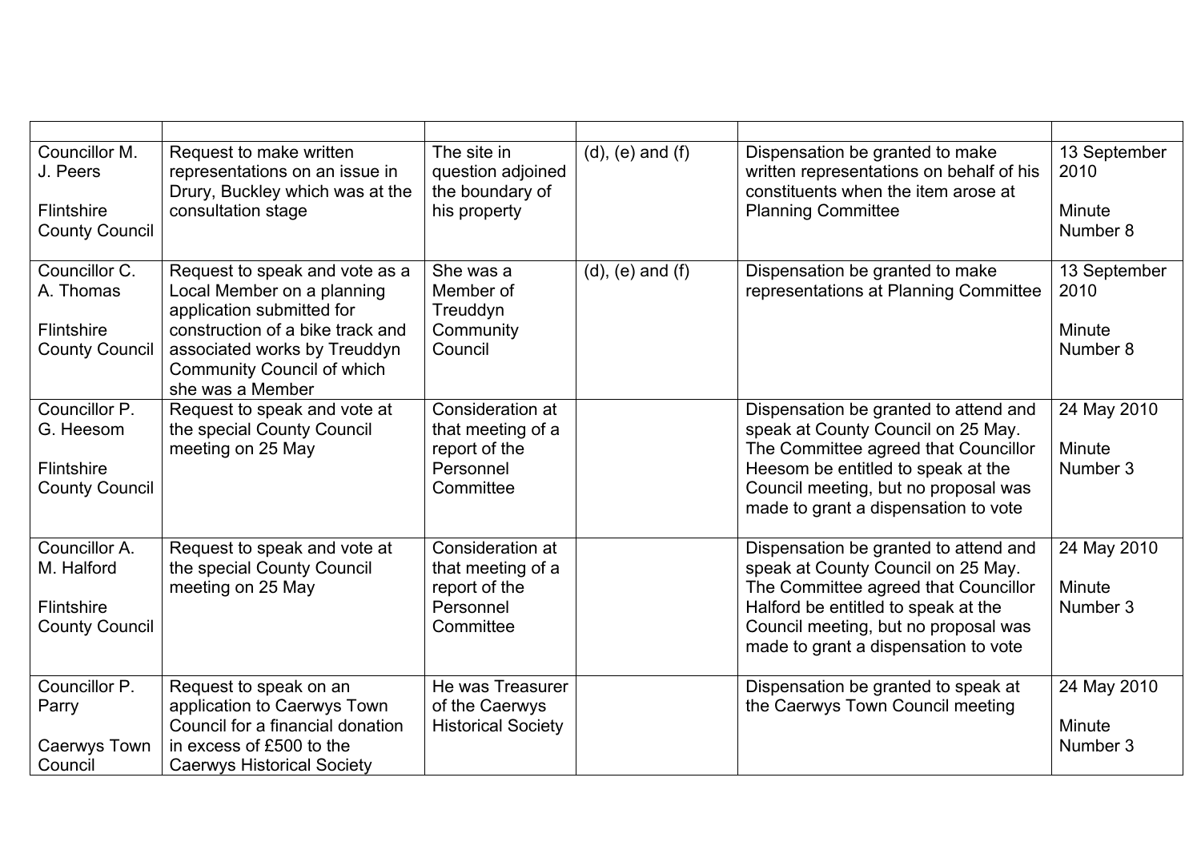| | | | | | |
|---|---|---|---|---|---|
| Councillor M. J. Peers<br><br>Flintshire County Council | Request to make written representations on an issue in Drury, Buckley which was at the consultation stage | The site in question adjoined the boundary of his property | (d), (e) and (f) | Dispensation be granted to make written representations on behalf of his constituents when the item arose at Planning Committee | 13 September 2010<br><br>Minute Number 8 |
| Councillor C. A. Thomas<br><br>Flintshire County Council | Request to speak and vote as a Local Member on a planning application submitted for construction of a bike track and associated works by Treuddyn Community Council of which she was a Member | She was a Member of Treuddyn Community Council | (d), (e) and (f) | Dispensation be granted to make representations at Planning Committee | 13 September 2010<br><br>Minute Number 8 |
| Councillor P. G. Heesom<br><br>Flintshire County Council | Request to speak and vote at the special County Council meeting on 25 May | Consideration at that meeting of a report of the Personnel Committee | | Dispensation be granted to attend and speak at County Council on 25 May. The Committee agreed that Councillor Heesom be entitled to speak at the Council meeting, but no proposal was made to grant a dispensation to vote | 24 May 2010<br><br>Minute Number 3 |
| Councillor A. M. Halford<br><br>Flintshire County Council | Request to speak and vote at the special County Council meeting on 25 May | Consideration at that meeting of a report of the Personnel Committee | | Dispensation be granted to attend and speak at County Council on 25 May. The Committee agreed that Councillor Halford be entitled to speak at the Council meeting, but no proposal was made to grant a dispensation to vote | 24 May 2010<br><br>Minute Number 3 |
| Councillor P. Parry<br><br>Caerwys Town Council | Request to speak on an application to Caerwys Town Council for a financial donation in excess of £500 to the Caerwys Historical Society | He was Treasurer of the Caerwys Historical Society | | Dispensation be granted to speak at the Caerwys Town Council meeting | 24 May 2010<br><br>Minute Number 3 |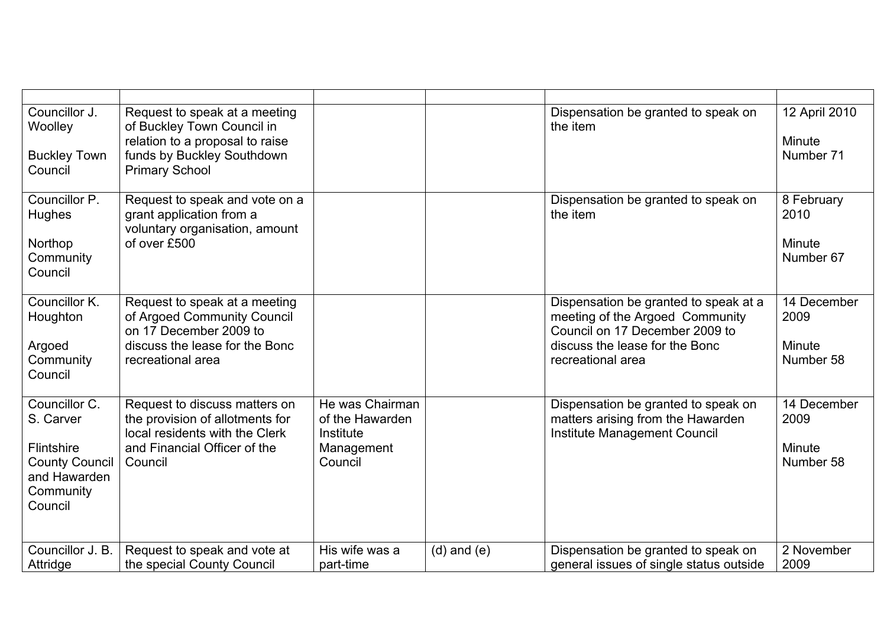| | | | | | |
|---|---|---|---|---|---|
| Councillor J. Woolley<br><br>Buckley Town Council | Request to speak at a meeting of Buckley Town Council in relation to a proposal to raise funds by Buckley Southdown Primary School | | | Dispensation be granted to speak on the item | 12 April 2010<br><br>Minute Number 71 |
| Councillor P. Hughes<br><br>Northop Community Council | Request to speak and vote on a grant application from a voluntary organisation, amount of over £500 | | | Dispensation be granted to speak on the item | 8 February 2010<br><br>Minute Number 67 |
| Councillor K. Houghton<br><br>Argoed Community Council | Request to speak at a meeting of Argoed Community Council on 17 December 2009 to discuss the lease for the Bonc recreational area | | | Dispensation be granted to speak at a meeting of the Argoed Community Council on 17 December 2009 to discuss the lease for the Bonc recreational area | 14 December 2009<br><br>Minute Number 58 |
| Councillor C. S. Carver<br><br>Flintshire County Council and Hawarden Community Council | Request to discuss matters on the provision of allotments for local residents with the Clerk and Financial Officer of the Council | He was Chairman of the Hawarden Institute Management Council | | Dispensation be granted to speak on matters arising from the Hawarden Institute Management Council | 14 December 2009<br><br>Minute Number 58 |
| Councillor J. B. Attridge | Request to speak and vote at the special County Council | His wife was a part-time | (d) and (e) | Dispensation be granted to speak on general issues of single status outside | 2 November 2009 |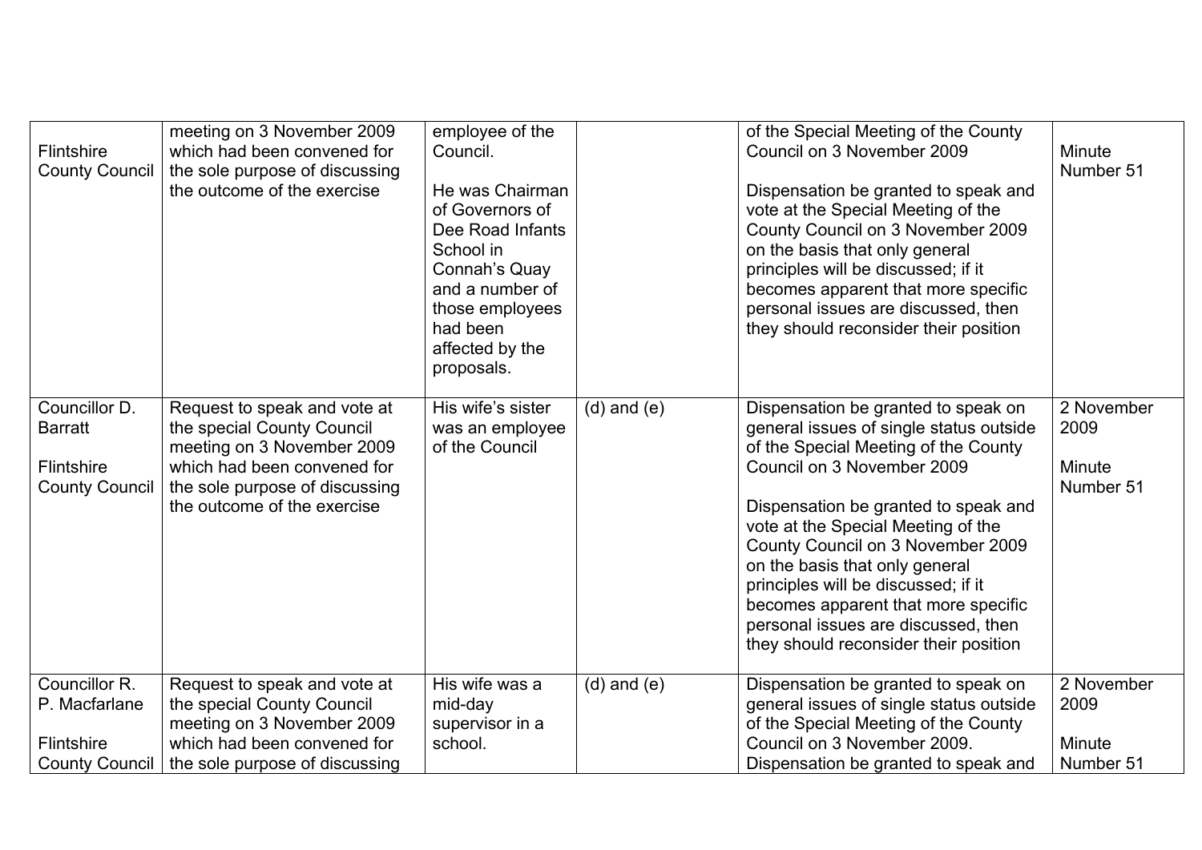| | | | | | |
|---|---|---|---|---|---|
| Flintshire County Council | meeting on 3 November 2009 which had been convened for the sole purpose of discussing the outcome of the exercise | employee of the Council.<br><br>He was Chairman of Governors of Dee Road Infants School in Connah's Quay and a number of those employees had been affected by the proposals. | | of the Special Meeting of the County Council on 3 November 2009<br><br>Dispensation be granted to speak and vote at the Special Meeting of the County Council on 3 November 2009 on the basis that only general principles will be discussed; if it becomes apparent that more specific personal issues are discussed, then they should reconsider their position | Minute Number 51 |
| Councillor D. Barratt<br><br>Flintshire County Council | Request to speak and vote at the special County Council meeting on 3 November 2009 which had been convened for the sole purpose of discussing the outcome of the exercise | His wife's sister was an employee of the Council | (d) and (e) | Dispensation be granted to speak on general issues of single status outside of the Special Meeting of the County Council on 3 November 2009<br><br>Dispensation be granted to speak and vote at the Special Meeting of the County Council on 3 November 2009 on the basis that only general principles will be discussed; if it becomes apparent that more specific personal issues are discussed, then they should reconsider their position | 2 November 2009<br><br>Minute Number 51 |
| Councillor R. P. Macfarlane<br><br>Flintshire County Council | Request to speak and vote at the special County Council meeting on 3 November 2009 which had been convened for the sole purpose of discussing | His wife was a mid-day supervisor in a school. | (d) and (e) | Dispensation be granted to speak on general issues of single status outside of the Special Meeting of the County Council on 3 November 2009.<br>Dispensation be granted to speak and | 2 November 2009<br><br>Minute Number 51 |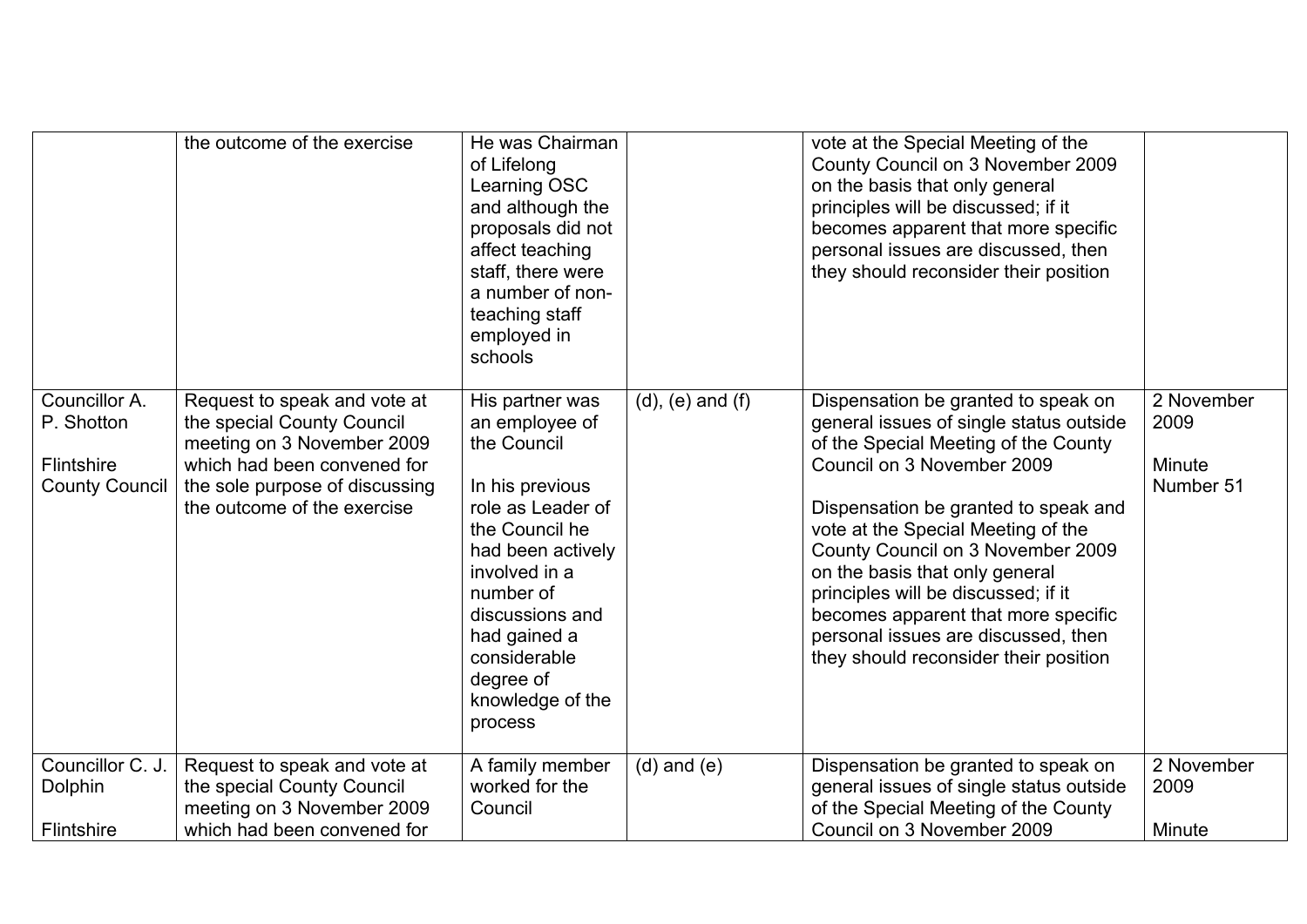|  |  |  |  |  |  |
|---|---|---|---|---|---|
|  | the outcome of the exercise | He was Chairman of Lifelong Learning OSC and although the proposals did not affect teaching staff, there were a number of non-teaching staff employed in schools |  | vote at the Special Meeting of the County Council on 3 November 2009 on the basis that only general principles will be discussed; if it becomes apparent that more specific personal issues are discussed, then they should reconsider their position |  |
| Councillor A. P. Shotton<br><br>Flintshire County Council | Request to speak and vote at the special County Council meeting on 3 November 2009 which had been convened for the sole purpose of discussing the outcome of the exercise | His partner was an employee of the Council<br><br>In his previous role as Leader of the Council he had been actively involved in a number of discussions and had gained a considerable degree of knowledge of the process | (d), (e) and (f) | Dispensation be granted to speak on general issues of single status outside of the Special Meeting of the County Council on 3 November 2009<br><br>Dispensation be granted to speak and vote at the Special Meeting of the County Council on 3 November 2009 on the basis that only general principles will be discussed; if it becomes apparent that more specific personal issues are discussed, then they should reconsider their position | 2 November 2009<br><br>Minute Number 51 |
| Councillor C. J. Dolphin<br><br>Flintshire | Request to speak and vote at the special County Council meeting on 3 November 2009 which had been convened for | A family member worked for the Council | (d) and (e) | Dispensation be granted to speak on general issues of single status outside of the Special Meeting of the County Council on 3 November 2009 | 2 November 2009<br><br>Minute |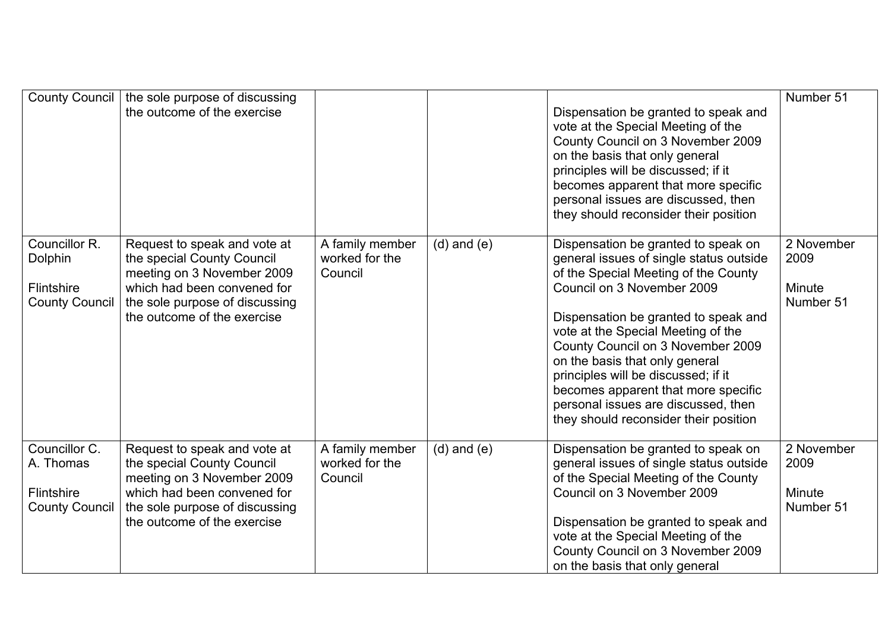| | | | | | |
|---|---|---|---|---|---|
| County Council | the sole purpose of discussing the outcome of the exercise | | | Dispensation be granted to speak and vote at the Special Meeting of the County Council on 3 November 2009 on the basis that only general principles will be discussed; if it becomes apparent that more specific personal issues are discussed, then they should reconsider their position | Number 51 |
| Councillor R. Dolphin<br><br>Flintshire County Council | Request to speak and vote at the special County Council meeting on 3 November 2009 which had been convened for the sole purpose of discussing the outcome of the exercise | A family member worked for the Council | (d) and (e) | Dispensation be granted to speak on general issues of single status outside of the Special Meeting of the County Council on 3 November 2009<br><br>Dispensation be granted to speak and vote at the Special Meeting of the County Council on 3 November 2009 on the basis that only general principles will be discussed; if it becomes apparent that more specific personal issues are discussed, then they should reconsider their position | 2 November 2009<br><br>Minute Number 51 |
| Councillor C. A. Thomas<br><br>Flintshire County Council | Request to speak and vote at the special County Council meeting on 3 November 2009 which had been convened for the sole purpose of discussing the outcome of the exercise | A family member worked for the Council | (d) and (e) | Dispensation be granted to speak on general issues of single status outside of the Special Meeting of the County Council on 3 November 2009<br><br>Dispensation be granted to speak and vote at the Special Meeting of the County Council on 3 November 2009 on the basis that only general | 2 November 2009<br><br>Minute Number 51 |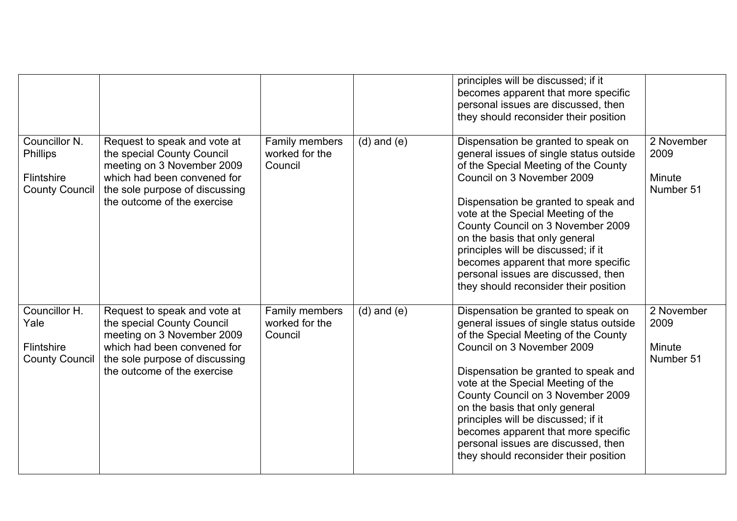| | | | | | |
|---|---|---|---|---|---|
| | | | | principles will be discussed; if it becomes apparent that more specific personal issues are discussed, then they should reconsider their position | |
| Councillor N. Phillips<br><br>Flintshire County Council | Request to speak and vote at the special County Council meeting on 3 November 2009 which had been convened for the sole purpose of discussing the outcome of the exercise | Family members worked for the Council | (d) and (e) | Dispensation be granted to speak on general issues of single status outside of the Special Meeting of the County Council on 3 November 2009<br><br>Dispensation be granted to speak and vote at the Special Meeting of the County Council on 3 November 2009 on the basis that only general principles will be discussed; if it becomes apparent that more specific personal issues are discussed, then they should reconsider their position | 2 November 2009<br><br>Minute Number 51 |
| Councillor H. Yale<br><br>Flintshire County Council | Request to speak and vote at the special County Council meeting on 3 November 2009 which had been convened for the sole purpose of discussing the outcome of the exercise | Family members worked for the Council | (d) and (e) | Dispensation be granted to speak on general issues of single status outside of the Special Meeting of the County Council on 3 November 2009<br><br>Dispensation be granted to speak and vote at the Special Meeting of the County Council on 3 November 2009 on the basis that only general principles will be discussed; if it becomes apparent that more specific personal issues are discussed, then they should reconsider their position | 2 November 2009<br><br>Minute Number 51 |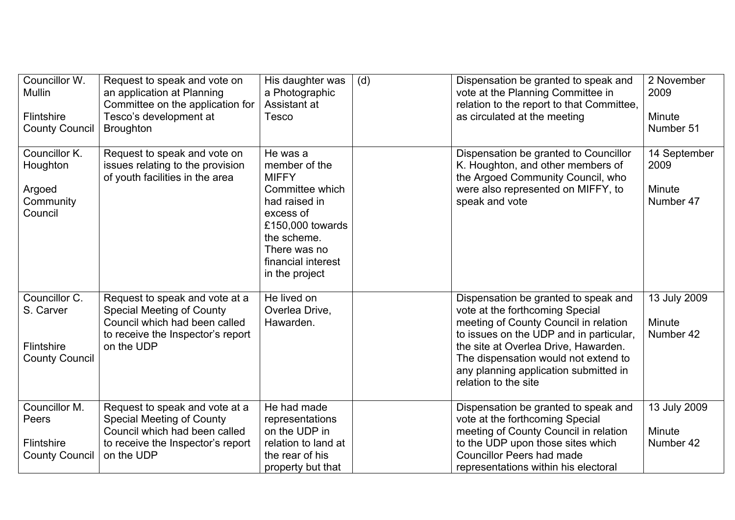| | | | | | |
|---|---|---|---|---|---|
| Councillor W. Mullin<br><br>Flintshire County Council | Request to speak and vote on an application at Planning Committee on the application for Tesco's development at Broughton | His daughter was a Photographic Assistant at Tesco | (d) | Dispensation be granted to speak and vote at the Planning Committee in relation to the report to that Committee, as circulated at the meeting | 2 November 2009<br><br>Minute Number 51 |
| Councillor K. Houghton<br><br>Argoed Community Council | Request to speak and vote on issues relating to the provision of youth facilities in the area | He was a member of the MIFFY Committee which had raised in excess of £150,000 towards the scheme. There was no financial interest in the project | | Dispensation be granted to Councillor K. Houghton, and other members of the Argoed Community Council, who were also represented on MIFFY, to speak and vote | 14 September 2009<br><br>Minute Number 47 |
| Councillor C. S. Carver<br><br>Flintshire County Council | Request to speak and vote at a Special Meeting of County Council which had been called to receive the Inspector's report on the UDP | He lived on Overlea Drive, Hawarden. | | Dispensation be granted to speak and vote at the forthcoming Special meeting of County Council in relation to issues on the UDP and in particular, the site at Overlea Drive, Hawarden. The dispensation would not extend to any planning application submitted in relation to the site | 13 July 2009<br><br>Minute Number 42 |
| Councillor M. Peers<br><br>Flintshire County Council | Request to speak and vote at a Special Meeting of County Council which had been called to receive the Inspector's report on the UDP | He had made representations on the UDP in relation to land at the rear of his property but that | | Dispensation be granted to speak and vote at the forthcoming Special meeting of County Council in relation to the UDP upon those sites which Councillor Peers had made representations within his electoral | 13 July 2009<br><br>Minute Number 42 |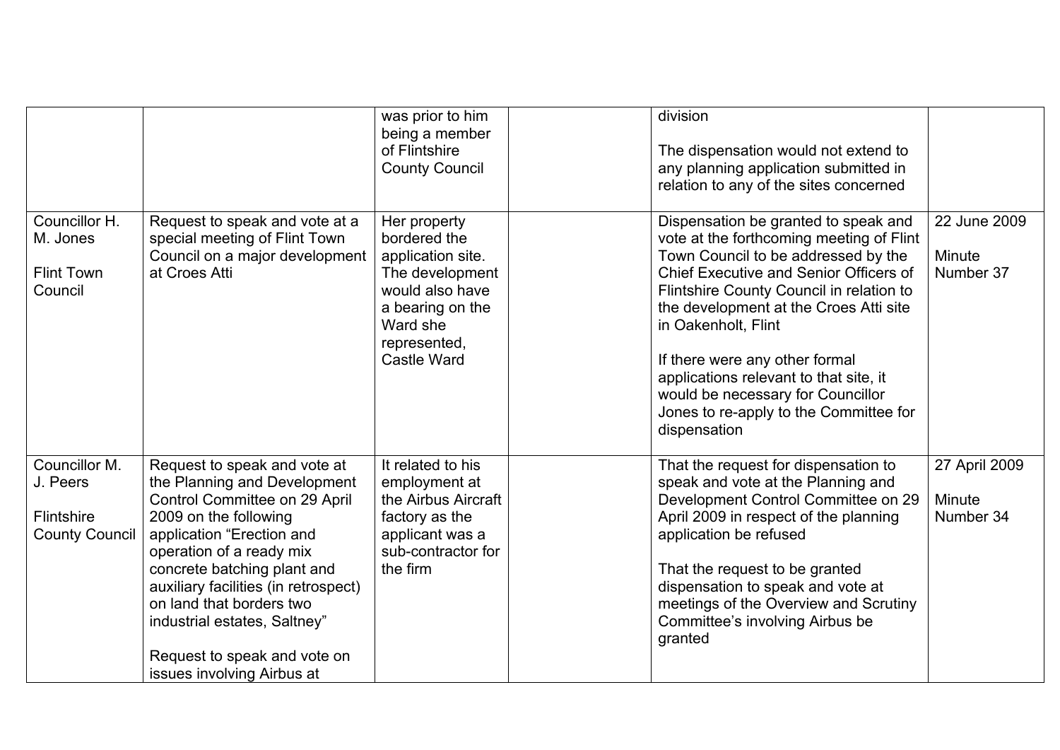| | | | | | |
|---|---|---|---|---|---|
| | | was prior to him being a member of Flintshire County Council | | division<br><br>The dispensation would not extend to any planning application submitted in relation to any of the sites concerned | |
| Councillor H. M. Jones<br><br>Flint Town Council | Request to speak and vote at a special meeting of Flint Town Council on a major development at Croes Atti | Her property bordered the application site. The development would also have a bearing on the Ward she represented, Castle Ward | | Dispensation be granted to speak and vote at the forthcoming meeting of Flint Town Council to be addressed by the Chief Executive and Senior Officers of Flintshire County Council in relation to the development at the Croes Atti site in Oakenholt, Flint<br><br>If there were any other formal applications relevant to that site, it would be necessary for Councillor Jones to re-apply to the Committee for dispensation | 22 June 2009<br><br>Minute Number 37 |
| Councillor M. J. Peers<br><br>Flintshire County Council | Request to speak and vote at the Planning and Development Control Committee on 29 April 2009 on the following application "Erection and operation of a ready mix concrete batching plant and auxiliary facilities (in retrospect) on land that borders two industrial estates, Saltney"<br><br>Request to speak and vote on issues involving Airbus at | It related to his employment at the Airbus Aircraft factory as the applicant was a sub-contractor for the firm | | That the request for dispensation to speak and vote at the Planning and Development Control Committee on 29 April 2009 in respect of the planning application be refused<br><br>That the request to be granted dispensation to speak and vote at meetings of the Overview and Scrutiny Committee's involving Airbus be granted | 27 April 2009<br><br>Minute Number 34 |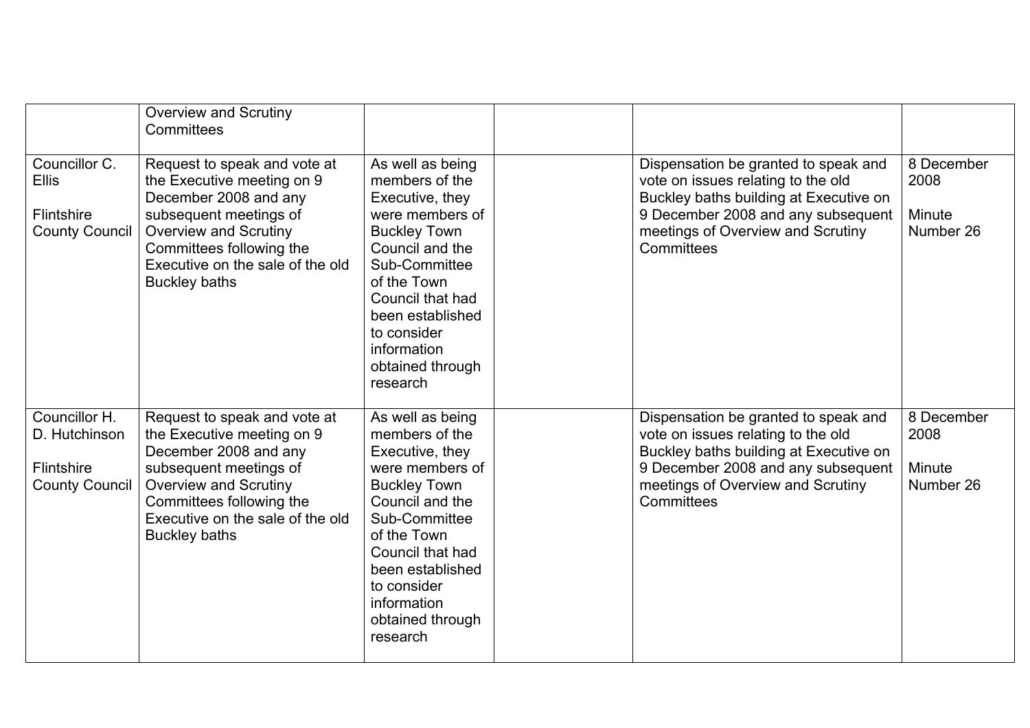| | | | | | |
|---|---|---|---|---|---|
| | Overview and Scrutiny Committees | | | | |
| Councillor C. Ellis<br><br>Flintshire County Council | Request to speak and vote at the Executive meeting on 9 December 2008 and any subsequent meetings of Overview and Scrutiny Committees following the Executive on the sale of the old Buckley baths | As well as being members of the Executive, they were members of Buckley Town Council and the Sub-Committee of the Town Council that had been established to consider information obtained through research | | Dispensation be granted to speak and vote on issues relating to the old Buckley baths building at Executive on 9 December 2008 and any subsequent meetings of Overview and Scrutiny Committees | 8 December 2008<br><br>Minute Number 26 |
| Councillor H. D. Hutchinson<br><br>Flintshire County Council | Request to speak and vote at the Executive meeting on 9 December 2008 and any subsequent meetings of Overview and Scrutiny Committees following the Executive on the sale of the old Buckley baths | As well as being members of the Executive, they were members of Buckley Town Council and the Sub-Committee of the Town Council that had been established to consider information obtained through research | | Dispensation be granted to speak and vote on issues relating to the old Buckley baths building at Executive on 9 December 2008 and any subsequent meetings of Overview and Scrutiny Committees | 8 December 2008<br><br>Minute Number 26 |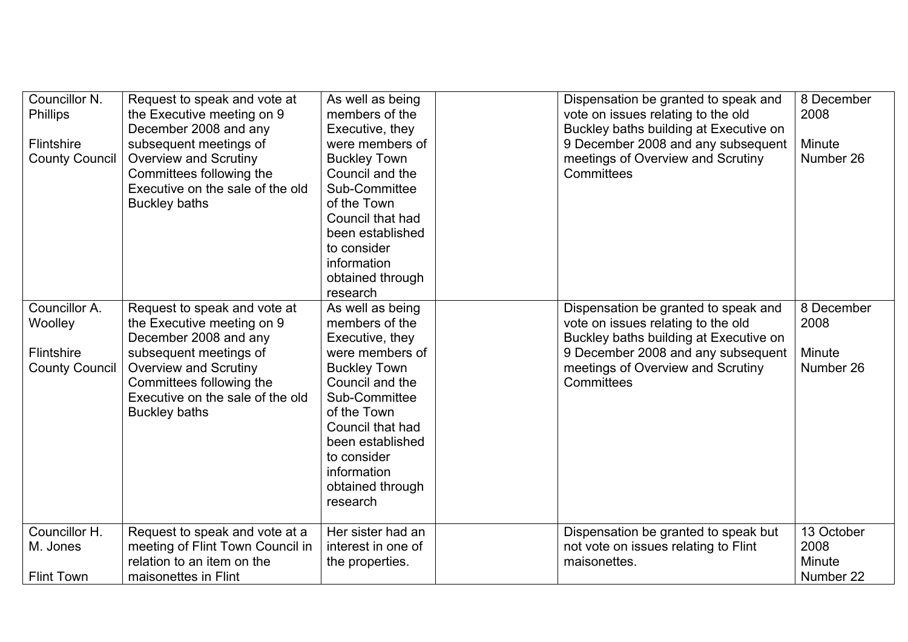| | | | | | |
|---|---|---|---|---|---|
| Councillor N. Phillips<br><br>Flintshire County Council | Request to speak and vote at the Executive meeting on 9 December 2008 and any subsequent meetings of Overview and Scrutiny Committees following the Executive on the sale of the old Buckley baths | As well as being members of the Executive, they were members of Buckley Town Council and the Sub-Committee of the Town Council that had been established to consider information obtained through research | | Dispensation be granted to speak and vote on issues relating to the old Buckley baths building at Executive on 9 December 2008 and any subsequent meetings of Overview and Scrutiny Committees | 8 December 2008<br><br>Minute Number 26 |
| Councillor A. Woolley<br><br>Flintshire County Council | Request to speak and vote at the Executive meeting on 9 December 2008 and any subsequent meetings of Overview and Scrutiny Committees following the Executive on the sale of the old Buckley baths | As well as being members of the Executive, they were members of Buckley Town Council and the Sub-Committee of the Town Council that had been established to consider information obtained through research | | Dispensation be granted to speak and vote on issues relating to the old Buckley baths building at Executive on 9 December 2008 and any subsequent meetings of Overview and Scrutiny Committees | 8 December 2008<br><br>Minute Number 26 |
| Councillor H. M. Jones<br><br>Flint Town | Request to speak and vote at a meeting of Flint Town Council in relation to an item on the maisonettes in Flint | Her sister had an interest in one of the properties. | | Dispensation be granted to speak but not vote on issues relating to Flint maisonettes. | 13 October 2008<br>Minute Number 22 |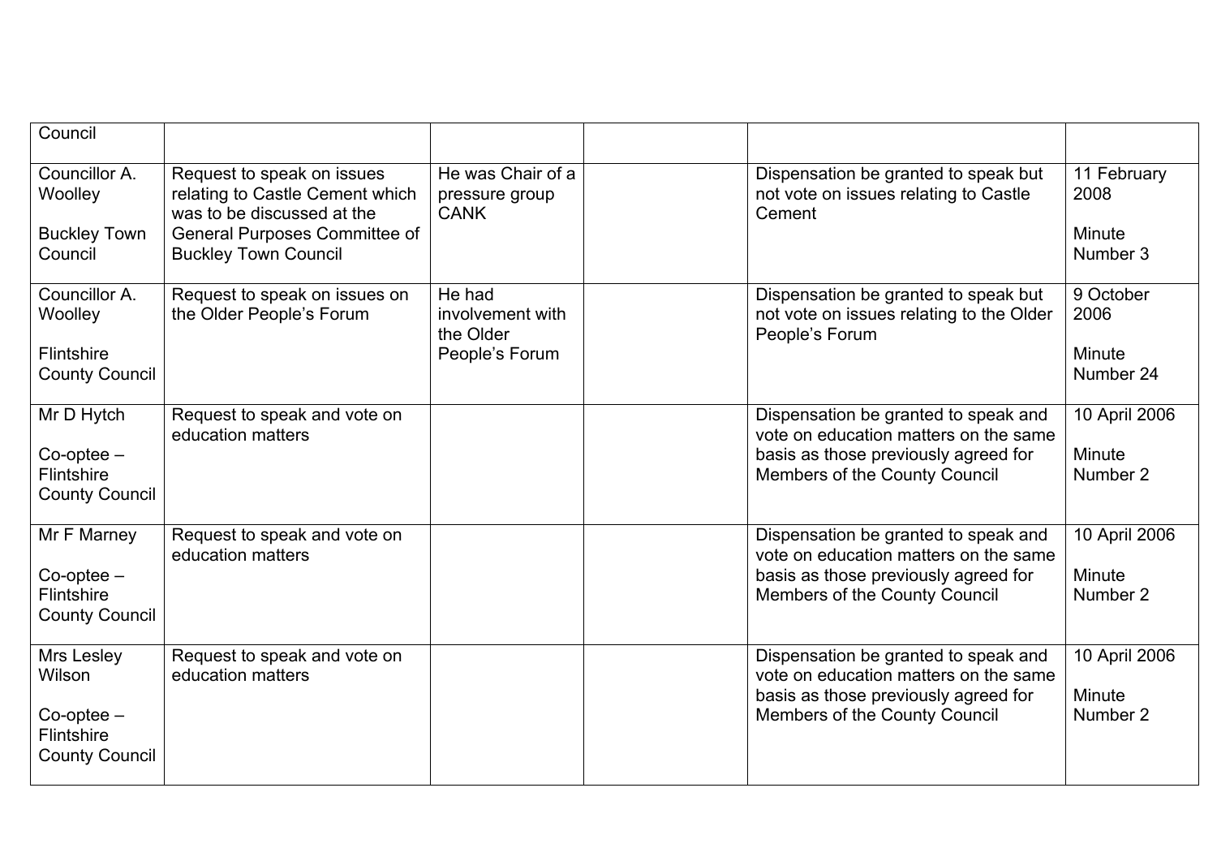| | | | | | |
|---|---|---|---|---|---|
| Council | | | | | |
| Councillor A. Woolley<br><br>Buckley Town Council | Request to speak on issues relating to Castle Cement which was to be discussed at the General Purposes Committee of Buckley Town Council | He was Chair of a pressure group CANK | | Dispensation be granted to speak but not vote on issues relating to Castle Cement | 11 February 2008<br><br>Minute Number 3 |
| Councillor A. Woolley<br><br>Flintshire County Council | Request to speak on issues on the Older People's Forum | He had involvement with the Older People's Forum | | Dispensation be granted to speak but not vote on issues relating to the Older People's Forum | 9 October 2006<br><br>Minute Number 24 |
| Mr D Hytch<br><br>Co-optee – Flintshire County Council | Request to speak and vote on education matters | | | Dispensation be granted to speak and vote on education matters on the same basis as those previously agreed for Members of the County Council | 10 April 2006<br><br>Minute Number 2 |
| Mr F Marney<br><br>Co-optee – Flintshire County Council | Request to speak and vote on education matters | | | Dispensation be granted to speak and vote on education matters on the same basis as those previously agreed for Members of the County Council | 10 April 2006<br><br>Minute Number 2 |
| Mrs Lesley Wilson<br><br>Co-optee – Flintshire County Council | Request to speak and vote on education matters | | | Dispensation be granted to speak and vote on education matters on the same basis as those previously agreed for Members of the County Council | 10 April 2006<br><br>Minute Number 2 |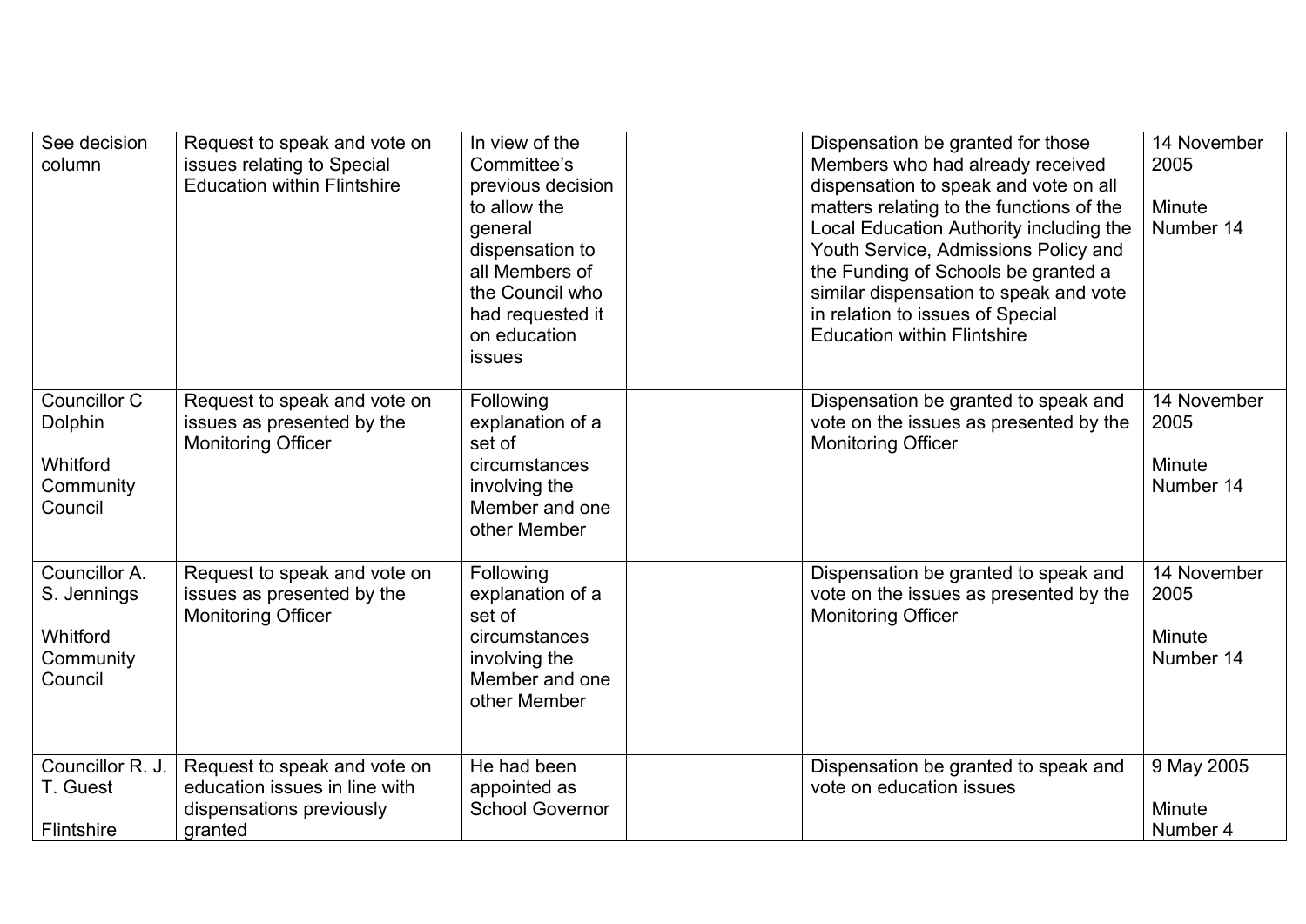| | | | | | |
|---|---|---|---|---|---|
| See decision column | Request to speak and vote on issues relating to Special Education within Flintshire | In view of the Committee's previous decision to allow the general dispensation to all Members of the Council who had requested it on education issues | | Dispensation be granted for those Members who had already received dispensation to speak and vote on all matters relating to the functions of the Local Education Authority including the Youth Service, Admissions Policy and the Funding of Schools be granted a similar dispensation to speak and vote in relation to issues of Special Education within Flintshire | 14 November 2005<br><br>Minute Number 14 |
| Councillor C Dolphin<br><br>Whitford Community Council | Request to speak and vote on issues as presented by the Monitoring Officer | Following explanation of a set of circumstances involving the Member and one other Member | | Dispensation be granted to speak and vote on the issues as presented by the Monitoring Officer | 14 November 2005<br><br>Minute Number 14 |
| Councillor A. S. Jennings<br><br>Whitford Community Council | Request to speak and vote on issues as presented by the Monitoring Officer | Following explanation of a set of circumstances involving the Member and one other Member | | Dispensation be granted to speak and vote on the issues as presented by the Monitoring Officer | 14 November 2005<br><br>Minute Number 14 |
| Councillor R. J. T. Guest<br><br>Flintshire | Request to speak and vote on education issues in line with dispensations previously granted | He had been appointed as School Governor | | Dispensation be granted to speak and vote on education issues | 9 May 2005<br><br>Minute Number 4 |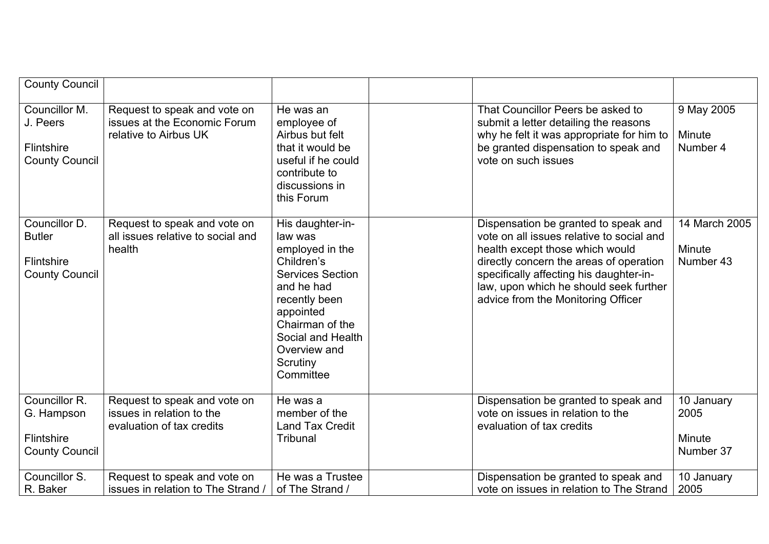| | | | | | |
|---|---|---|---|---|---|
| County Council | | | | | |
| Councillor M. J. Peers<br><br>Flintshire County Council | Request to speak and vote on issues at the Economic Forum relative to Airbus UK | He was an employee of Airbus but felt that it would be useful if he could contribute to discussions in this Forum | | That Councillor Peers be asked to submit a letter detailing the reasons why he felt it was appropriate for him to be granted dispensation to speak and vote on such issues | 9 May 2005<br><br>Minute Number 4 |
| Councillor D. Butler<br><br>Flintshire County Council | Request to speak and vote on all issues relative to social and health | His daughter-in-law was employed in the Children's Services Section and he had recently been appointed Chairman of the Social and Health Overview and Scrutiny Committee | | Dispensation be granted to speak and vote on all issues relative to social and health except those which would directly concern the areas of operation specifically affecting his daughter-in-law, upon which he should seek further advice from the Monitoring Officer | 14 March 2005<br><br>Minute Number 43 |
| Councillor R. G. Hampson<br><br>Flintshire County Council | Request to speak and vote on issues in relation to the evaluation of tax credits | He was a member of the Land Tax Credit Tribunal | | Dispensation be granted to speak and vote on issues in relation to the evaluation of tax credits | 10 January 2005<br><br>Minute Number 37 |
| Councillor S. R. Baker | Request to speak and vote on issues in relation to The Strand / | He was a Trustee of The Strand / | | Dispensation be granted to speak and vote on issues in relation to The Strand | 10 January 2005 |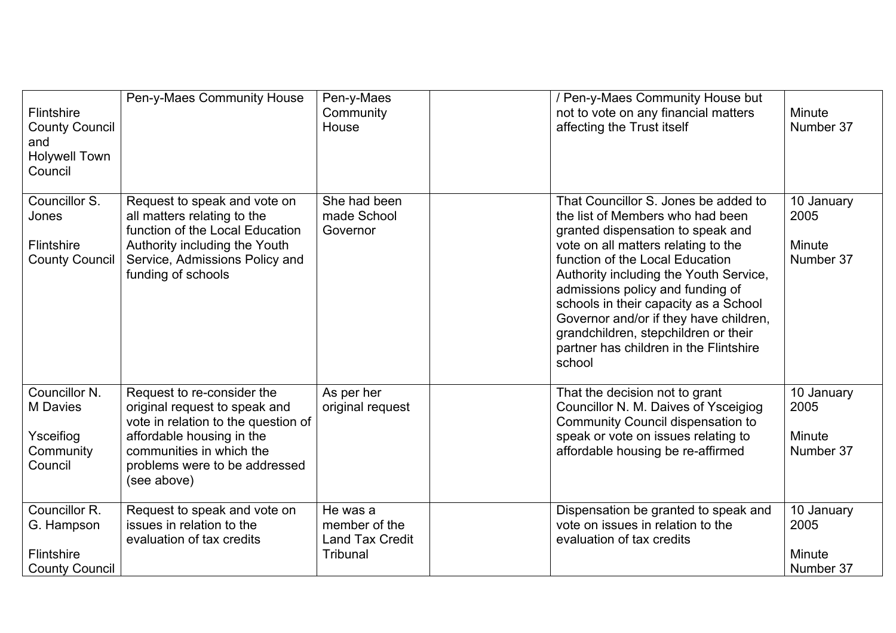| | | | | | |
|---|---|---|---|---|---|
| Flintshire County Council and Holywell Town Council | Pen-y-Maes Community House | Pen-y-Maes Community House | | / Pen-y-Maes Community House but not to vote on any financial matters affecting the Trust itself | Minute Number 37 |
| Councillor S. Jones<br><br>Flintshire County Council | Request to speak and vote on all matters relating to the function of the Local Education Authority including the Youth Service, Admissions Policy and funding of schools | She had been made School Governor | | That Councillor S. Jones be added to the list of Members who had been granted dispensation to speak and vote on all matters relating to the function of the Local Education Authority including the Youth Service, admissions policy and funding of schools in their capacity as a School Governor and/or if they have children, grandchildren, stepchildren or their partner has children in the Flintshire school | 10 January 2005<br><br>Minute Number 37 |
| Councillor N. M Davies<br><br>Ysceifiog Community Council | Request to re-consider the original request to speak and vote in relation to the question of affordable housing in the communities in which the problems were to be addressed (see above) | As per her original request | | That the decision not to grant Councillor N. M. Daives of Ysceigiog Community Council dispensation to speak or vote on issues relating to affordable housing be re-affirmed | 10 January 2005<br><br>Minute Number 37 |
| Councillor R. G. Hampson<br><br>Flintshire County Council | Request to speak and vote on issues in relation to the evaluation of tax credits | He was a member of the Land Tax Credit Tribunal | | Dispensation be granted to speak and vote on issues in relation to the evaluation of tax credits | 10 January 2005<br><br>Minute Number 37 |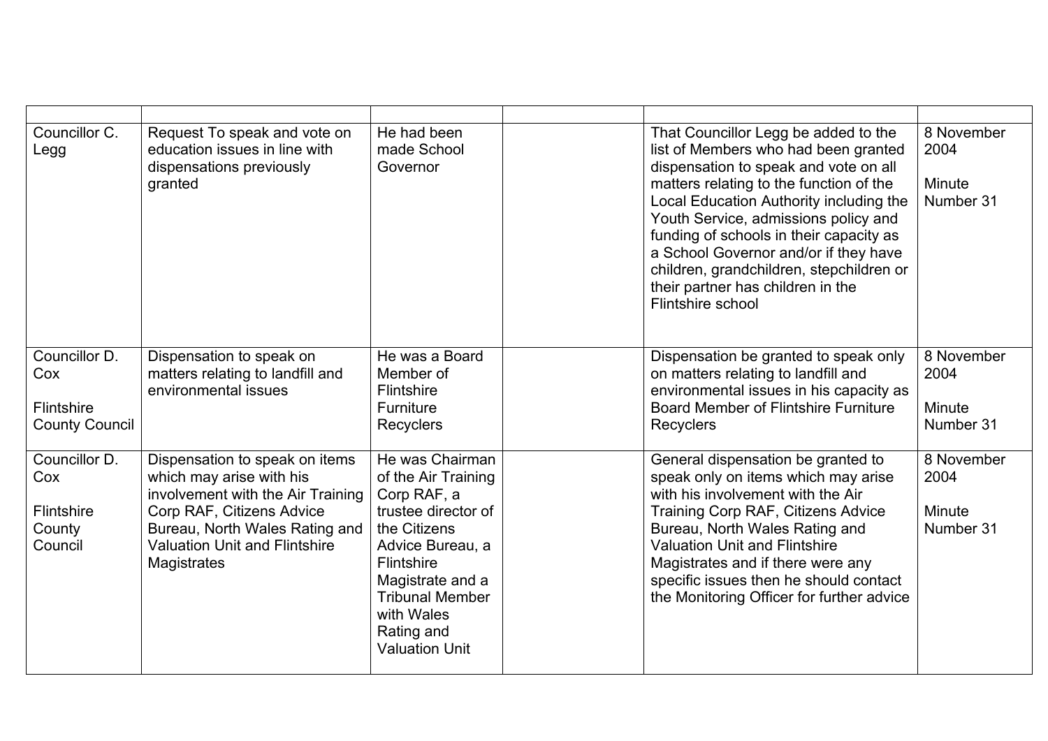| | | | | | |
|---|---|---|---|---|---|
| Councillor C. Legg | Request To speak and vote on education issues in line with dispensations previously granted | He had been made School Governor | | That Councillor Legg be added to the list of Members who had been granted dispensation to speak and vote on all matters relating to the function of the Local Education Authority including the Youth Service, admissions policy and funding of schools in their capacity as a School Governor and/or if they have children, grandchildren, stepchildren or their partner has children in the Flintshire school | 8 November 2004<br><br>Minute Number 31 |
| Councillor D. Cox<br><br>Flintshire County Council | Dispensation to speak on matters relating to landfill and environmental issues | He was a Board Member of Flintshire Furniture Recyclers | | Dispensation be granted to speak only on matters relating to landfill and environmental issues in his capacity as Board Member of Flintshire Furniture Recyclers | 8 November 2004<br><br>Minute Number 31 |
| Councillor D. Cox<br><br>Flintshire County Council | Dispensation to speak on items which may arise with his involvement with the Air Training Corp RAF, Citizens Advice Bureau, North Wales Rating and Valuation Unit and Flintshire Magistrates | He was Chairman of the Air Training Corp RAF, a trustee director of the Citizens Advice Bureau, a Flintshire Magistrate and a Tribunal Member with Wales Rating and Valuation Unit | | General dispensation be granted to speak only on items which may arise with his involvement with the Air Training Corp RAF, Citizens Advice Bureau, North Wales Rating and Valuation Unit and Flintshire Magistrates and if there were any specific issues then he should contact the Monitoring Officer for further advice | 8 November 2004<br><br>Minute Number 31 |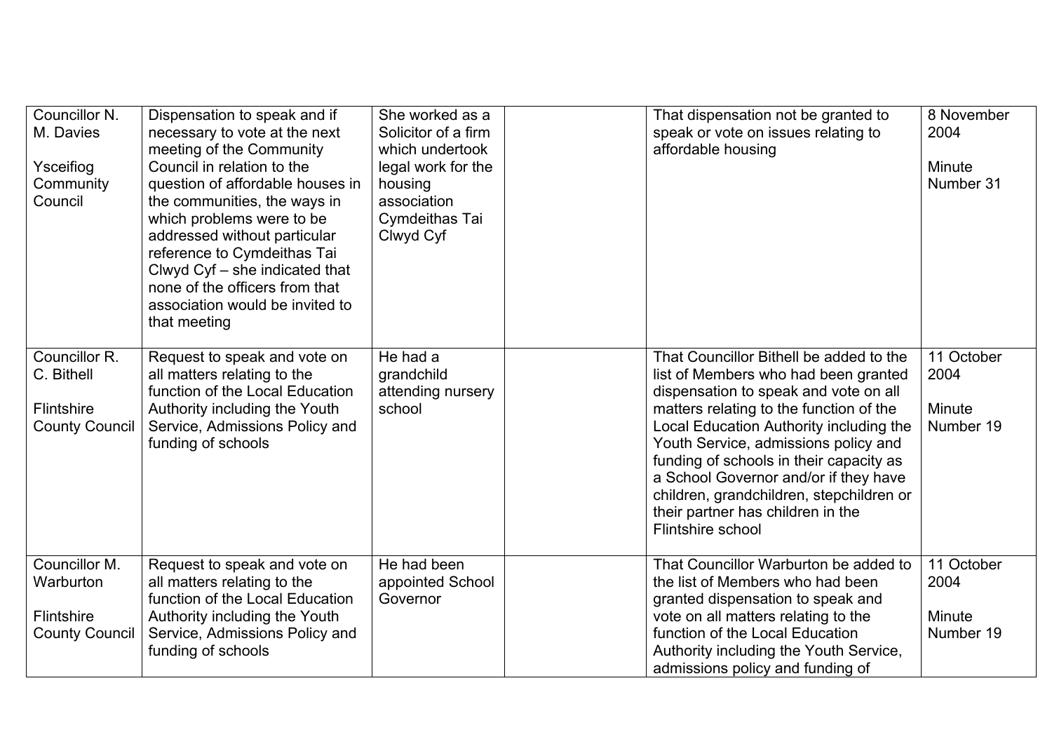| | | | | | |
|---|---|---|---|---|---|
| Councillor N. M. Davies<br><br>Ysceifiog Community Council | Dispensation to speak and if necessary to vote at the next meeting of the Community Council in relation to the question of affordable houses in the communities, the ways in which problems were to be addressed without particular reference to Cymdeithas Tai Clwyd Cyf – she indicated that none of the officers from that association would be invited to that meeting | She worked as a Solicitor of a firm which undertook legal work for the housing association Cymdeithas Tai Clwyd Cyf | | That dispensation not be granted to speak or vote on issues relating to affordable housing | 8 November 2004<br><br>Minute Number 31 |
| Councillor R. C. Bithell<br><br>Flintshire County Council | Request to speak and vote on all matters relating to the function of the Local Education Authority including the Youth Service, Admissions Policy and funding of schools | He had a grandchild attending nursery school | | That Councillor Bithell be added to the list of Members who had been granted dispensation to speak and vote on all matters relating to the function of the Local Education Authority including the Youth Service, admissions policy and funding of schools in their capacity as a School Governor and/or if they have children, grandchildren, stepchildren or their partner has children in the Flintshire school | 11 October 2004<br><br>Minute Number 19 |
| Councillor M. Warburton<br><br>Flintshire County Council | Request to speak and vote on all matters relating to the function of the Local Education Authority including the Youth Service, Admissions Policy and funding of schools | He had been appointed School Governor | | That Councillor Warburton be added to the list of Members who had been granted dispensation to speak and vote on all matters relating to the function of the Local Education Authority including the Youth Service, admissions policy and funding of | 11 October 2004<br><br>Minute Number 19 |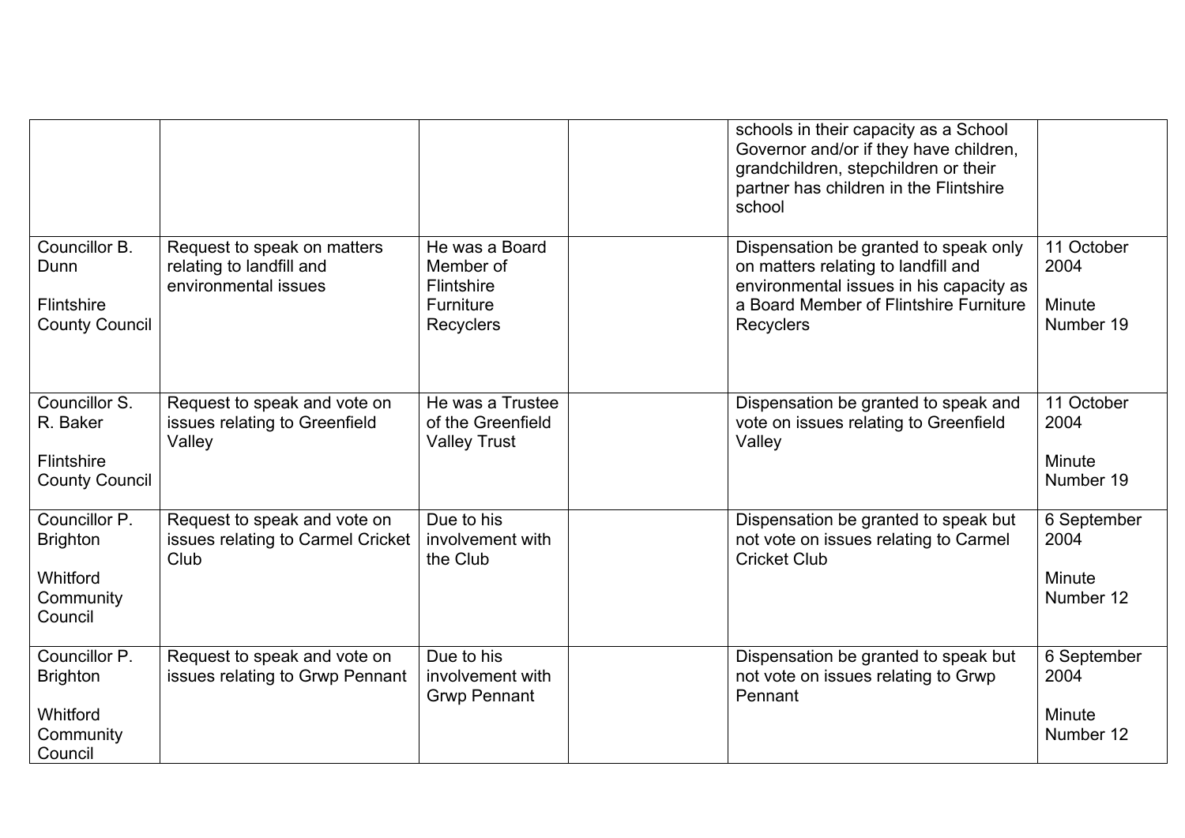| | | | | | |
|---|---|---|---|---|---|
| | | | | schools in their capacity as a School Governor and/or if they have children, grandchildren, stepchildren or their partner has children in the Flintshire school | |
| Councillor B. Dunn<br><br>Flintshire County Council | Request to speak on matters relating to landfill and environmental issues | He was a Board Member of Flintshire Furniture Recyclers | | Dispensation be granted to speak only on matters relating to landfill and environmental issues in his capacity as a Board Member of Flintshire Furniture Recyclers | 11 October 2004<br><br>Minute Number 19 |
| Councillor S. R. Baker<br><br>Flintshire County Council | Request to speak and vote on issues relating to Greenfield Valley | He was a Trustee of the Greenfield Valley Trust | | Dispensation be granted to speak and vote on issues relating to Greenfield Valley | 11 October 2004<br><br>Minute Number 19 |
| Councillor P. Brighton<br><br>Whitford Community Council | Request to speak and vote on issues relating to Carmel Cricket Club | Due to his involvement with the Club | | Dispensation be granted to speak but not vote on issues relating to Carmel Cricket Club | 6 September 2004<br><br>Minute Number 12 |
| Councillor P. Brighton<br><br>Whitford Community Council | Request to speak and vote on issues relating to Grwp Pennant | Due to his involvement with Grwp Pennant | | Dispensation be granted to speak but not vote on issues relating to Grwp Pennant | 6 September 2004<br><br>Minute Number 12 |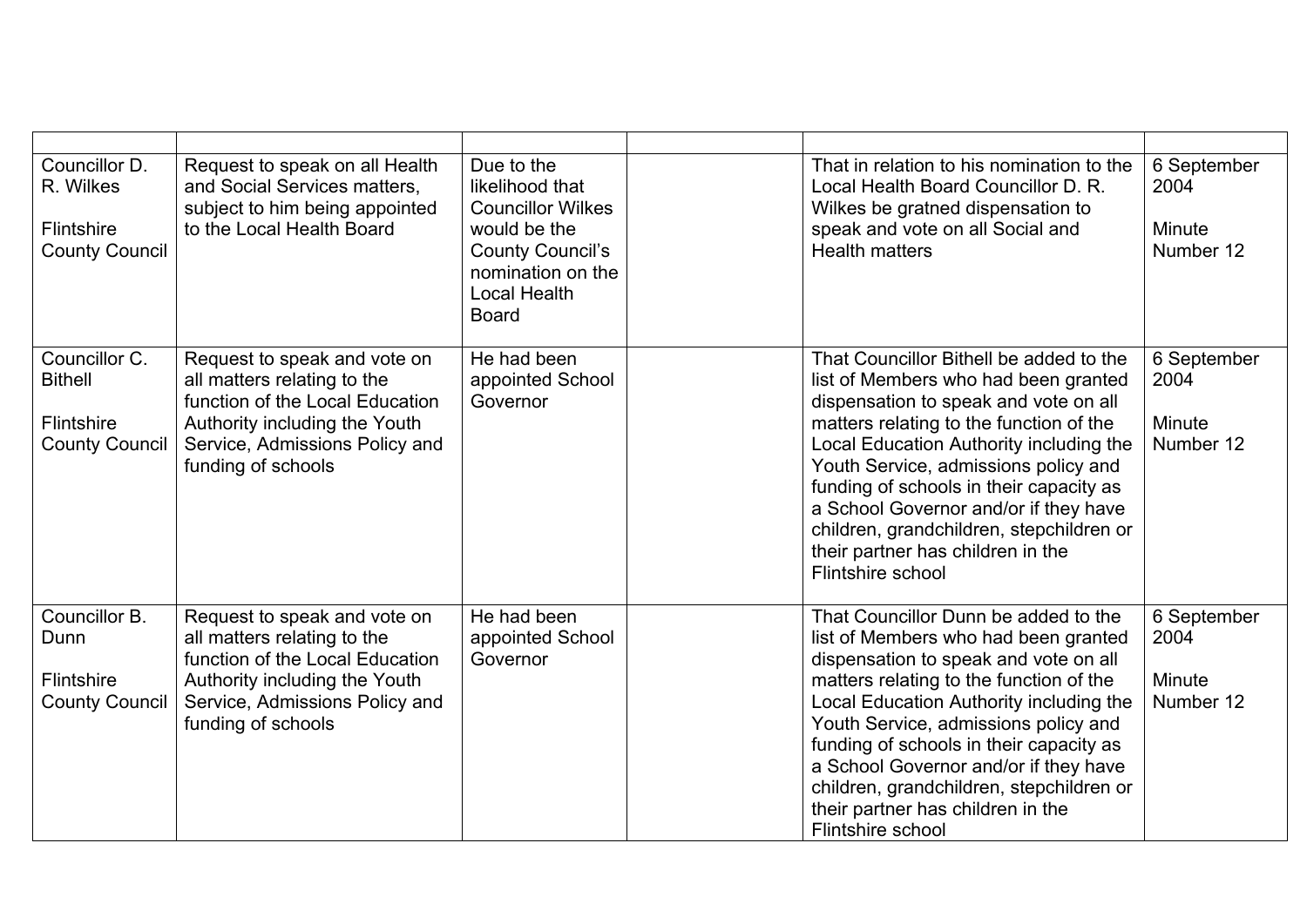| | | | | | |
|---|---|---|---|---|---|
| Councillor D. R. Wilkes<br><br>Flintshire County Council | Request to speak on all Health and Social Services matters, subject to him being appointed to the Local Health Board | Due to the likelihood that Councillor Wilkes would be the County Council's nomination on the Local Health Board | | That in relation to his nomination to the Local Health Board Councillor D. R. Wilkes be gratned dispensation to speak and vote on all Social and Health matters | 6 September 2004<br><br>Minute Number 12 |
| Councillor C. Bithell<br><br>Flintshire County Council | Request to speak and vote on all matters relating to the function of the Local Education Authority including the Youth Service, Admissions Policy and funding of schools | He had been appointed School Governor | | That Councillor Bithell be added to the list of Members who had been granted dispensation to speak and vote on all matters relating to the function of the Local Education Authority including the Youth Service, admissions policy and funding of schools in their capacity as a School Governor and/or if they have children, grandchildren, stepchildren or their partner has children in the Flintshire school | 6 September 2004<br><br>Minute Number 12 |
| Councillor B. Dunn<br><br>Flintshire County Council | Request to speak and vote on all matters relating to the function of the Local Education Authority including the Youth Service, Admissions Policy and funding of schools | He had been appointed School Governor | | That Councillor Dunn be added to the list of Members who had been granted dispensation to speak and vote on all matters relating to the function of the Local Education Authority including the Youth Service, admissions policy and funding of schools in their capacity as a School Governor and/or if they have children, grandchildren, stepchildren or their partner has children in the Flintshire school | 6 September 2004<br><br>Minute Number 12 |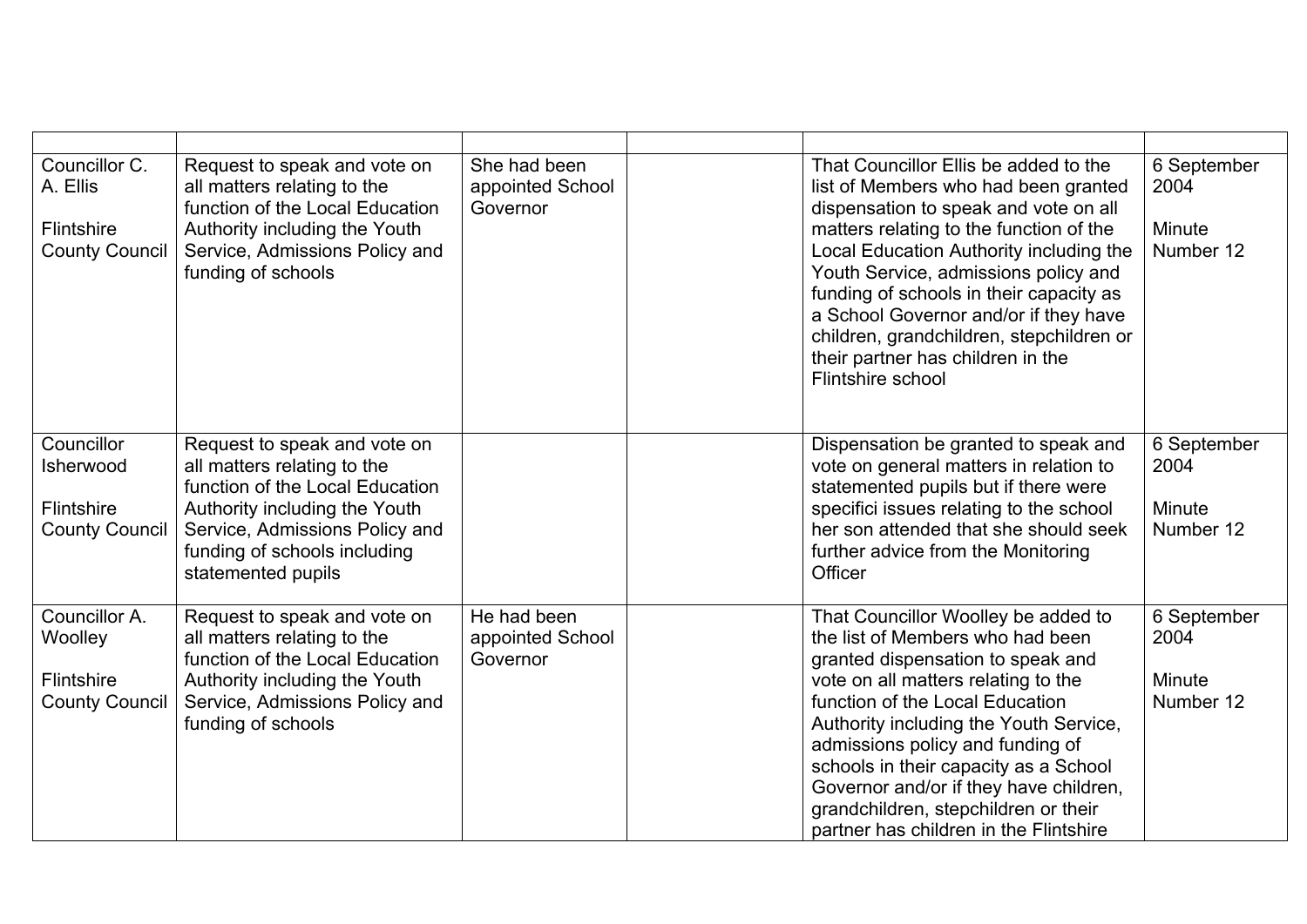| | | | | | |
|---|---|---|---|---|---|
| Councillor C. A. Ellis<br><br>Flintshire County Council | Request to speak and vote on all matters relating to the function of the Local Education Authority including the Youth Service, Admissions Policy and funding of schools | She had been appointed School Governor | | That Councillor Ellis be added to the list of Members who had been granted dispensation to speak and vote on all matters relating to the function of the Local Education Authority including the Youth Service, admissions policy and funding of schools in their capacity as a School Governor and/or if they have children, grandchildren, stepchildren or their partner has children in the Flintshire school | 6 September 2004<br><br>Minute Number 12 |
| Councillor Isherwood<br><br>Flintshire County Council | Request to speak and vote on all matters relating to the function of the Local Education Authority including the Youth Service, Admissions Policy and funding of schools including statemented pupils | | | Dispensation be granted to speak and vote on general matters in relation to statemented pupils but if there were specifici issues relating to the school her son attended that she should seek further advice from the Monitoring Officer | 6 September 2004<br><br>Minute Number 12 |
| Councillor A. Woolley<br><br>Flintshire County Council | Request to speak and vote on all matters relating to the function of the Local Education Authority including the Youth Service, Admissions Policy and funding of schools | He had been appointed School Governor | | That Councillor Woolley be added to the list of Members who had been granted dispensation to speak and vote on all matters relating to the function of the Local Education Authority including the Youth Service, admissions policy and funding of schools in their capacity as a School Governor and/or if they have children, grandchildren, stepchildren or their partner has children in the Flintshire | 6 September 2004<br><br>Minute Number 12 |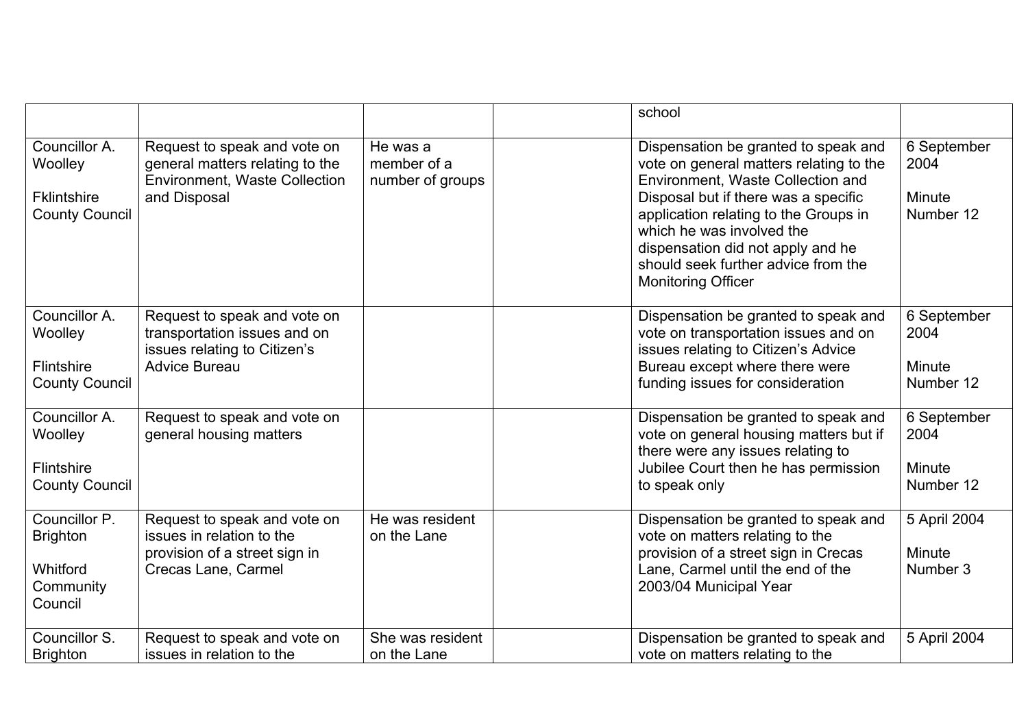| | | | | | |
|---|---|---|---|---|---|
| | | | | school | |
| Councillor A. Woolley<br><br>Fklintshire County Council | Request to speak and vote on general matters relating to the Environment, Waste Collection and Disposal | He was a member of a number of groups | | Dispensation be granted to speak and vote on general matters relating to the Environment, Waste Collection and Disposal but if there was a specific application relating to the Groups in which he was involved the dispensation did not apply and he should seek further advice from the Monitoring Officer | 6 September 2004<br><br>Minute Number 12 |
| Councillor A. Woolley<br><br>Flintshire County Council | Request to speak and vote on transportation issues and on issues relating to Citizen's Advice Bureau | | | Dispensation be granted to speak and vote on transportation issues and on issues relating to Citizen's Advice Bureau except where there were funding issues for consideration | 6 September 2004<br><br>Minute Number 12 |
| Councillor A. Woolley<br><br>Flintshire County Council | Request to speak and vote on general housing matters | | | Dispensation be granted to speak and vote on general housing matters but if there were any issues relating to Jubilee Court then he has permission to speak only | 6 September 2004<br><br>Minute Number 12 |
| Councillor P. Brighton<br><br>Whitford Community Council | Request to speak and vote on issues in relation to the provision of a street sign in Crecas Lane, Carmel | He was resident on the Lane | | Dispensation be granted to speak and vote on matters relating to the provision of a street sign in Crecas Lane, Carmel until the end of the 2003/04 Municipal Year | 5 April 2004<br><br>Minute Number 3 |
| Councillor S. Brighton | Request to speak and vote on issues in relation to the | She was resident on the Lane | | Dispensation be granted to speak and vote on matters relating to the | 5 April 2004 |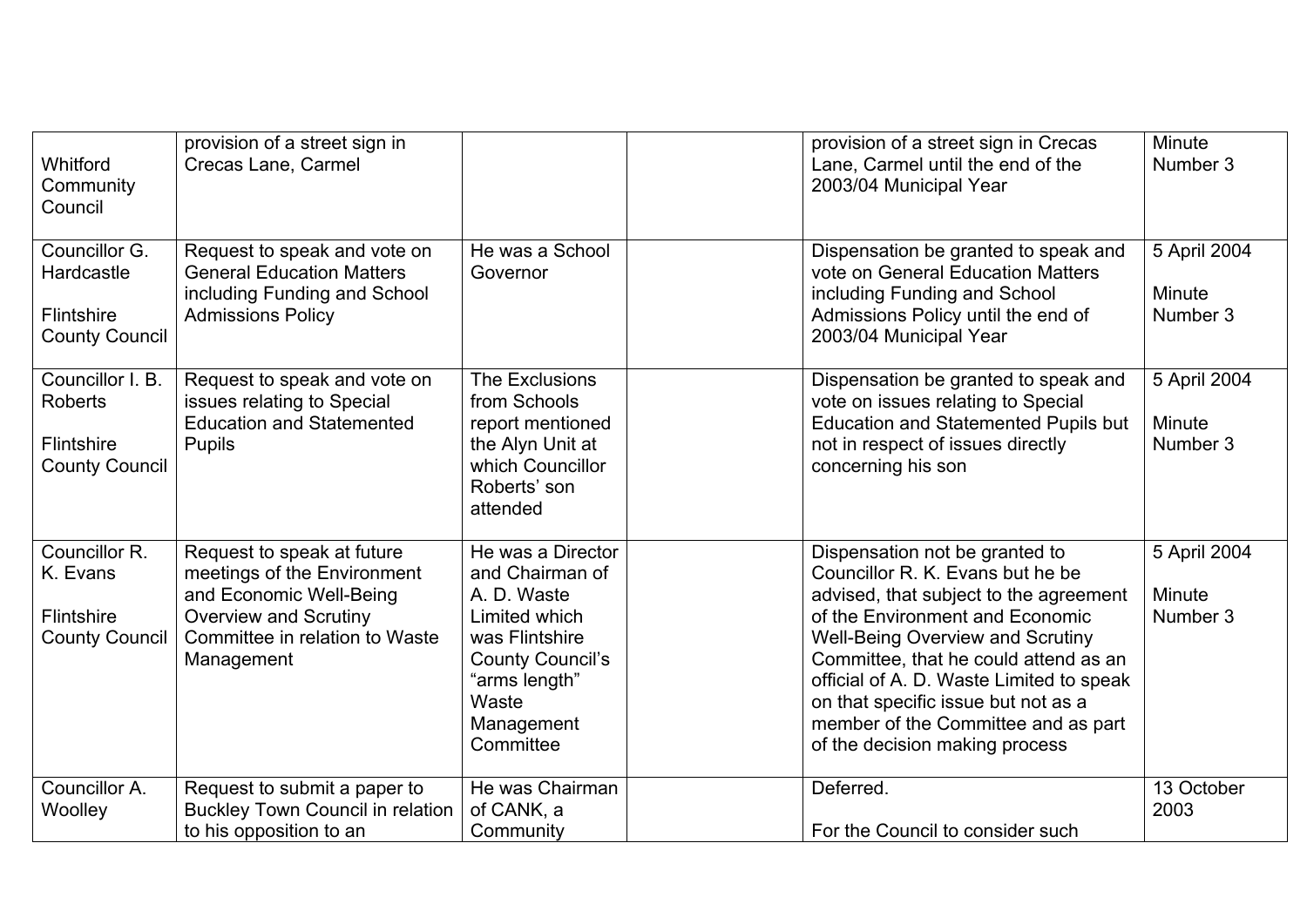| | | | | | |
|---|---|---|---|---|---|
| Whitford Community Council | provision of a street sign in Crecas Lane, Carmel | | | provision of a street sign in Crecas Lane, Carmel until the end of the 2003/04 Municipal Year | Minute Number 3 |
| Councillor G. Hardcastle<br><br>Flintshire County Council | Request to speak and vote on General Education Matters including Funding and School Admissions Policy | He was a School Governor | | Dispensation be granted to speak and vote on General Education Matters including Funding and School Admissions Policy until the end of 2003/04 Municipal Year | 5 April 2004<br><br>Minute Number 3 |
| Councillor I. B. Roberts<br><br>Flintshire County Council | Request to speak and vote on issues relating to Special Education and Statemented Pupils | The Exclusions from Schools report mentioned the Alyn Unit at which Councillor Roberts' son attended | | Dispensation be granted to speak and vote on issues relating to Special Education and Statemented Pupils but not in respect of issues directly concerning his son | 5 April 2004<br><br>Minute Number 3 |
| Councillor R. K. Evans<br><br>Flintshire County Council | Request to speak at future meetings of the Environment and Economic Well-Being Overview and Scrutiny Committee in relation to Waste Management | He was a Director and Chairman of A. D. Waste Limited which was Flintshire County Council's "arms length" Waste Management Committee | | Dispensation not be granted to Councillor R. K. Evans but he be advised, that subject to the agreement of the Environment and Economic Well-Being Overview and Scrutiny Committee, that he could attend as an official of A. D. Waste Limited to speak on that specific issue but not as a member of the Committee and as part of the decision making process | 5 April 2004<br><br>Minute Number 3 |
| Councillor A. Woolley | Request to submit a paper to Buckley Town Council in relation to his opposition to an | He was Chairman of CANK, a Community | | Deferred.<br><br>For the Council to consider such | 13 October 2003 |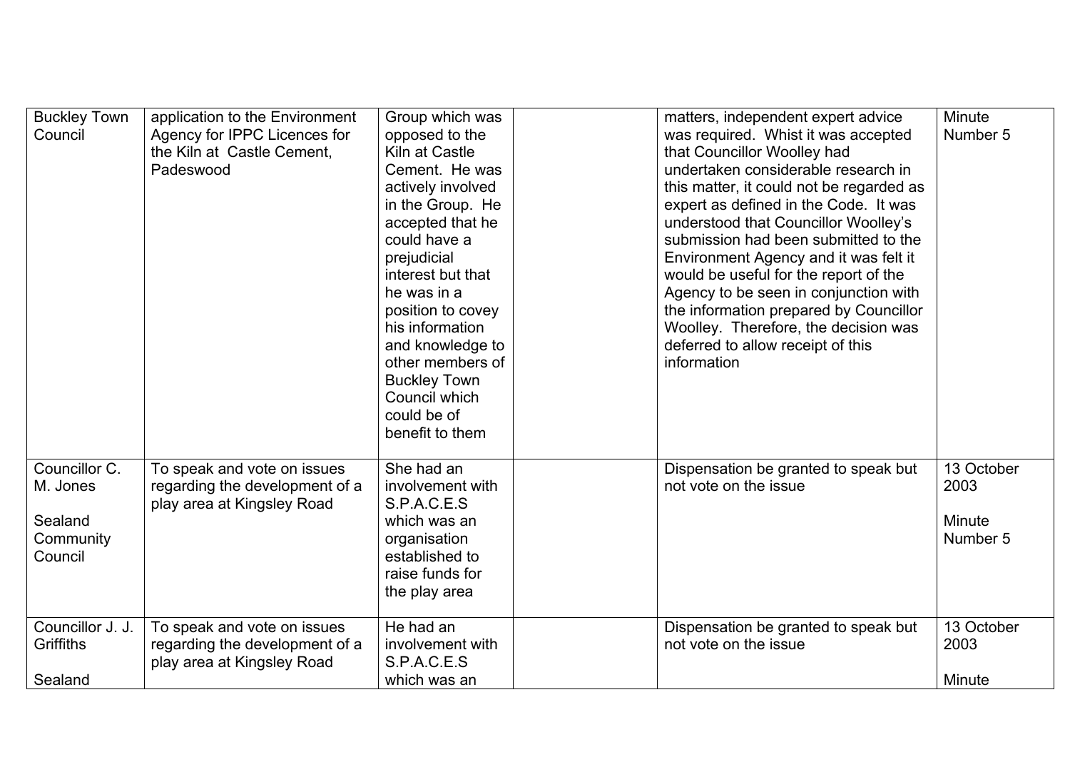| | | | | | |
|---|---|---|---|---|---|
| Buckley Town Council | application to the Environment Agency for IPPC Licences for the Kiln at Castle Cement, Padeswood | Group which was opposed to the Kiln at Castle Cement. He was actively involved in the Group. He accepted that he could have a prejudicial interest but that he was in a position to covey his information and knowledge to other members of Buckley Town Council which could be of benefit to them | | matters, independent expert advice was required. Whist it was accepted that Councillor Woolley had undertaken considerable research in this matter, it could not be regarded as expert as defined in the Code. It was understood that Councillor Woolley's submission had been submitted to the Environment Agency and it was felt it would be useful for the report of the Agency to be seen in conjunction with the information prepared by Councillor Woolley. Therefore, the decision was deferred to allow receipt of this information | Minute Number 5 |
| Councillor C. M. Jones<br><br>Sealand Community Council | To speak and vote on issues regarding the development of a play area at Kingsley Road | She had an involvement with S.P.A.C.E.S which was an organisation established to raise funds for the play area | | Dispensation be granted to speak but not vote on the issue | 13 October 2003<br><br>Minute Number 5 |
| Councillor J. J. Griffiths<br><br>Sealand | To speak and vote on issues regarding the development of a play area at Kingsley Road | He had an involvement with S.P.A.C.E.S which was an | | Dispensation be granted to speak but not vote on the issue | 13 October 2003<br><br>Minute |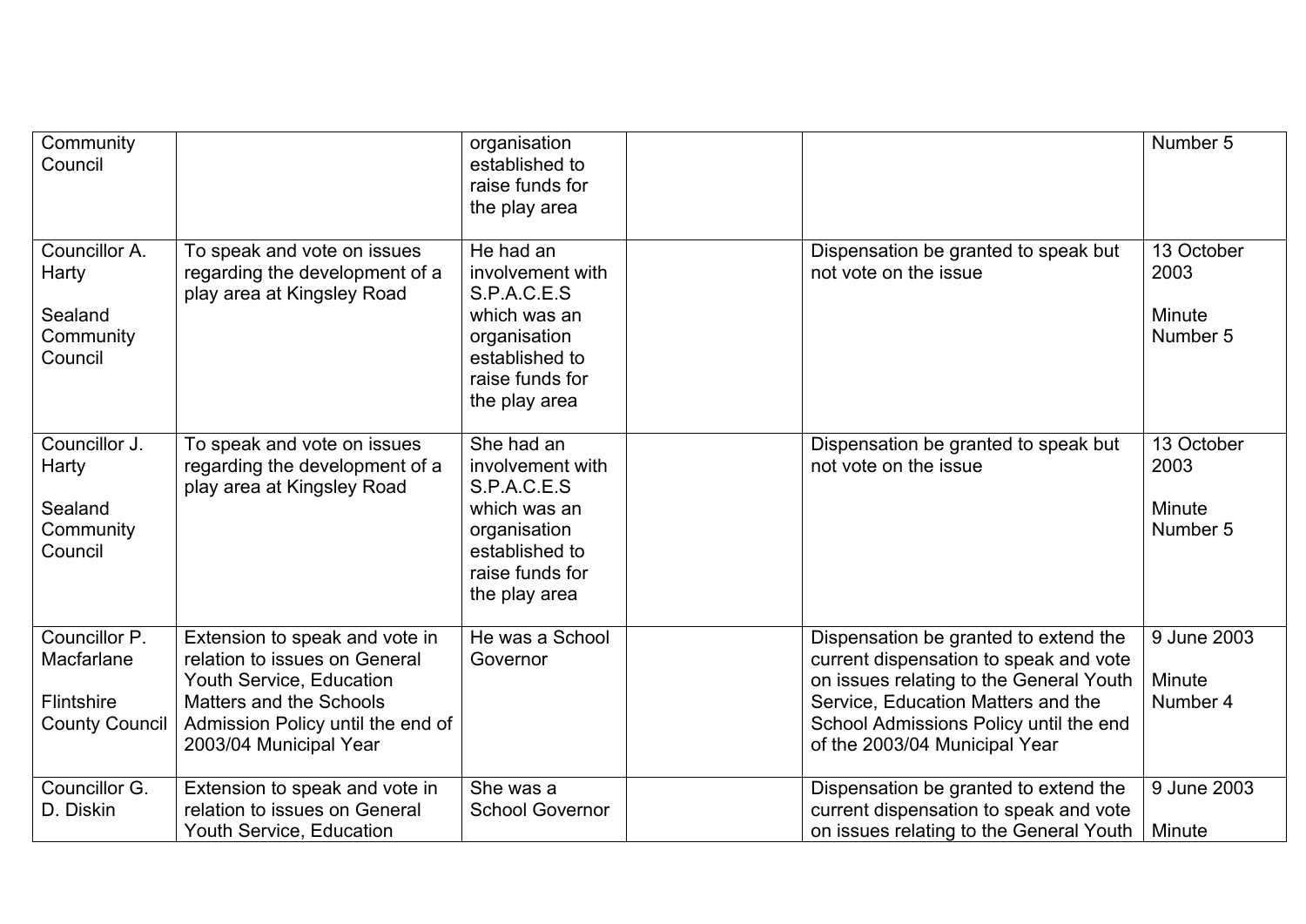| | | | | | |
|---|---|---|---|---|---|
| Community Council | | organisation established to raise funds for the play area | | | Number 5 |
| Councillor A. Harty<br><br>Sealand Community Council | To speak and vote on issues regarding the development of a play area at Kingsley Road | He had an involvement with S.P.A.C.E.S which was an organisation established to raise funds for the play area | | Dispensation be granted to speak but not vote on the issue | 13 October 2003<br><br>Minute Number 5 |
| Councillor J. Harty<br><br>Sealand Community Council | To speak and vote on issues regarding the development of a play area at Kingsley Road | She had an involvement with S.P.A.C.E.S which was an organisation established to raise funds for the play area | | Dispensation be granted to speak but not vote on the issue | 13 October 2003<br><br>Minute Number 5 |
| Councillor P. Macfarlane<br><br>Flintshire County Council | Extension to speak and vote in relation to issues on General Youth Service, Education Matters and the Schools Admission Policy until the end of 2003/04 Municipal Year | He was a School Governor | | Dispensation be granted to extend the current dispensation to speak and vote on issues relating to the General Youth Service, Education Matters and the School Admissions Policy until the end of the 2003/04 Municipal Year | 9 June 2003<br><br>Minute Number 4 |
| Councillor G. D. Diskin | Extension to speak and vote in relation to issues on General Youth Service, Education | She was a School Governor | | Dispensation be granted to extend the current dispensation to speak and vote on issues relating to the General Youth | 9 June 2003<br><br>Minute |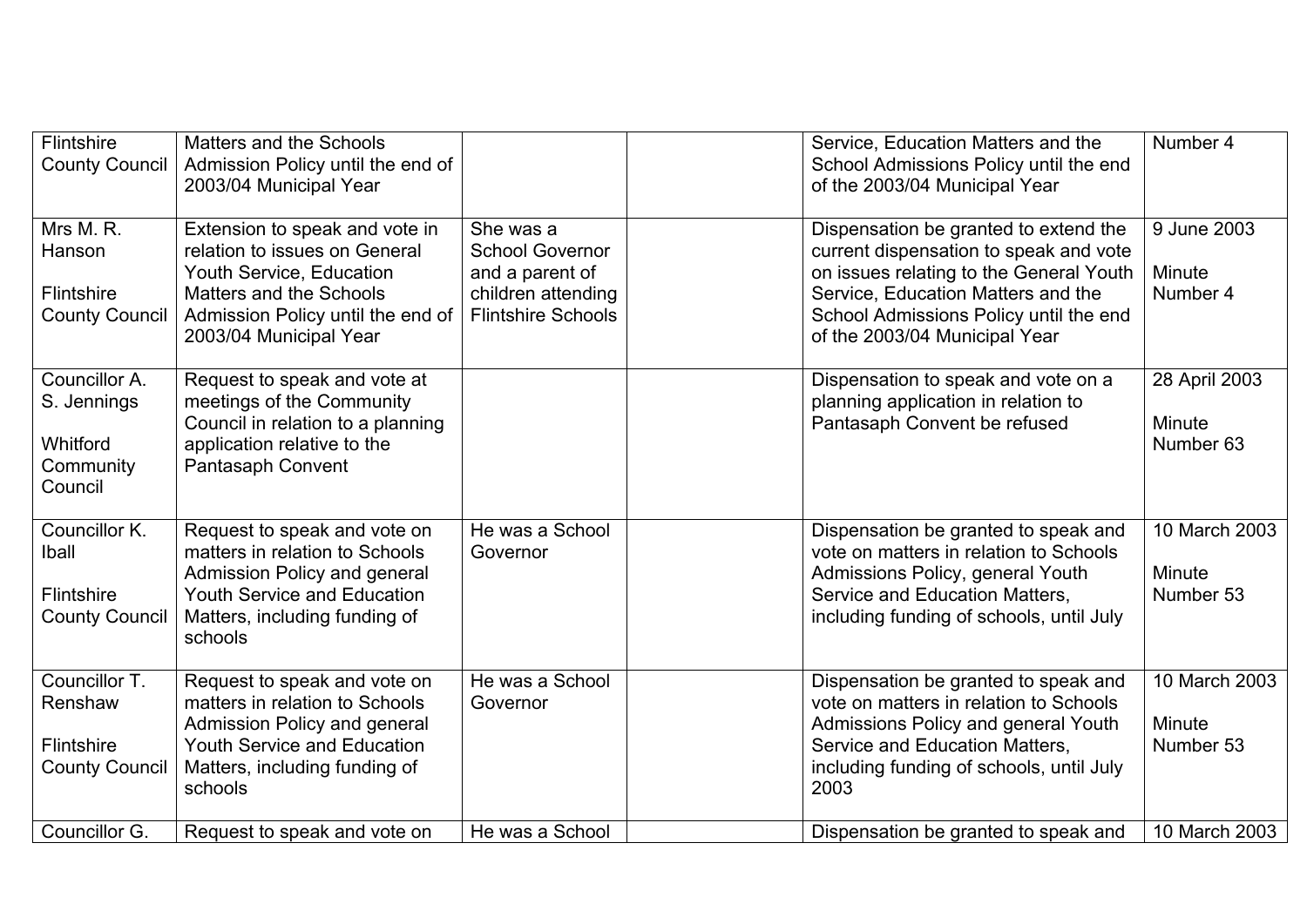| | | | | | |
|---|---|---|---|---|---|
| Flintshire County Council | Matters and the Schools Admission Policy until the end of 2003/04 Municipal Year | | | Service, Education Matters and the School Admissions Policy until the end of the 2003/04 Municipal Year | Number 4 |
| Mrs M. R. Hanson<br><br>Flintshire County Council | Extension to speak and vote in relation to issues on General Youth Service, Education Matters and the Schools Admission Policy until the end of 2003/04 Municipal Year | She was a School Governor and a parent of children attending Flintshire Schools | | Dispensation be granted to extend the current dispensation to speak and vote on issues relating to the General Youth Service, Education Matters and the School Admissions Policy until the end of the 2003/04 Municipal Year | 9 June 2003<br><br>Minute Number 4 |
| Councillor A. S. Jennings<br><br>Whitford Community Council | Request to speak and vote at meetings of the Community Council in relation to a planning application relative to the Pantasaph Convent | | | Dispensation to speak and vote on a planning application in relation to Pantasaph Convent be refused | 28 April 2003<br><br>Minute Number 63 |
| Councillor K. Iball<br><br>Flintshire County Council | Request to speak and vote on matters in relation to Schools Admission Policy and general Youth Service and Education Matters, including funding of schools | He was a School Governor | | Dispensation be granted to speak and vote on matters in relation to Schools Admissions Policy, general Youth Service and Education Matters, including funding of schools, until July | 10 March 2003<br><br>Minute Number 53 |
| Councillor T. Renshaw<br><br>Flintshire County Council | Request to speak and vote on matters in relation to Schools Admission Policy and general Youth Service and Education Matters, including funding of schools | He was a School Governor | | Dispensation be granted to speak and vote on matters in relation to Schools Admissions Policy and general Youth Service and Education Matters, including funding of schools, until July 2003 | 10 March 2003<br><br>Minute Number 53 |
| Councillor G. | Request to speak and vote on | He was a School | | Dispensation be granted to speak and | 10 March 2003 |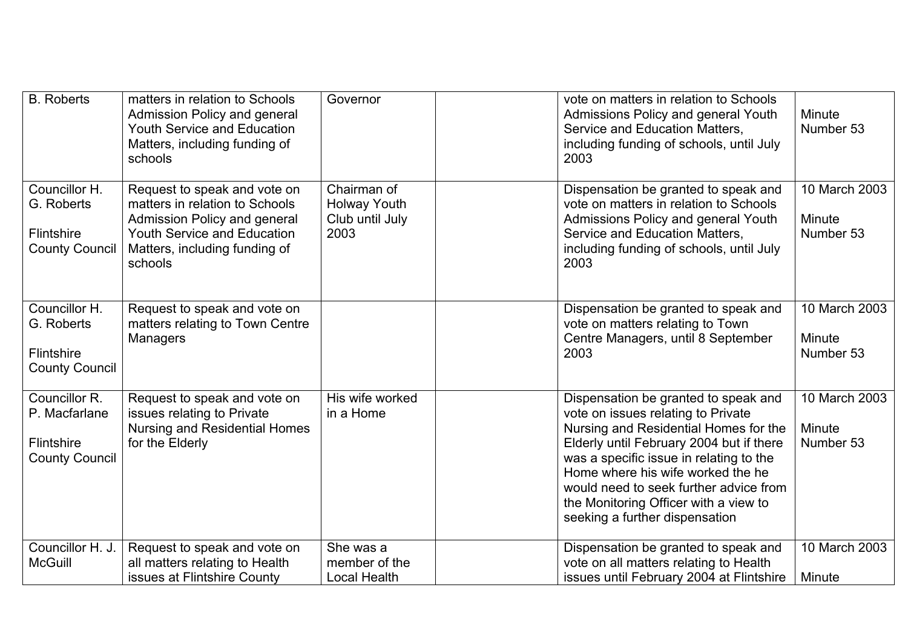| | | | | | |
|---|---|---|---|---|---|
| B. Roberts | matters in relation to Schools Admission Policy and general Youth Service and Education Matters, including funding of schools | Governor | | vote on matters in relation to Schools Admissions Policy and general Youth Service and Education Matters, including funding of schools, until July 2003 | Minute Number 53 |
| Councillor H. G. Roberts<br><br>Flintshire County Council | Request to speak and vote on matters in relation to Schools Admission Policy and general Youth Service and Education Matters, including funding of schools | Chairman of Holway Youth Club until July 2003 | | Dispensation be granted to speak and vote on matters in relation to Schools Admissions Policy and general Youth Service and Education Matters, including funding of schools, until July 2003 | 10 March 2003<br><br>Minute Number 53 |
| Councillor H. G. Roberts<br><br>Flintshire County Council | Request to speak and vote on matters relating to Town Centre Managers | | | Dispensation be granted to speak and vote on matters relating to Town Centre Managers, until 8 September 2003 | 10 March 2003<br><br>Minute Number 53 |
| Councillor R. P. Macfarlane<br><br>Flintshire County Council | Request to speak and vote on issues relating to Private Nursing and Residential Homes for the Elderly | His wife worked in a Home | | Dispensation be granted to speak and vote on issues relating to Private Nursing and Residential Homes for the Elderly until February 2004 but if there was a specific issue in relating to the Home where his wife worked the he would need to seek further advice from the Monitoring Officer with a view to seeking a further dispensation | 10 March 2003<br><br>Minute Number 53 |
| Councillor H. J. McGuill | Request to speak and vote on all matters relating to Health issues at Flintshire County | She was a member of the Local Health | | Dispensation be granted to speak and vote on all matters relating to Health issues until February 2004 at Flintshire | 10 March 2003<br><br>Minute |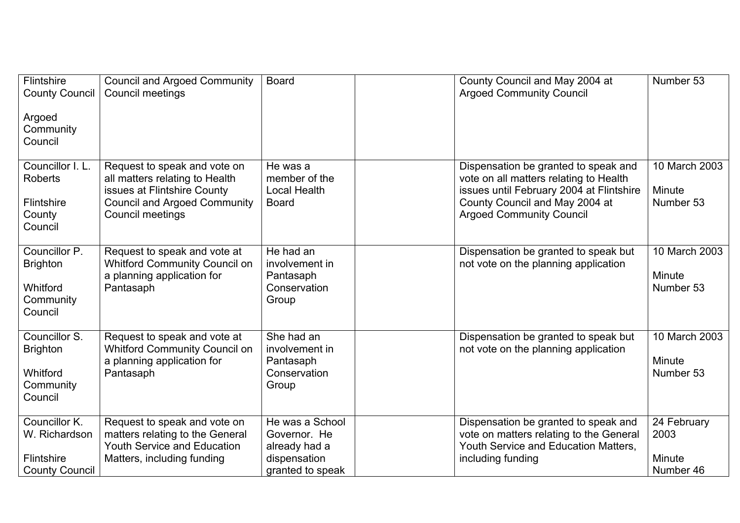| | | | | | |
|---|---|---|---|---|---|
| Flintshire County Council<br><br>Argoed Community Council | Council and Argoed Community Council meetings | Board | | County Council and May 2004 at Argoed Community Council | Number 53 |
| Councillor I. L. Roberts<br><br>Flintshire County Council | Request to speak and vote on all matters relating to Health issues at Flintshire County Council and Argoed Community Council meetings | He was a member of the Local Health Board | | Dispensation be granted to speak and vote on all matters relating to Health issues until February 2004 at Flintshire County Council and May 2004 at Argoed Community Council | 10 March 2003<br><br>Minute Number 53 |
| Councillor P. Brighton<br><br>Whitford Community Council | Request to speak and vote at Whitford Community Council on a planning application for Pantasaph | He had an involvement in Pantasaph Conservation Group | | Dispensation be granted to speak but not vote on the planning application | 10 March 2003<br><br>Minute Number 53 |
| Councillor S. Brighton<br><br>Whitford Community Council | Request to speak and vote at Whitford Community Council on a planning application for Pantasaph | She had an involvement in Pantasaph Conservation Group | | Dispensation be granted to speak but not vote on the planning application | 10 March 2003<br><br>Minute Number 53 |
| Councillor K. W. Richardson<br><br>Flintshire County Council | Request to speak and vote on matters relating to the General Youth Service and Education Matters, including funding | He was a School Governor. He already had a dispensation granted to speak | | Dispensation be granted to speak and vote on matters relating to the General Youth Service and Education Matters, including funding | 24 February 2003<br><br>Minute Number 46 |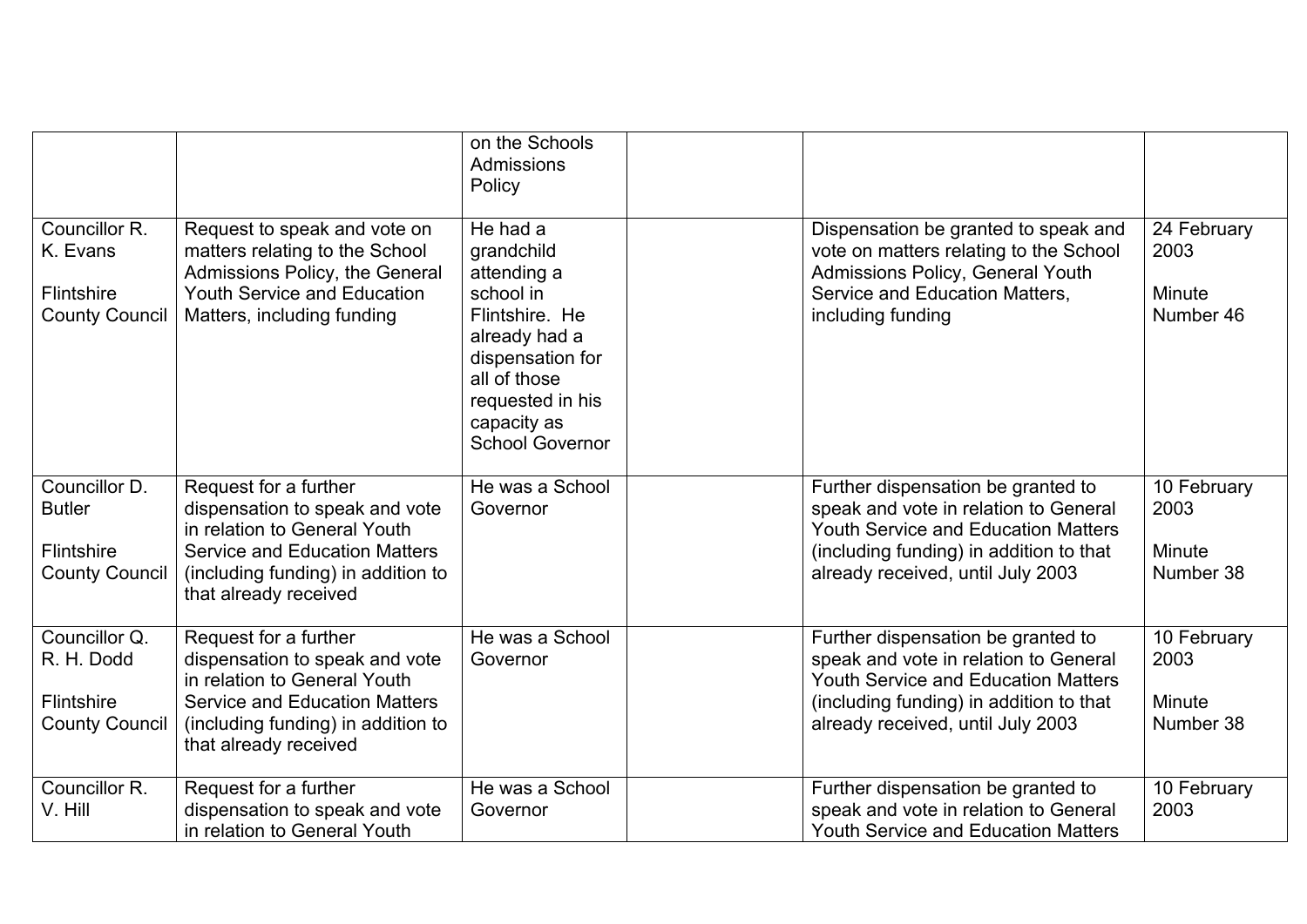| | | | | | |
|---|---|---|---|---|---|
| | | on the Schools Admissions Policy | | | |
| Councillor R. K. Evans<br><br>Flintshire County Council | Request to speak and vote on matters relating to the School Admissions Policy, the General Youth Service and Education Matters, including funding | He had a grandchild attending a school in Flintshire. He already had a dispensation for all of those requested in his capacity as School Governor | | Dispensation be granted to speak and vote on matters relating to the School Admissions Policy, General Youth Service and Education Matters, including funding | 24 February 2003<br><br>Minute Number 46 |
| Councillor D. Butler<br><br>Flintshire County Council | Request for a further dispensation to speak and vote in relation to General Youth Service and Education Matters (including funding) in addition to that already received | He was a School Governor | | Further dispensation be granted to speak and vote in relation to General Youth Service and Education Matters (including funding) in addition to that already received, until July 2003 | 10 February 2003<br><br>Minute Number 38 |
| Councillor Q. R. H. Dodd<br><br>Flintshire County Council | Request for a further dispensation to speak and vote in relation to General Youth Service and Education Matters (including funding) in addition to that already received | He was a School Governor | | Further dispensation be granted to speak and vote in relation to General Youth Service and Education Matters (including funding) in addition to that already received, until July 2003 | 10 February 2003<br><br>Minute Number 38 |
| Councillor R. V. Hill | Request for a further dispensation to speak and vote in relation to General Youth | He was a School Governor | | Further dispensation be granted to speak and vote in relation to General Youth Service and Education Matters | 10 February 2003 |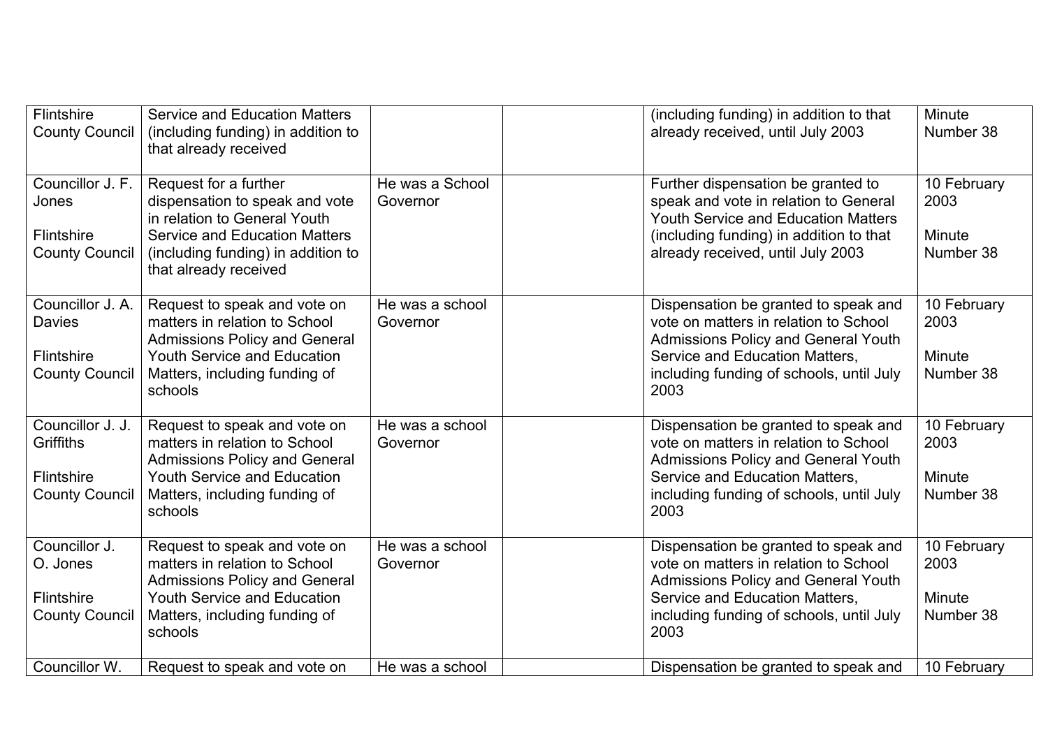| | | | | | |
|---|---|---|---|---|---|
| Flintshire County Council | Service and Education Matters (including funding) in addition to that already received | | | (including funding) in addition to that already received, until July 2003 | Minute Number 38 |
| Councillor J. F. Jones<br><br>Flintshire County Council | Request for a further dispensation to speak and vote in relation to General Youth Service and Education Matters (including funding) in addition to that already received | He was a School Governor | | Further dispensation be granted to speak and vote in relation to General Youth Service and Education Matters (including funding) in addition to that already received, until July 2003 | 10 February 2003<br><br>Minute Number 38 |
| Councillor J. A. Davies<br><br>Flintshire County Council | Request to speak and vote on matters in relation to School Admissions Policy and General Youth Service and Education Matters, including funding of schools | He was a school Governor | | Dispensation be granted to speak and vote on matters in relation to School Admissions Policy and General Youth Service and Education Matters, including funding of schools, until July 2003 | 10 February 2003<br><br>Minute Number 38 |
| Councillor J. J. Griffiths<br><br>Flintshire County Council | Request to speak and vote on matters in relation to School Admissions Policy and General Youth Service and Education Matters, including funding of schools | He was a school Governor | | Dispensation be granted to speak and vote on matters in relation to School Admissions Policy and General Youth Service and Education Matters, including funding of schools, until July 2003 | 10 February 2003<br><br>Minute Number 38 |
| Councillor J. O. Jones<br><br>Flintshire County Council | Request to speak and vote on matters in relation to School Admissions Policy and General Youth Service and Education Matters, including funding of schools | He was a school Governor | | Dispensation be granted to speak and vote on matters in relation to School Admissions Policy and General Youth Service and Education Matters, including funding of schools, until July 2003 | 10 February 2003<br><br>Minute Number 38 |
| Councillor W. | Request to speak and vote on | He was a school | | Dispensation be granted to speak and | 10 February |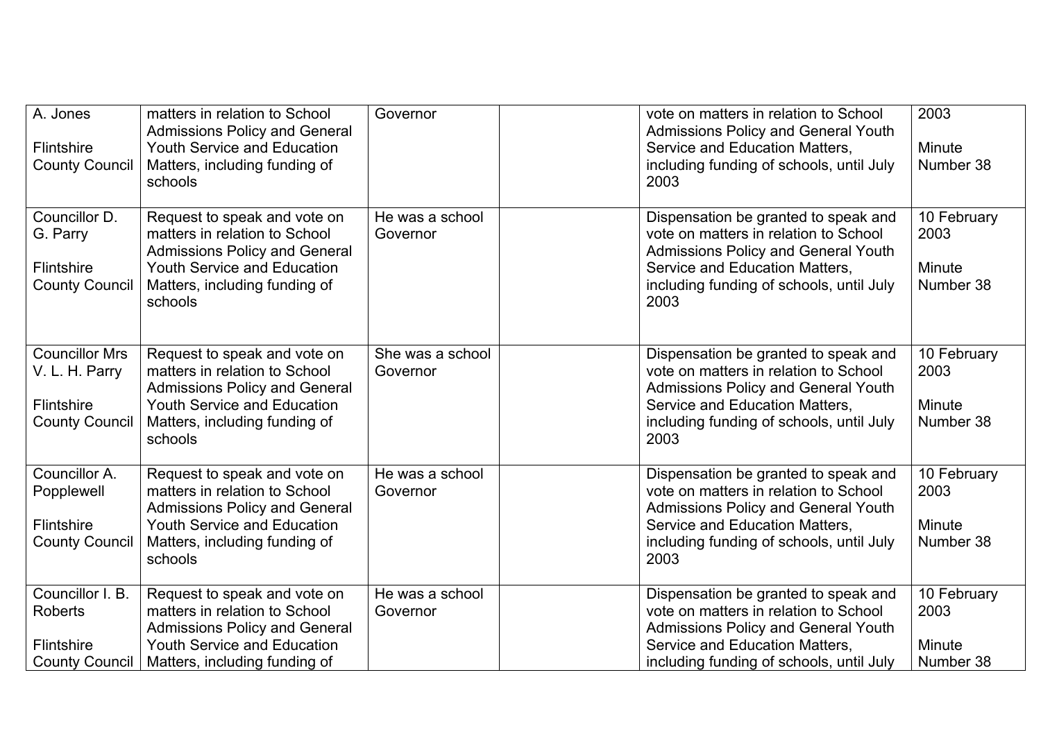| | | | | | |
|---|---|---|---|---|---|
| A. Jones<br><br>Flintshire County Council | matters in relation to School Admissions Policy and General Youth Service and Education Matters, including funding of schools | Governor | | vote on matters in relation to School Admissions Policy and General Youth Service and Education Matters, including funding of schools, until July 2003 | 2003<br><br>Minute Number 38 |
| Councillor D. G. Parry<br><br>Flintshire County Council | Request to speak and vote on matters in relation to School Admissions Policy and General Youth Service and Education Matters, including funding of schools | He was a school Governor | | Dispensation be granted to speak and vote on matters in relation to School Admissions Policy and General Youth Service and Education Matters, including funding of schools, until July 2003 | 10 February 2003<br><br>Minute Number 38 |
| Councillor Mrs V. L. H. Parry<br><br>Flintshire County Council | Request to speak and vote on matters in relation to School Admissions Policy and General Youth Service and Education Matters, including funding of schools | She was a school Governor | | Dispensation be granted to speak and vote on matters in relation to School Admissions Policy and General Youth Service and Education Matters, including funding of schools, until July 2003 | 10 February 2003<br><br>Minute Number 38 |
| Councillor A. Popplewell<br><br>Flintshire County Council | Request to speak and vote on matters in relation to School Admissions Policy and General Youth Service and Education Matters, including funding of schools | He was a school Governor | | Dispensation be granted to speak and vote on matters in relation to School Admissions Policy and General Youth Service and Education Matters, including funding of schools, until July 2003 | 10 February 2003<br><br>Minute Number 38 |
| Councillor I. B. Roberts<br><br>Flintshire County Council | Request to speak and vote on matters in relation to School Admissions Policy and General Youth Service and Education Matters, including funding of | He was a school Governor | | Dispensation be granted to speak and vote on matters in relation to School Admissions Policy and General Youth Service and Education Matters, including funding of schools, until July | 10 February 2003<br><br>Minute Number 38 |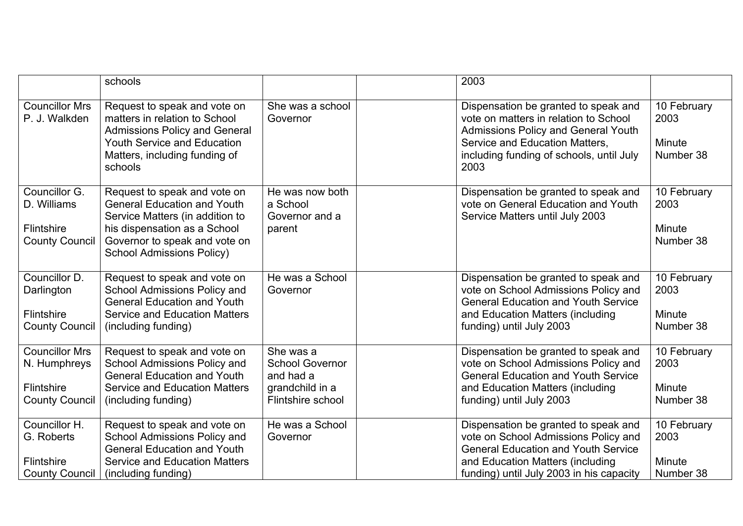| | | | | | |
|---|---|---|---|---|---|
| | schools | | | 2003 | |
| Councillor Mrs P. J. Walkden | Request to speak and vote on matters in relation to School Admissions Policy and General Youth Service and Education Matters, including funding of schools | She was a school Governor | | Dispensation be granted to speak and vote on matters in relation to School Admissions Policy and General Youth Service and Education Matters, including funding of schools, until July 2003 | 10 February 2003<br><br>Minute Number 38 |
| Councillor G. D. Williams<br><br>Flintshire County Council | Request to speak and vote on General Education and Youth Service Matters (in addition to his dispensation as a School Governor to speak and vote on School Admissions Policy) | He was now both a School Governor and a parent | | Dispensation be granted to speak and vote on General Education and Youth Service Matters until July 2003 | 10 February 2003<br><br>Minute Number 38 |
| Councillor D. Darlington<br><br>Flintshire County Council | Request to speak and vote on School Admissions Policy and General Education and Youth Service and Education Matters (including funding) | He was a School Governor | | Dispensation be granted to speak and vote on School Admissions Policy and General Education and Youth Service and Education Matters (including funding) until July 2003 | 10 February 2003<br><br>Minute Number 38 |
| Councillor Mrs N. Humphreys<br><br>Flintshire County Council | Request to speak and vote on School Admissions Policy and General Education and Youth Service and Education Matters (including funding) | She was a School Governor and had a grandchild in a Flintshire school | | Dispensation be granted to speak and vote on School Admissions Policy and General Education and Youth Service and Education Matters (including funding) until July 2003 | 10 February 2003<br><br>Minute Number 38 |
| Councillor H. G. Roberts<br><br>Flintshire County Council | Request to speak and vote on School Admissions Policy and General Education and Youth Service and Education Matters (including funding) | He was a School Governor | | Dispensation be granted to speak and vote on School Admissions Policy and General Education and Youth Service and Education Matters (including funding) until July 2003 in his capacity | 10 February 2003<br><br>Minute Number 38 |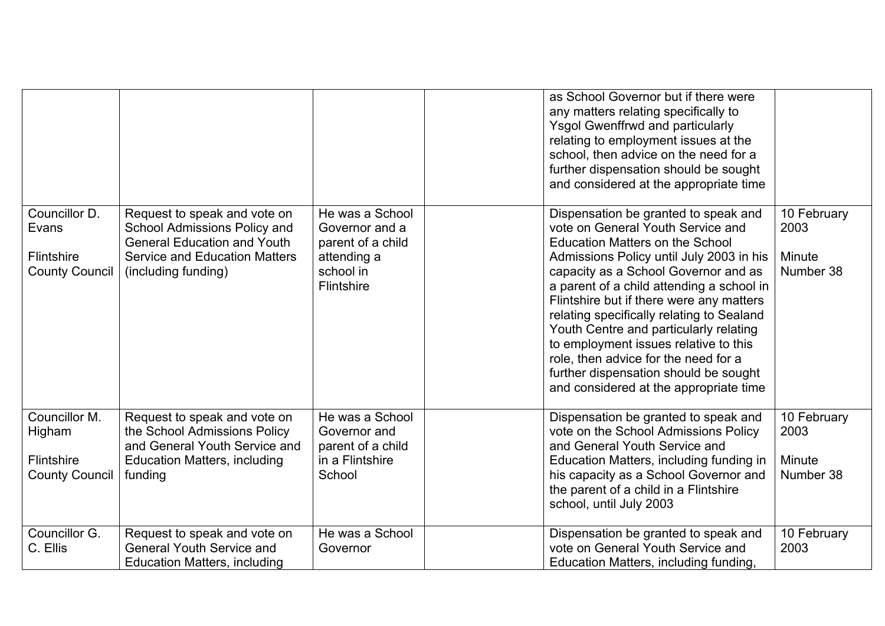| | | | | | |
|---|---|---|---|---|---|
| | | | | as School Governor but if there were any matters relating specifically to Ysgol Gwenffrwd and particularly relating to employment issues at the school, then advice on the need for a further dispensation should be sought and considered at the appropriate time | |
| Councillor D. Evans<br><br>Flintshire County Council | Request to speak and vote on School Admissions Policy and General Education and Youth Service and Education Matters (including funding) | He was a School Governor and a parent of a child attending a school in Flintshire | | Dispensation be granted to speak and vote on General Youth Service and Education Matters on the School Admissions Policy until July 2003 in his capacity as a School Governor and as a parent of a child attending a school in Flintshire but if there were any matters relating specifically relating to Sealand Youth Centre and particularly relating to employment issues relative to this role, then advice for the need for a further dispensation should be sought and considered at the appropriate time | 10 February 2003<br><br>Minute Number 38 |
| Councillor M. Higham<br><br>Flintshire County Council | Request to speak and vote on the School Admissions Policy and General Youth Service and Education Matters, including funding | He was a School Governor and parent of a child in a Flintshire School | | Dispensation be granted to speak and vote on the School Admissions Policy and General Youth Service and Education Matters, including funding in his capacity as a School Governor and the parent of a child in a Flintshire school, until July 2003 | 10 February 2003<br><br>Minute Number 38 |
| Councillor G. C. Ellis | Request to speak and vote on General Youth Service and Education Matters, including | He was a School Governor | | Dispensation be granted to speak and vote on General Youth Service and Education Matters, including funding, | 10 February 2003 |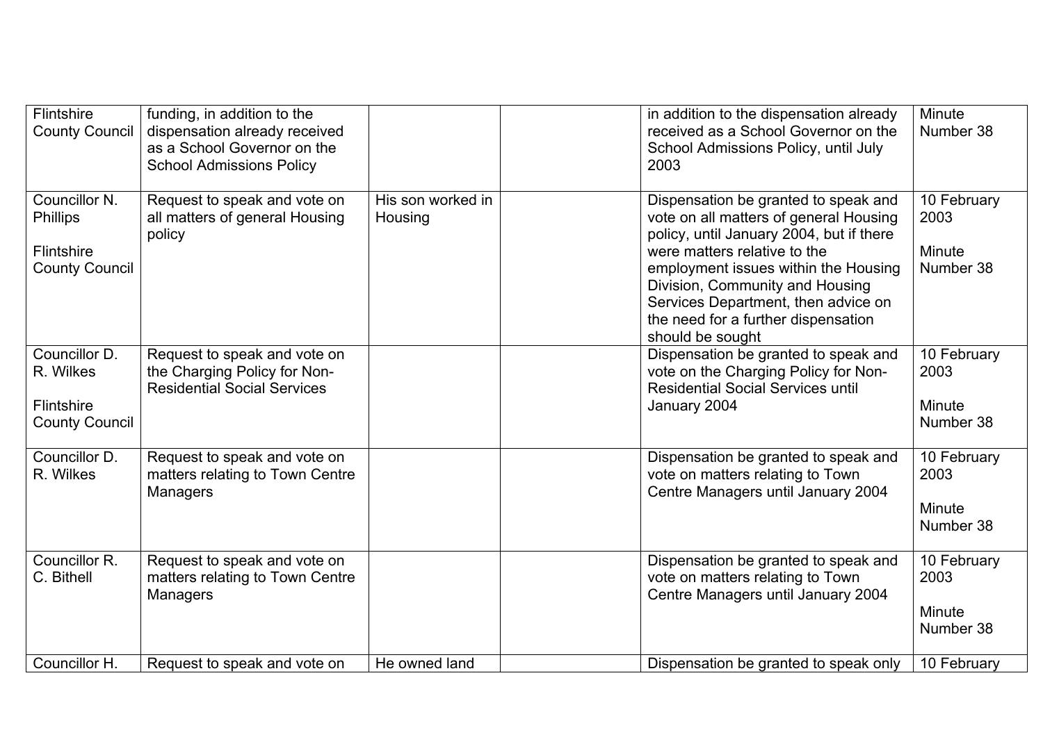| | | | | | |
|---|---|---|---|---|---|
| Flintshire County Council | funding, in addition to the dispensation already received as a School Governor on the School Admissions Policy | | | in addition to the dispensation already received as a School Governor on the School Admissions Policy, until July 2003 | Minute Number 38 |
| Councillor N. Phillips<br><br>Flintshire County Council | Request to speak and vote on all matters of general Housing policy | His son worked in Housing | | Dispensation be granted to speak and vote on all matters of general Housing policy, until January 2004, but if there were matters relative to the employment issues within the Housing Division, Community and Housing Services Department, then advice on the need for a further dispensation should be sought | 10 February 2003<br><br>Minute Number 38 |
| Councillor D. R. Wilkes<br><br>Flintshire County Council | Request to speak and vote on the Charging Policy for Non-Residential Social Services | | | Dispensation be granted to speak and vote on the Charging Policy for Non-Residential Social Services until January 2004 | 10 February 2003<br><br>Minute Number 38 |
| Councillor D. R. Wilkes | Request to speak and vote on matters relating to Town Centre Managers | | | Dispensation be granted to speak and vote on matters relating to Town Centre Managers until January 2004 | 10 February 2003<br><br>Minute Number 38 |
| Councillor R. C. Bithell | Request to speak and vote on matters relating to Town Centre Managers | | | Dispensation be granted to speak and vote on matters relating to Town Centre Managers until January 2004 | 10 February 2003<br><br>Minute Number 38 |
| Councillor H. | Request to speak and vote on | He owned land | | Dispensation be granted to speak only | 10 February |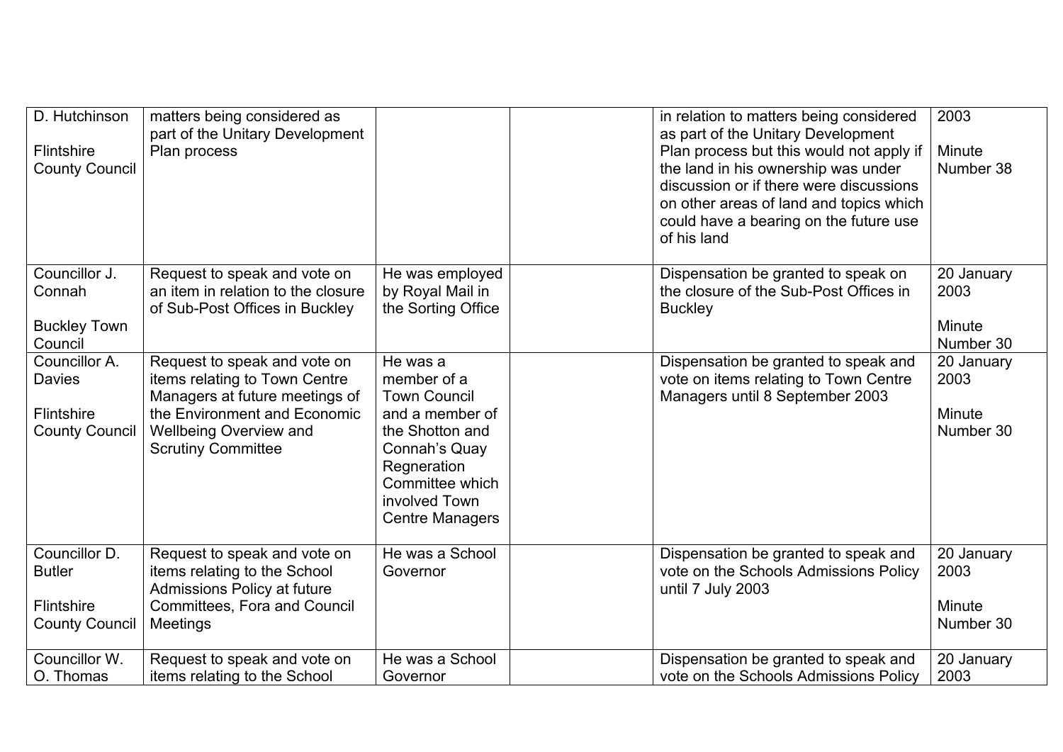| | | | | | |
|---|---|---|---|---|---|
| D. Hutchinson<br><br>Flintshire County Council | matters being considered as part of the Unitary Development Plan process | | | in relation to matters being considered as part of the Unitary Development Plan process but this would not apply if the land in his ownership was under discussion or if there were discussions on other areas of land and topics which could have a bearing on the future use of his land | 2003<br><br>Minute Number 38 |
| Councillor J. Connah<br><br>Buckley Town Council | Request to speak and vote on an item in relation to the closure of Sub-Post Offices in Buckley | He was employed by Royal Mail in the Sorting Office | | Dispensation be granted to speak on the closure of the Sub-Post Offices in Buckley | 20 January 2003<br><br>Minute Number 30 |
| Councillor A. Davies<br><br>Flintshire County Council | Request to speak and vote on items relating to Town Centre Managers at future meetings of the Environment and Economic Wellbeing Overview and Scrutiny Committee | He was a member of a Town Council and a member of the Shotton and Connah's Quay Regneration Committee which involved Town Centre Managers | | Dispensation be granted to speak and vote on items relating to Town Centre Managers until 8 September 2003 | 20 January 2003<br><br>Minute Number 30 |
| Councillor D. Butler<br><br>Flintshire County Council | Request to speak and vote on items relating to the School Admissions Policy at future Committees, Fora and Council Meetings | He was a School Governor | | Dispensation be granted to speak and vote on the Schools Admissions Policy until 7 July 2003 | 20 January 2003<br><br>Minute Number 30 |
| Councillor W. O. Thomas | Request to speak and vote on items relating to the School | He was a School Governor | | Dispensation be granted to speak and vote on the Schools Admissions Policy | 20 January 2003 |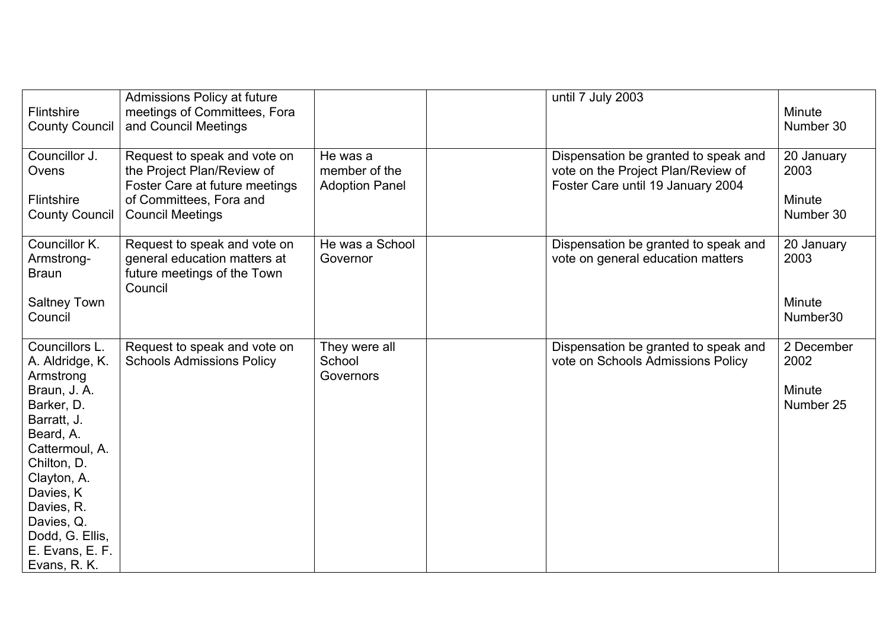| | | | | | |
|---|---|---|---|---|---|
| Flintshire County Council | Admissions Policy at future meetings of Committees, Fora and Council Meetings | | | until 7 July 2003 | Minute Number 30 |
| Councillor J. Ovens<br><br>Flintshire County Council | Request to speak and vote on the Project Plan/Review of Foster Care at future meetings of Committees, Fora and Council Meetings | He was a member of the Adoption Panel | | Dispensation be granted to speak and vote on the Project Plan/Review of Foster Care until 19 January 2004 | 20 January 2003<br><br>Minute Number 30 |
| Councillor K. Armstrong-Braun<br><br>Saltney Town Council | Request to speak and vote on general education matters at future meetings of the Town Council | He was a School Governor | | Dispensation be granted to speak and vote on general education matters | 20 January 2003<br><br>Minute Number30 |
| Councillors L. A. Aldridge, K. Armstrong Braun, J. A. Barker, D. Barratt, J. Beard, A. Cattermoul, A. Chilton, D. Clayton, A. Davies, K Davies, R. Davies, Q. Dodd, G. Ellis, E. Evans, E. F. Evans, R. K. | Request to speak and vote on Schools Admissions Policy | They were all School Governors | | Dispensation be granted to speak and vote on Schools Admissions Policy | 2 December 2002<br><br>Minute Number 25 |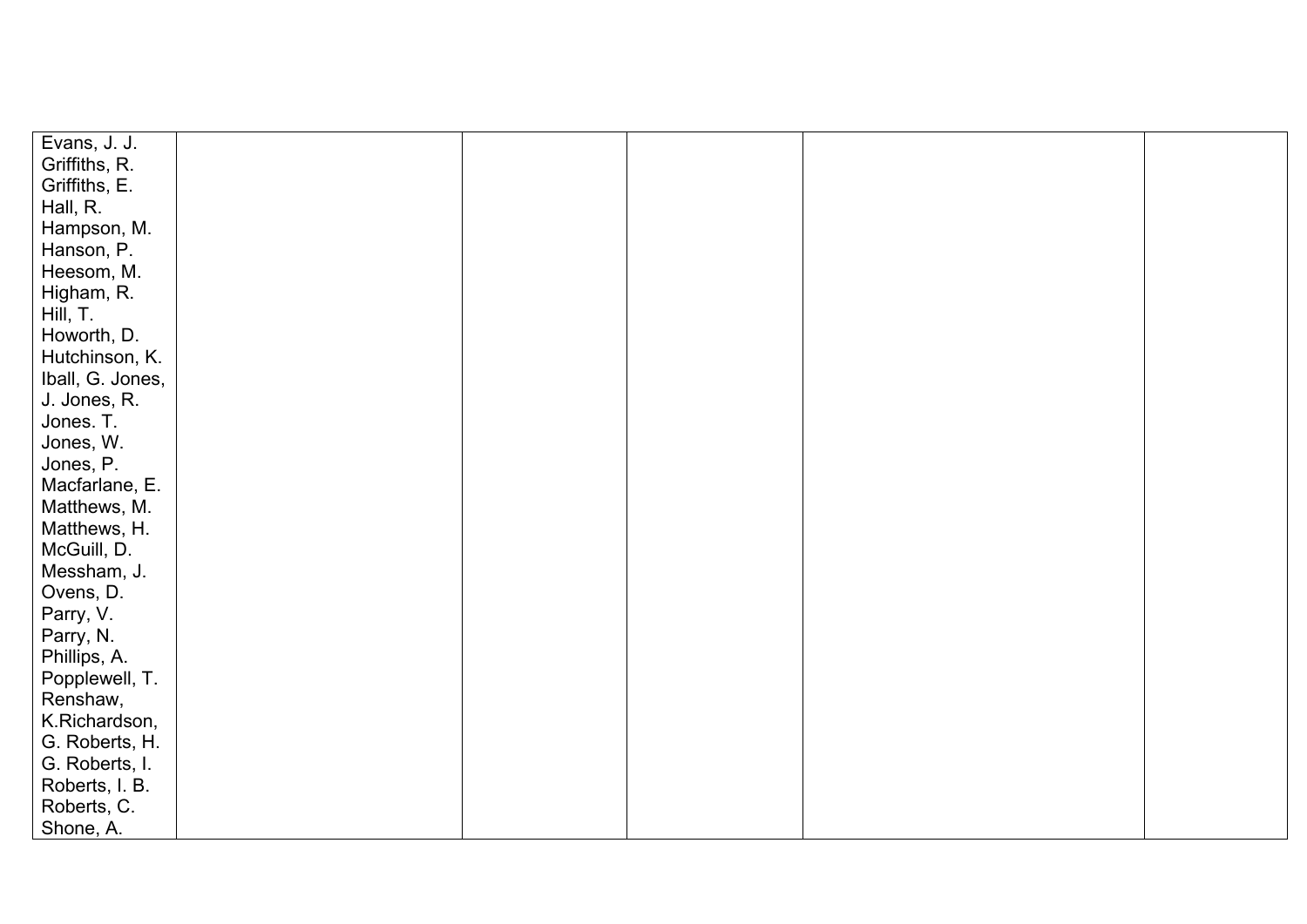| | | | | | |
|---|---|---|---|---|---|
| Evans, J. J.<br>Griffiths, R.<br>Griffiths, E.<br>Hall, R.<br>Hampson, M.<br>Hanson, P.<br>Heesom, M.<br>Higham, R.<br>Hill, T.<br>Howorth, D.<br>Hutchinson, K.<br>Iball, G. Jones,<br>J. Jones, R.<br>Jones. T.<br>Jones, W.<br>Jones, P.<br>Macfarlane, E.<br>Matthews, M.<br>Matthews, H.<br>McGuill, D.<br>Messham, J.<br>Ovens, D.<br>Parry, V.<br>Parry, N.<br>Phillips, A.<br>Popplewell, T.<br>Renshaw,<br>K.Richardson,<br>G. Roberts, H.<br>G. Roberts, I.<br>Roberts, I. B.<br>Roberts, C.<br>Shone, A. | | | | | |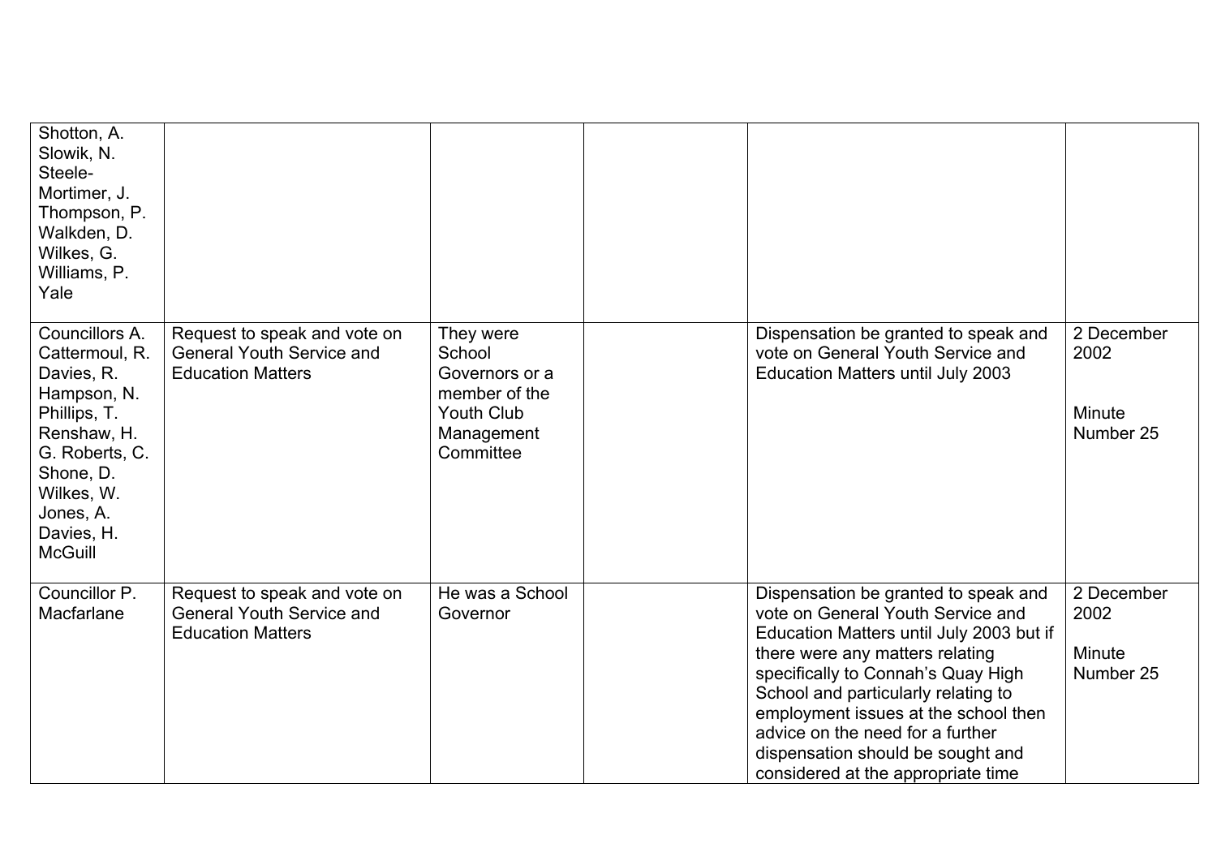| | | | | | |
|---|---|---|---|---|---|
| Shotton, A. Slowik, N. Steele-Mortimer, J. Thompson, P. Walkden, D. Wilkes, G. Williams, P. Yale | | | | | |
| Councillors A. Cattermoul, R. Davies, R. Hampson, N. Phillips, T. Renshaw, H. G. Roberts, C. Shone, D. Wilkes, W. Jones, A. Davies, H. McGuill | Request to speak and vote on General Youth Service and Education Matters | They were School Governors or a member of the Youth Club Management Committee | | Dispensation be granted to speak and vote on General Youth Service and Education Matters until July 2003 | 2 December 2002<br><br>Minute Number 25 |
| Councillor P. Macfarlane | Request to speak and vote on General Youth Service and Education Matters | He was a School Governor | | Dispensation be granted to speak and vote on General Youth Service and Education Matters until July 2003 but if there were any matters relating specifically to Connah's Quay High School and particularly relating to employment issues at the school then advice on the need for a further dispensation should be sought and considered at the appropriate time | 2 December 2002<br><br>Minute Number 25 |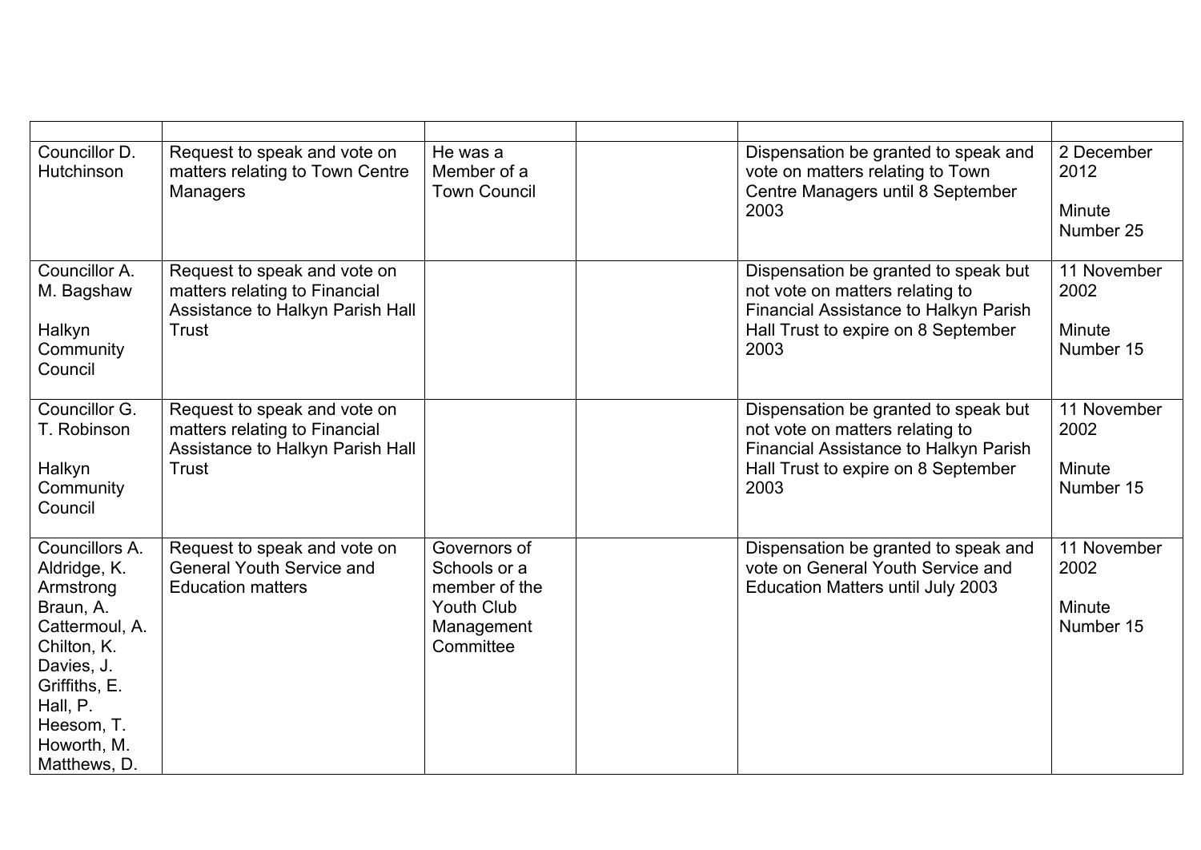| | | | | | |
|---|---|---|---|---|---|
| Councillor D. Hutchinson | Request to speak and vote on matters relating to Town Centre Managers | He was a Member of a Town Council | | Dispensation be granted to speak and vote on matters relating to Town Centre Managers until 8 September 2003 | 2 December 2012<br><br>Minute Number 25 |
| Councillor A. M. Bagshaw<br><br>Halkyn Community Council | Request to speak and vote on matters relating to Financial Assistance to Halkyn Parish Hall Trust | | | Dispensation be granted to speak but not vote on matters relating to Financial Assistance to Halkyn Parish Hall Trust to expire on 8 September 2003 | 11 November 2002<br><br>Minute Number 15 |
| Councillor G. T. Robinson<br><br>Halkyn Community Council | Request to speak and vote on matters relating to Financial Assistance to Halkyn Parish Hall Trust | | | Dispensation be granted to speak but not vote on matters relating to Financial Assistance to Halkyn Parish Hall Trust to expire on 8 September 2003 | 11 November 2002<br><br>Minute Number 15 |
| Councillors A. Aldridge, K. Armstrong Braun, A. Cattermoul, A. Chilton, K. Davies, J. Griffiths, E. Hall, P. Heesom, T. Howorth, M. Matthews, D. | Request to speak and vote on General Youth Service and Education matters | Governors of Schools or a member of the Youth Club Management Committee | | Dispensation be granted to speak and vote on General Youth Service and Education Matters until July 2003 | 11 November 2002<br><br>Minute Number 15 |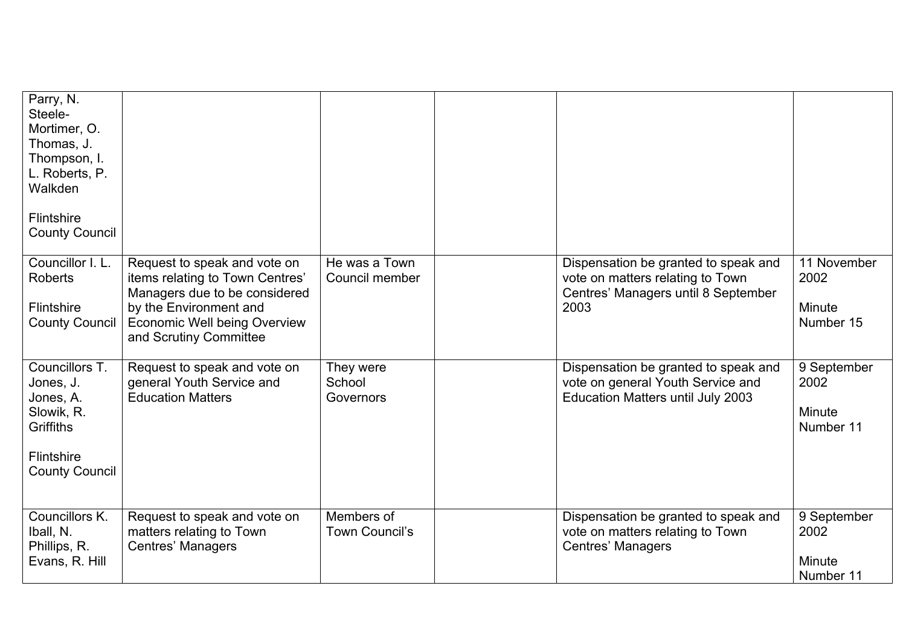| | | | | | |
|---|---|---|---|---|---|
| Parry, N. Steele-Mortimer, O. Thomas, J. Thompson, I. L. Roberts, P. Walkden<br><br>Flintshire County Council | | | | | |
| Councillor I. L. Roberts<br><br>Flintshire County Council | Request to speak and vote on items relating to Town Centres' Managers due to be considered by the Environment and Economic Well being Overview and Scrutiny Committee | He was a Town Council member | | Dispensation be granted to speak and vote on matters relating to Town Centres' Managers until 8 September 2003 | 11 November 2002<br><br>Minute Number 15 |
| Councillors T. Jones, J. Jones, A. Slowik, R. Griffiths<br><br>Flintshire County Council | Request to speak and vote on general Youth Service and Education Matters | They were School Governors | | Dispensation be granted to speak and vote on general Youth Service and Education Matters until July 2003 | 9 September 2002<br><br>Minute Number 11 |
| Councillors K. Iball, N. Phillips, R. Evans, R. Hill | Request to speak and vote on matters relating to Town Centres' Managers | Members of Town Council's | | Dispensation be granted to speak and vote on matters relating to Town Centres' Managers | 9 September 2002<br><br>Minute Number 11 |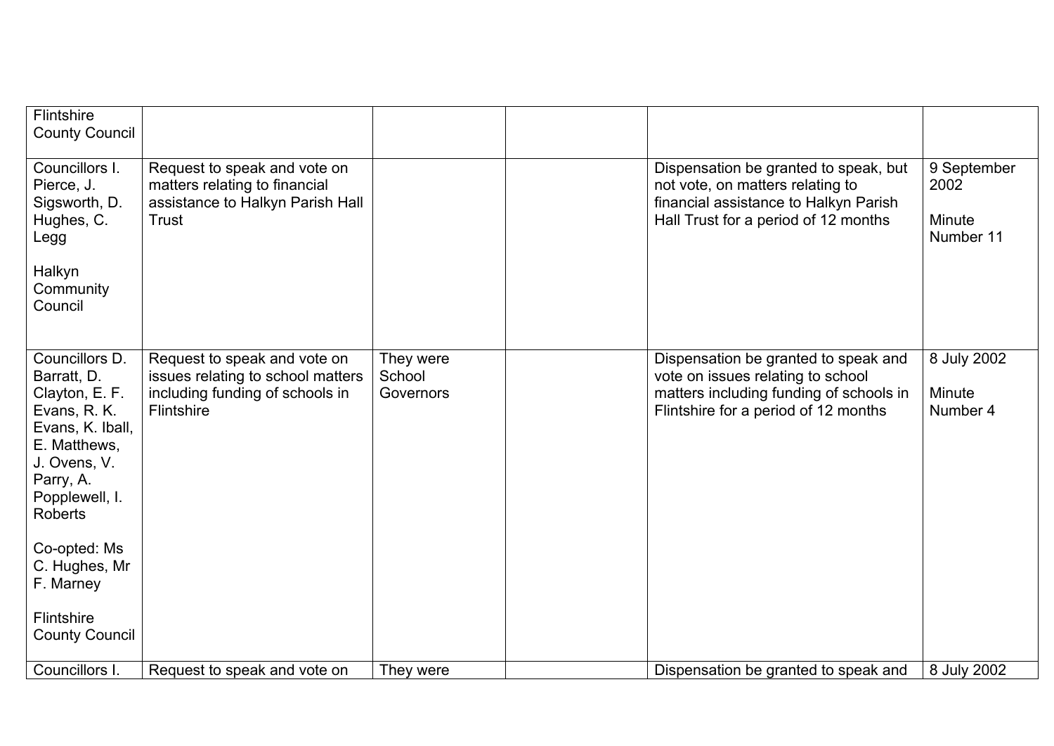| | | | | | |
|---|---|---|---|---|---|
| Flintshire County Council | | | | | |
| Councillors I. Pierce, J. Sigsworth, D. Hughes, C. Legg<br><br>Halkyn Community Council | Request to speak and vote on matters relating to financial assistance to Halkyn Parish Hall Trust | | | Dispensation be granted to speak, but not vote, on matters relating to financial assistance to Halkyn Parish Hall Trust for a period of 12 months | 9 September 2002<br><br>Minute Number 11 |
| Councillors D. Barratt, D. Clayton, E. F. Evans, R. K. Evans, K. Iball, E. Matthews, J. Ovens, V. Parry, A. Popplewell, I. Roberts<br><br>Co-opted: Ms C. Hughes, Mr F. Marney<br><br>Flintshire County Council | Request to speak and vote on issues relating to school matters including funding of schools in Flintshire | They were School Governors | | Dispensation be granted to speak and vote on issues relating to school matters including funding of schools in Flintshire for a period of 12 months | 8 July 2002<br><br>Minute Number 4 |
| Councillors I. | Request to speak and vote on | They were | | Dispensation be granted to speak and | 8 July 2002 |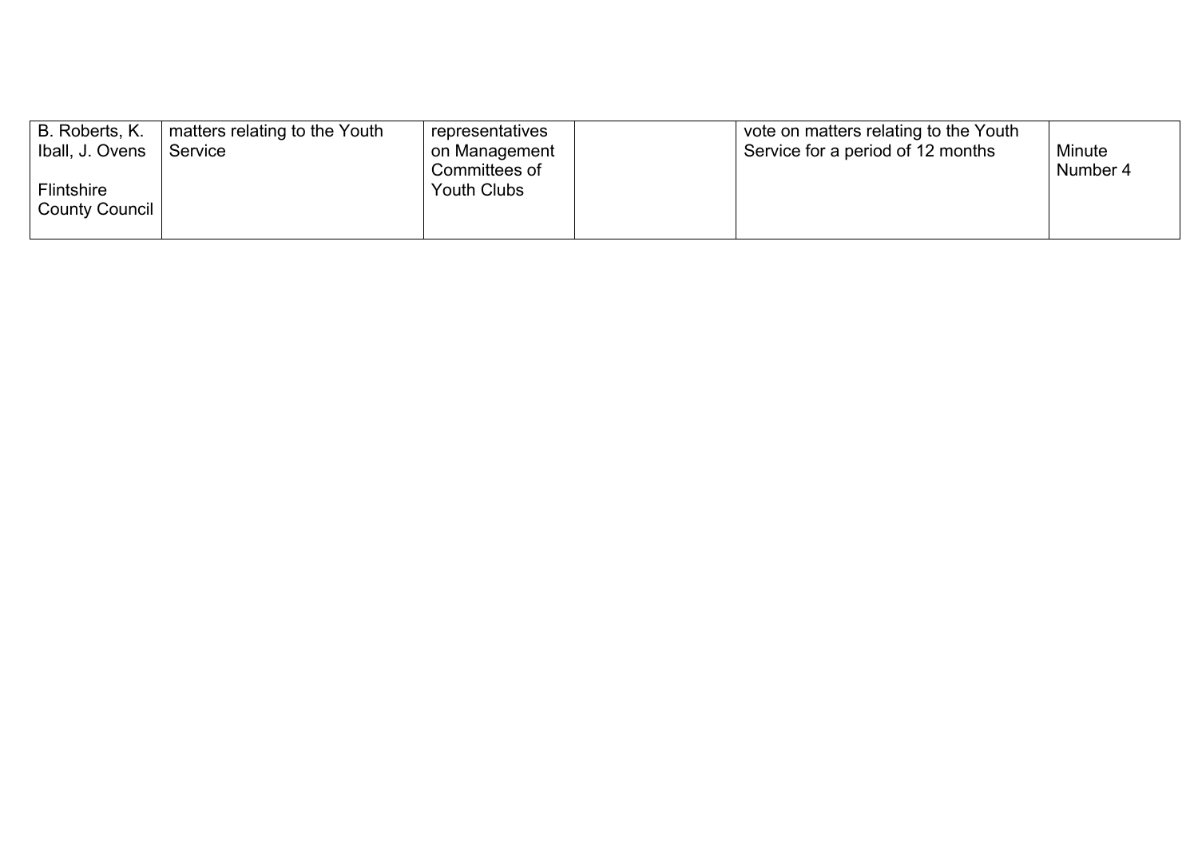| | | | | | |
|---|---|---|---|---|---|
| B. Roberts, K. Iball, J. Ovens<br><br>Flintshire County Council | matters relating to the Youth Service | representatives on Management Committees of Youth Clubs | | vote on matters relating to the Youth Service for a period of 12 months | Minute Number 4 |